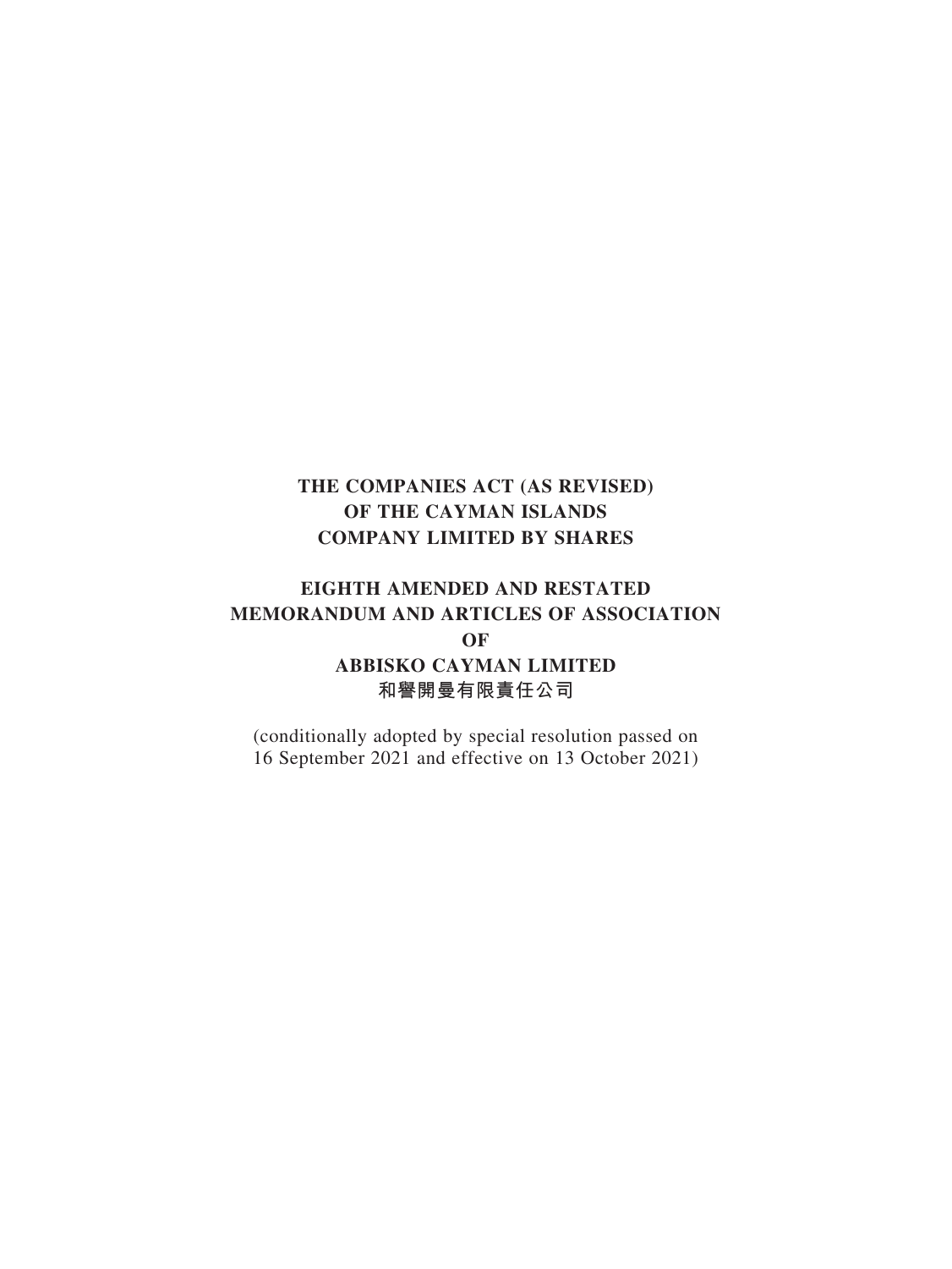**THE COMPANIES ACT (AS REVISED)**
**OF THE CAYMAN ISLANDS**
**COMPANY LIMITED BY SHARES**

# EIGHTH AMENDED AND RESTATED MEMORANDUM AND ARTICLES OF ASSOCIATION OF ABBISKO CAYMAN LIMITED 和譽開曼有限責任公司

(conditionally adopted by special resolution passed on 16 September 2021 and effective on 13 October 2021)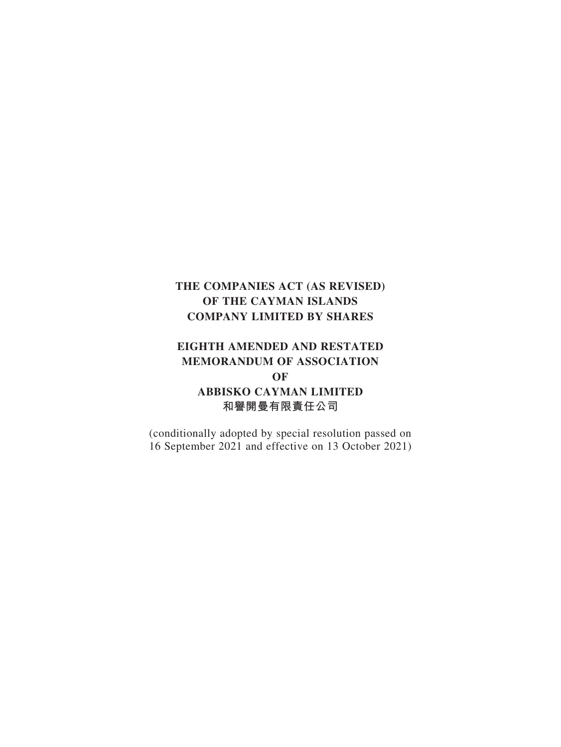**THE COMPANIES ACT (AS REVISED)**
**OF THE CAYMAN ISLANDS**
**COMPANY LIMITED BY SHARES**

# EIGHTH AMENDED AND RESTATED MEMORANDUM OF ASSOCIATION OF ABBISKO CAYMAN LIMITED 和譽開曼有限責任公司

(conditionally adopted by special resolution passed on 16 September 2021 and effective on 13 October 2021)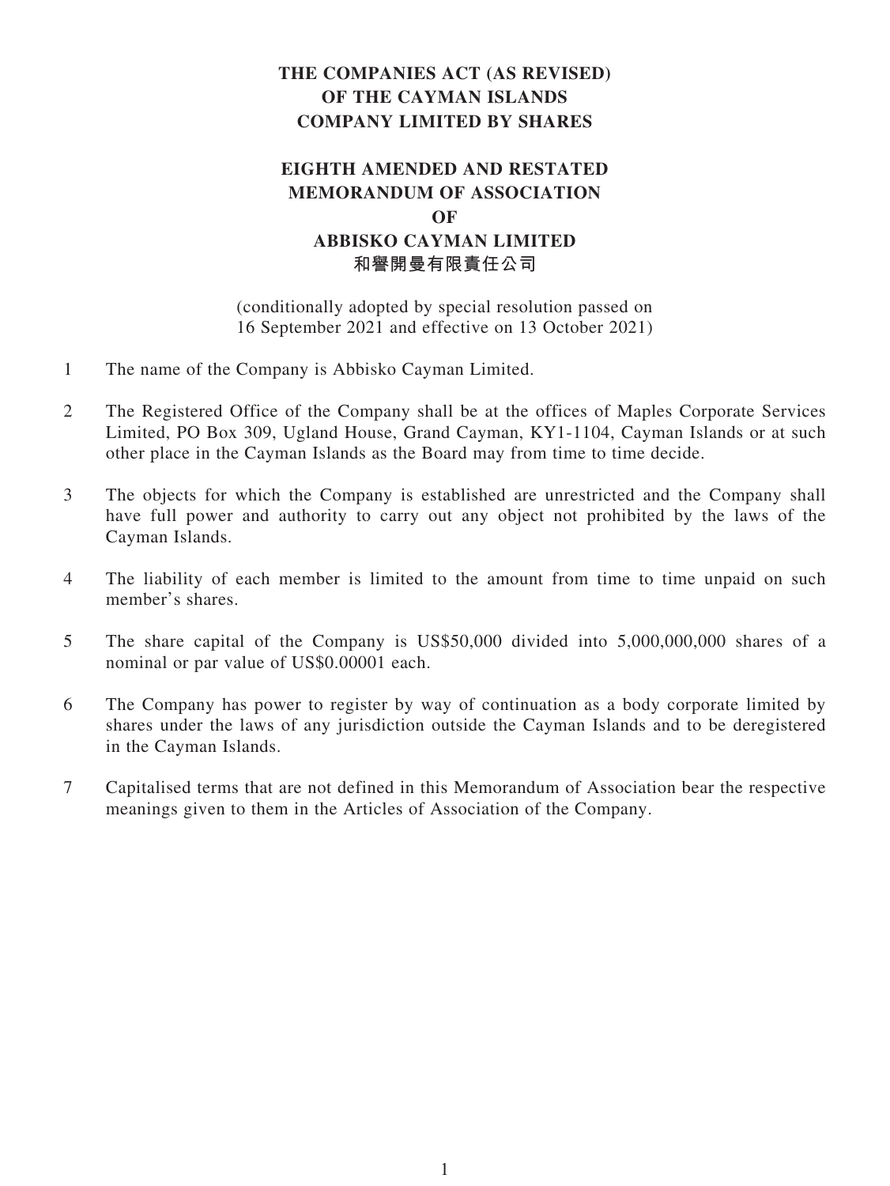# THE COMPANIES ACT (AS REVISED)
# OF THE CAYMAN ISLANDS
# COMPANY LIMITED BY SHARES

## EIGHTH AMENDED AND RESTATED MEMORANDUM OF ASSOCIATION OF ABBISKO CAYMAN LIMITED 和譽開曼有限責任公司

(conditionally adopted by special resolution passed on 16 September 2021 and effective on 13 October 2021)

1 The name of the Company is Abbisko Cayman Limited.

2 The Registered Office of the Company shall be at the offices of Maples Corporate Services Limited, PO Box 309, Ugland House, Grand Cayman, KY1-1104, Cayman Islands or at such other place in the Cayman Islands as the Board may from time to time decide.

3 The objects for which the Company is established are unrestricted and the Company shall have full power and authority to carry out any object not prohibited by the laws of the Cayman Islands.

4 The liability of each member is limited to the amount from time to time unpaid on such member's shares.

5 The share capital of the Company is US$50,000 divided into 5,000,000,000 shares of a nominal or par value of US$0.00001 each.

6 The Company has power to register by way of continuation as a body corporate limited by shares under the laws of any jurisdiction outside the Cayman Islands and to be deregistered in the Cayman Islands.

7 Capitalised terms that are not defined in this Memorandum of Association bear the respective meanings given to them in the Articles of Association of the Company.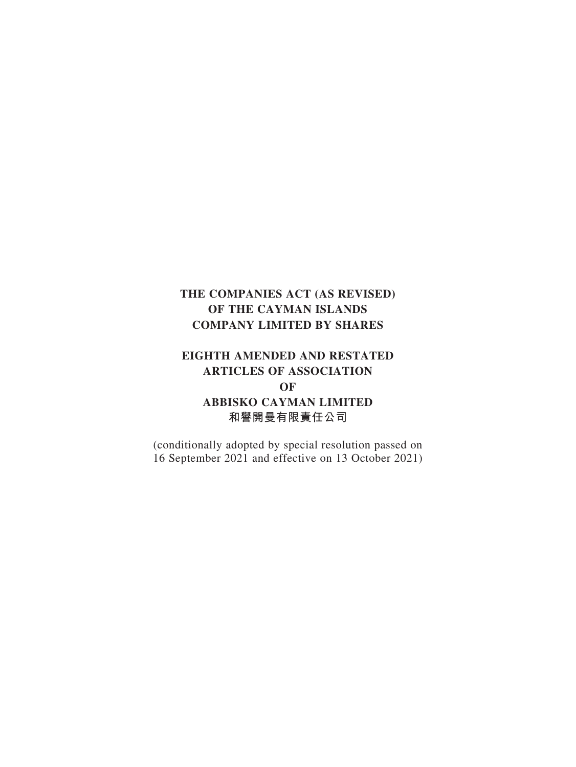**THE COMPANIES ACT (AS REVISED)**
**OF THE CAYMAN ISLANDS**
**COMPANY LIMITED BY SHARES**

# EIGHTH AMENDED AND RESTATED ARTICLES OF ASSOCIATION OF ABBISKO CAYMAN LIMITED 和譽開曼有限責任公司

(conditionally adopted by special resolution passed on 16 September 2021 and effective on 13 October 2021)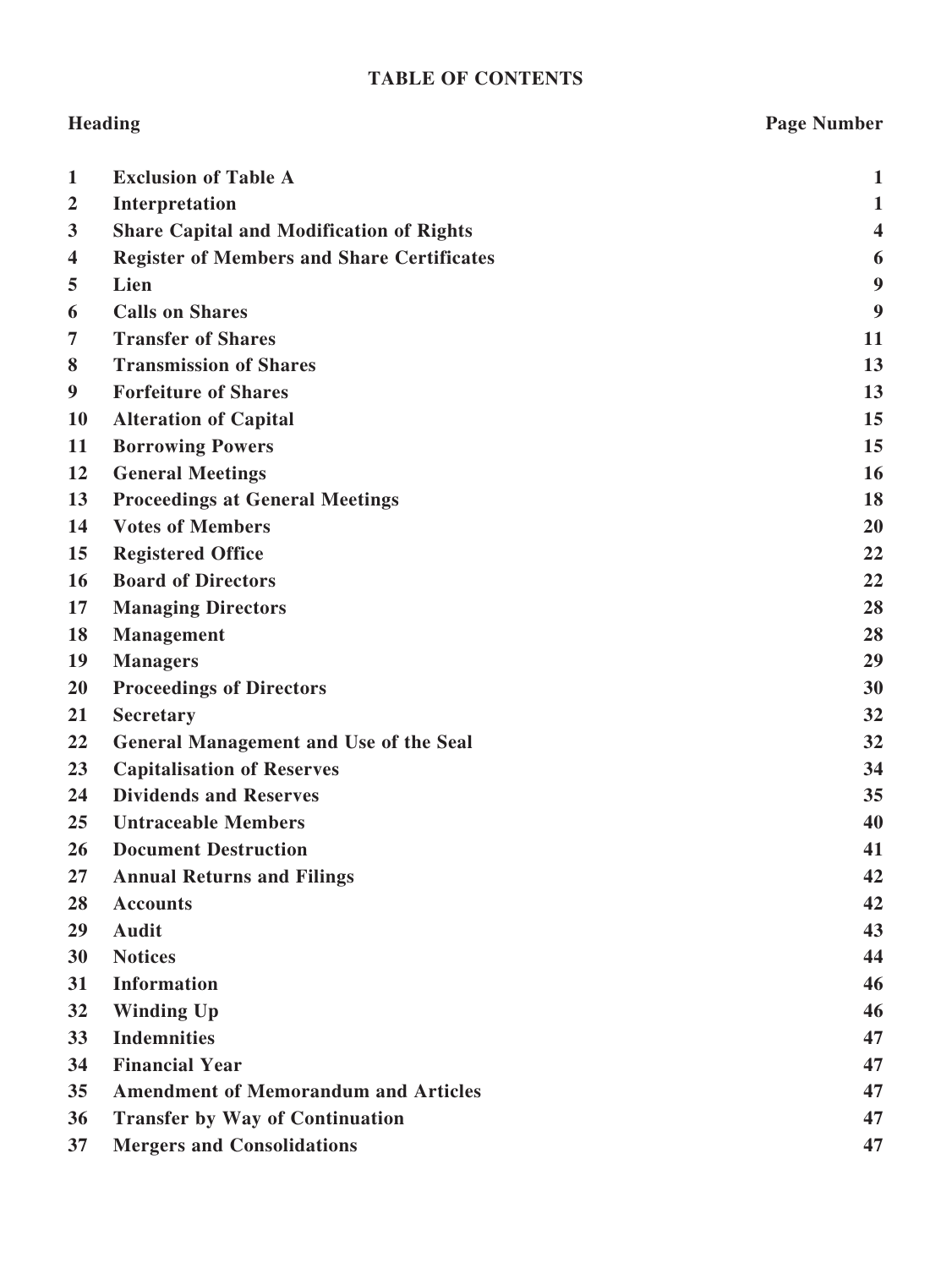## TABLE OF CONTENTS

| | Heading | Page Number |
|---|---|---|
| 1 | **Exclusion of Table A** | 1 |
| 2 | **Interpretation** | 1 |
| 3 | **Share Capital and Modification of Rights** | 4 |
| 4 | **Register of Members and Share Certificates** | 6 |
| 5 | **Lien** | 9 |
| 6 | **Calls on Shares** | 9 |
| 7 | **Transfer of Shares** | 11 |
| 8 | **Transmission of Shares** | 13 |
| 9 | **Forfeiture of Shares** | 13 |
| 10 | **Alteration of Capital** | 15 |
| 11 | **Borrowing Powers** | 15 |
| 12 | **General Meetings** | 16 |
| 13 | **Proceedings at General Meetings** | 18 |
| 14 | **Votes of Members** | 20 |
| 15 | **Registered Office** | 22 |
| 16 | **Board of Directors** | 22 |
| 17 | **Managing Directors** | 28 |
| 18 | **Management** | 28 |
| 19 | **Managers** | 29 |
| 20 | **Proceedings of Directors** | 30 |
| 21 | **Secretary** | 32 |
| 22 | **General Management and Use of the Seal** | 32 |
| 23 | **Capitalisation of Reserves** | 34 |
| 24 | **Dividends and Reserves** | 35 |
| 25 | **Untraceable Members** | 40 |
| 26 | **Document Destruction** | 41 |
| 27 | **Annual Returns and Filings** | 42 |
| 28 | **Accounts** | 42 |
| 29 | **Audit** | 43 |
| 30 | **Notices** | 44 |
| 31 | **Information** | 46 |
| 32 | **Winding Up** | 46 |
| 33 | **Indemnities** | 47 |
| 34 | **Financial Year** | 47 |
| 35 | **Amendment of Memorandum and Articles** | 47 |
| 36 | **Transfer by Way of Continuation** | 47 |
| 37 | **Mergers and Consolidations** | 47 |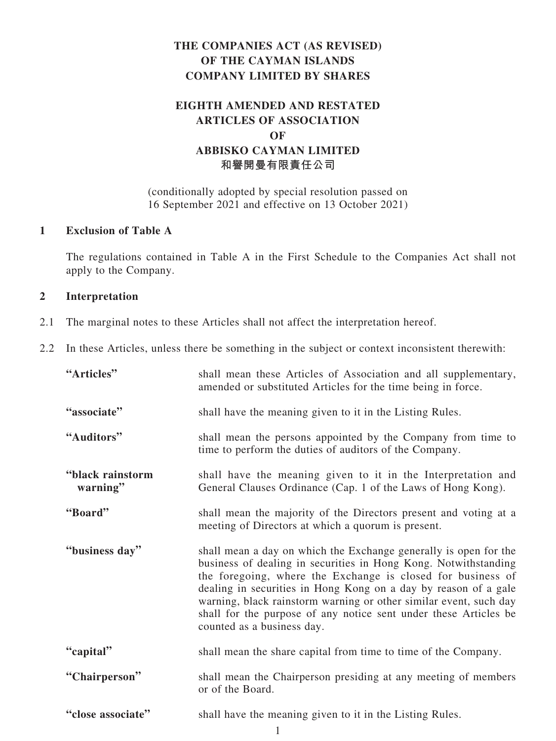**THE COMPANIES ACT (AS REVISED)**
**OF THE CAYMAN ISLANDS**
**COMPANY LIMITED BY SHARES**

# EIGHTH AMENDED AND RESTATED ARTICLES OF ASSOCIATION OF ABBISKO CAYMAN LIMITED 和譽開曼有限責任公司

(conditionally adopted by special resolution passed on 16 September 2021 and effective on 13 October 2021)

## 1 Exclusion of Table A

The regulations contained in Table A in the First Schedule to the Companies Act shall not apply to the Company.

## 2 Interpretation

2.1 The marginal notes to these Articles shall not affect the interpretation hereof.

2.2 In these Articles, unless there be something in the subject or context inconsistent therewith:

| | |
|---|---|
| **"Articles"** | shall mean these Articles of Association and all supplementary, amended or substituted Articles for the time being in force. |
| **"associate"** | shall have the meaning given to it in the Listing Rules. |
| **"Auditors"** | shall mean the persons appointed by the Company from time to time to perform the duties of auditors of the Company. |
| **"black rainstorm warning"** | shall have the meaning given to it in the Interpretation and General Clauses Ordinance (Cap. 1 of the Laws of Hong Kong). |
| **"Board"** | shall mean the majority of the Directors present and voting at a meeting of Directors at which a quorum is present. |
| **"business day"** | shall mean a day on which the Exchange generally is open for the business of dealing in securities in Hong Kong. Notwithstanding the foregoing, where the Exchange is closed for business of dealing in securities in Hong Kong on a day by reason of a gale warning, black rainstorm warning or other similar event, such day shall for the purpose of any notice sent under these Articles be counted as a business day. |
| **"capital"** | shall mean the share capital from time to time of the Company. |
| **"Chairperson"** | shall mean the Chairperson presiding at any meeting of members or of the Board. |
| **"close associate"** | shall have the meaning given to it in the Listing Rules. |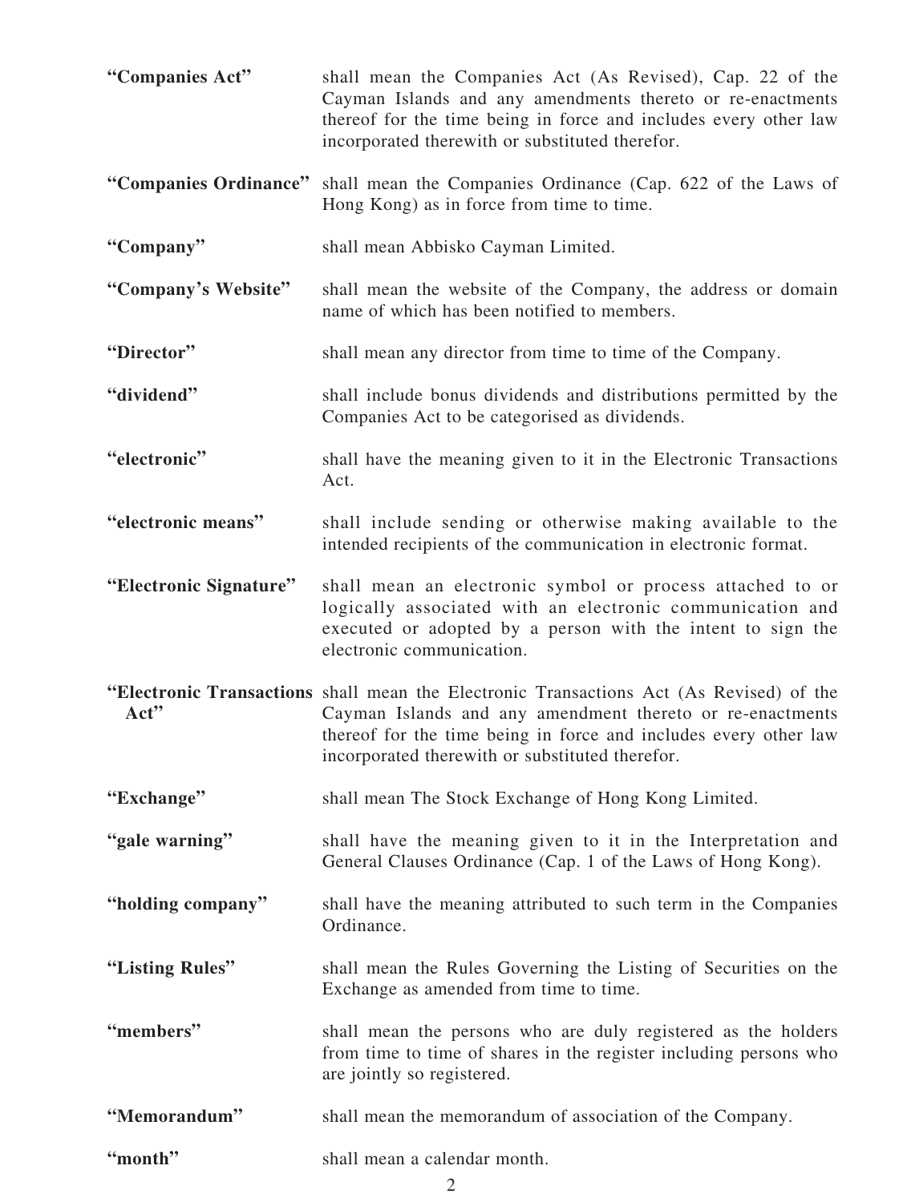| | |
|---|---|
| **"Companies Act"** | shall mean the Companies Act (As Revised), Cap. 22 of the Cayman Islands and any amendments thereto or re-enactments thereof for the time being in force and includes every other law incorporated therewith or substituted therefor. |
| **"Companies Ordinance"** | shall mean the Companies Ordinance (Cap. 622 of the Laws of Hong Kong) as in force from time to time. |
| **"Company"** | shall mean Abbisko Cayman Limited. |
| **"Company's Website"** | shall mean the website of the Company, the address or domain name of which has been notified to members. |
| **"Director"** | shall mean any director from time to time of the Company. |
| **"dividend"** | shall include bonus dividends and distributions permitted by the Companies Act to be categorised as dividends. |
| **"electronic"** | shall have the meaning given to it in the Electronic Transactions Act. |
| **"electronic means"** | shall include sending or otherwise making available to the intended recipients of the communication in electronic format. |
| **"Electronic Signature"** | shall mean an electronic symbol or process attached to or logically associated with an electronic communication and executed or adopted by a person with the intent to sign the electronic communication. |
| **"Electronic Transactions Act"** | shall mean the Electronic Transactions Act (As Revised) of the Cayman Islands and any amendment thereto or re-enactments thereof for the time being in force and includes every other law incorporated therewith or substituted therefor. |
| **"Exchange"** | shall mean The Stock Exchange of Hong Kong Limited. |
| **"gale warning"** | shall have the meaning given to it in the Interpretation and General Clauses Ordinance (Cap. 1 of the Laws of Hong Kong). |
| **"holding company"** | shall have the meaning attributed to such term in the Companies Ordinance. |
| **"Listing Rules"** | shall mean the Rules Governing the Listing of Securities on the Exchange as amended from time to time. |
| **"members"** | shall mean the persons who are duly registered as the holders from time to time of shares in the register including persons who are jointly so registered. |
| **"Memorandum"** | shall mean the memorandum of association of the Company. |
| **"month"** | shall mean a calendar month. |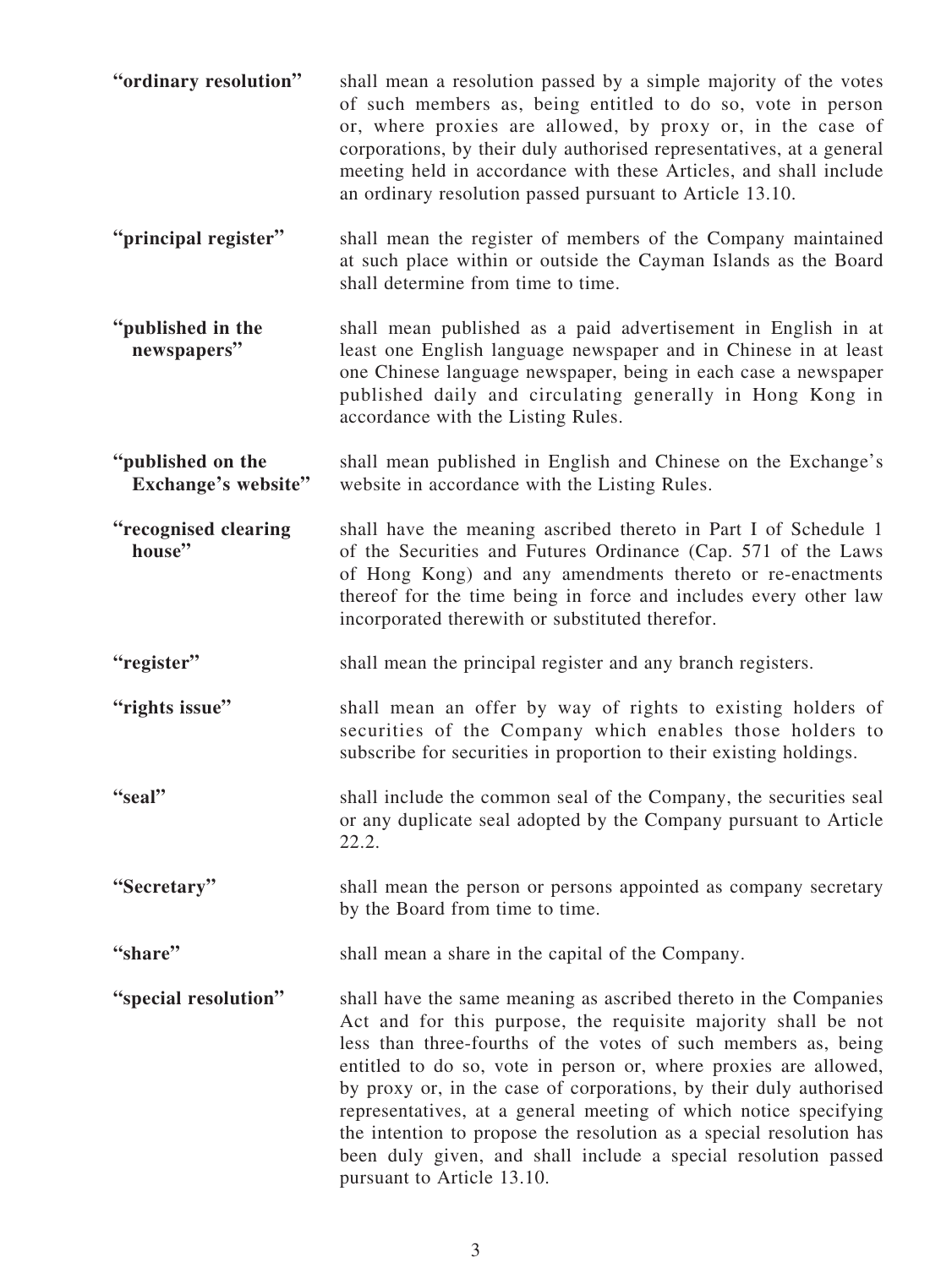| | |
|---|---|
| **"ordinary resolution"** | shall mean a resolution passed by a simple majority of the votes of such members as, being entitled to do so, vote in person or, where proxies are allowed, by proxy or, in the case of corporations, by their duly authorised representatives, at a general meeting held in accordance with these Articles, and shall include an ordinary resolution passed pursuant to Article 13.10. |
| **"principal register"** | shall mean the register of members of the Company maintained at such place within or outside the Cayman Islands as the Board shall determine from time to time. |
| **"published in the newspapers"** | shall mean published as a paid advertisement in English in at least one English language newspaper and in Chinese in at least one Chinese language newspaper, being in each case a newspaper published daily and circulating generally in Hong Kong in accordance with the Listing Rules. |
| **"published on the Exchange's website"** | shall mean published in English and Chinese on the Exchange's website in accordance with the Listing Rules. |
| **"recognised clearing house"** | shall have the meaning ascribed thereto in Part I of Schedule 1 of the Securities and Futures Ordinance (Cap. 571 of the Laws of Hong Kong) and any amendments thereto or re-enactments thereof for the time being in force and includes every other law incorporated therewith or substituted therefor. |
| **"register"** | shall mean the principal register and any branch registers. |
| **"rights issue"** | shall mean an offer by way of rights to existing holders of securities of the Company which enables those holders to subscribe for securities in proportion to their existing holdings. |
| **"seal"** | shall include the common seal of the Company, the securities seal or any duplicate seal adopted by the Company pursuant to Article 22.2. |
| **"Secretary"** | shall mean the person or persons appointed as company secretary by the Board from time to time. |
| **"share"** | shall mean a share in the capital of the Company. |
| **"special resolution"** | shall have the same meaning as ascribed thereto in the Companies Act and for this purpose, the requisite majority shall be not less than three-fourths of the votes of such members as, being entitled to do so, vote in person or, where proxies are allowed, by proxy or, in the case of corporations, by their duly authorised representatives, at a general meeting of which notice specifying the intention to propose the resolution as a special resolution has been duly given, and shall include a special resolution passed pursuant to Article 13.10. |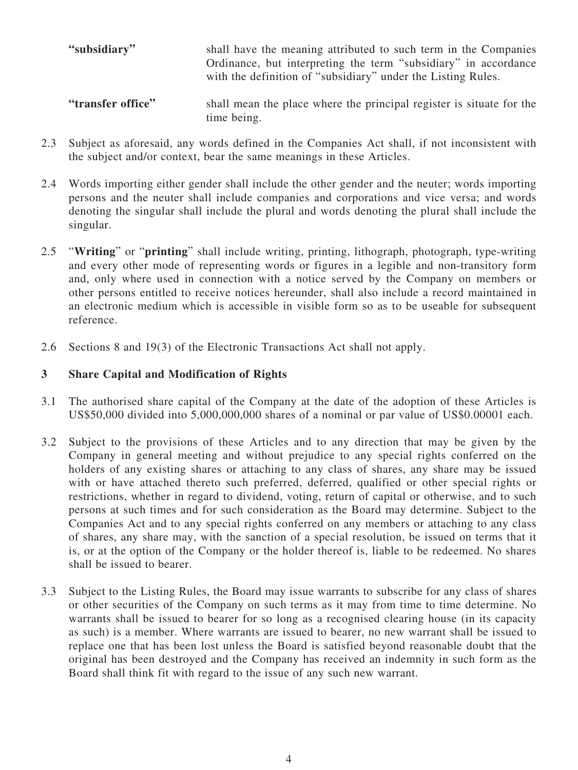| | |
|---|---|
| **"subsidiary"** | shall have the meaning attributed to such term in the Companies Ordinance, but interpreting the term "subsidiary" in accordance with the definition of "subsidiary" under the Listing Rules. |
| **"transfer office"** | shall mean the place where the principal register is situate for the time being. |

2.3 Subject as aforesaid, any words defined in the Companies Act shall, if not inconsistent with the subject and/or context, bear the same meanings in these Articles.

2.4 Words importing either gender shall include the other gender and the neuter; words importing persons and the neuter shall include companies and corporations and vice versa; and words denoting the singular shall include the plural and words denoting the plural shall include the singular.

2.5 "**Writing**" or "**printing**" shall include writing, printing, lithograph, photograph, type-writing and every other mode of representing words or figures in a legible and non-transitory form and, only where used in connection with a notice served by the Company on members or other persons entitled to receive notices hereunder, shall also include a record maintained in an electronic medium which is accessible in visible form so as to be useable for subsequent reference.

2.6 Sections 8 and 19(3) of the Electronic Transactions Act shall not apply.

## 3 Share Capital and Modification of Rights

3.1 The authorised share capital of the Company at the date of the adoption of these Articles is US$50,000 divided into 5,000,000,000 shares of a nominal or par value of US$0.00001 each.

3.2 Subject to the provisions of these Articles and to any direction that may be given by the Company in general meeting and without prejudice to any special rights conferred on the holders of any existing shares or attaching to any class of shares, any share may be issued with or have attached thereto such preferred, deferred, qualified or other special rights or restrictions, whether in regard to dividend, voting, return of capital or otherwise, and to such persons at such times and for such consideration as the Board may determine. Subject to the Companies Act and to any special rights conferred on any members or attaching to any class of shares, any share may, with the sanction of a special resolution, be issued on terms that it is, or at the option of the Company or the holder thereof is, liable to be redeemed. No shares shall be issued to bearer.

3.3 Subject to the Listing Rules, the Board may issue warrants to subscribe for any class of shares or other securities of the Company on such terms as it may from time to time determine. No warrants shall be issued to bearer for so long as a recognised clearing house (in its capacity as such) is a member. Where warrants are issued to bearer, no new warrant shall be issued to replace one that has been lost unless the Board is satisfied beyond reasonable doubt that the original has been destroyed and the Company has received an indemnity in such form as the Board shall think fit with regard to the issue of any such new warrant.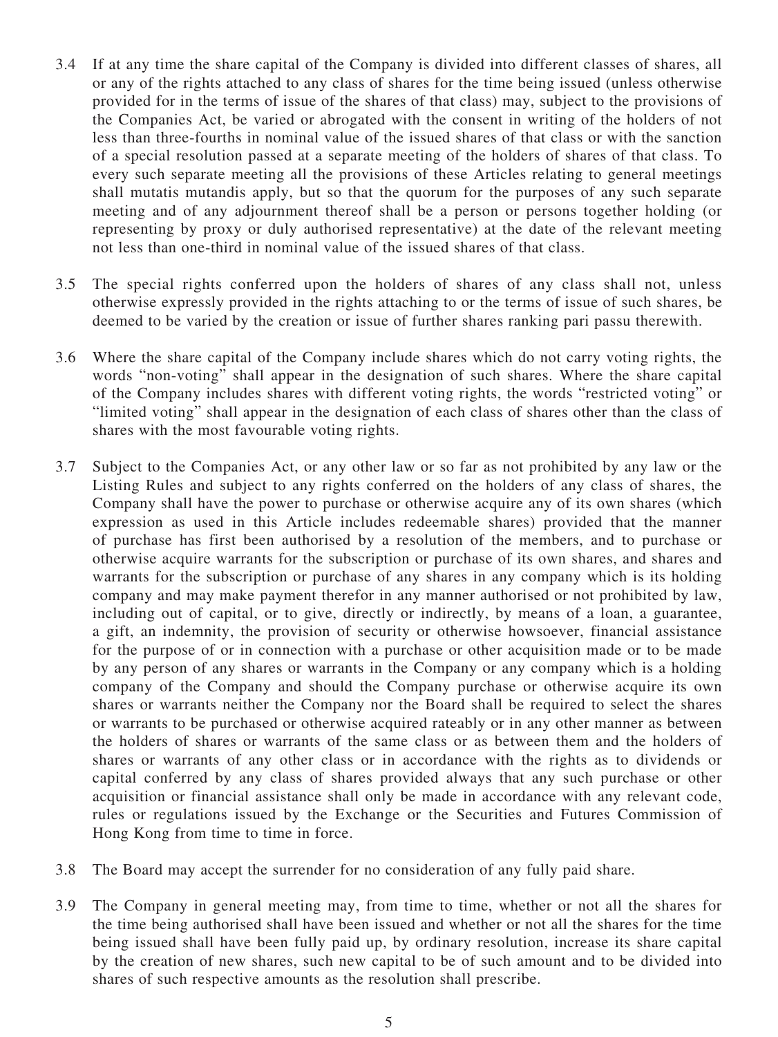3.4 If at any time the share capital of the Company is divided into different classes of shares, all or any of the rights attached to any class of shares for the time being issued (unless otherwise provided for in the terms of issue of the shares of that class) may, subject to the provisions of the Companies Act, be varied or abrogated with the consent in writing of the holders of not less than three-fourths in nominal value of the issued shares of that class or with the sanction of a special resolution passed at a separate meeting of the holders of shares of that class. To every such separate meeting all the provisions of these Articles relating to general meetings shall mutatis mutandis apply, but so that the quorum for the purposes of any such separate meeting and of any adjournment thereof shall be a person or persons together holding (or representing by proxy or duly authorised representative) at the date of the relevant meeting not less than one-third in nominal value of the issued shares of that class.

3.5 The special rights conferred upon the holders of shares of any class shall not, unless otherwise expressly provided in the rights attaching to or the terms of issue of such shares, be deemed to be varied by the creation or issue of further shares ranking pari passu therewith.

3.6 Where the share capital of the Company include shares which do not carry voting rights, the words "non-voting" shall appear in the designation of such shares. Where the share capital of the Company includes shares with different voting rights, the words "restricted voting" or "limited voting" shall appear in the designation of each class of shares other than the class of shares with the most favourable voting rights.

3.7 Subject to the Companies Act, or any other law or so far as not prohibited by any law or the Listing Rules and subject to any rights conferred on the holders of any class of shares, the Company shall have the power to purchase or otherwise acquire any of its own shares (which expression as used in this Article includes redeemable shares) provided that the manner of purchase has first been authorised by a resolution of the members, and to purchase or otherwise acquire warrants for the subscription or purchase of its own shares, and shares and warrants for the subscription or purchase of any shares in any company which is its holding company and may make payment therefor in any manner authorised or not prohibited by law, including out of capital, or to give, directly or indirectly, by means of a loan, a guarantee, a gift, an indemnity, the provision of security or otherwise howsoever, financial assistance for the purpose of or in connection with a purchase or other acquisition made or to be made by any person of any shares or warrants in the Company or any company which is a holding company of the Company and should the Company purchase or otherwise acquire its own shares or warrants neither the Company nor the Board shall be required to select the shares or warrants to be purchased or otherwise acquired rateably or in any other manner as between the holders of shares or warrants of the same class or as between them and the holders of shares or warrants of any other class or in accordance with the rights as to dividends or capital conferred by any class of shares provided always that any such purchase or other acquisition or financial assistance shall only be made in accordance with any relevant code, rules or regulations issued by the Exchange or the Securities and Futures Commission of Hong Kong from time to time in force.

3.8 The Board may accept the surrender for no consideration of any fully paid share.

3.9 The Company in general meeting may, from time to time, whether or not all the shares for the time being authorised shall have been issued and whether or not all the shares for the time being issued shall have been fully paid up, by ordinary resolution, increase its share capital by the creation of new shares, such new capital to be of such amount and to be divided into shares of such respective amounts as the resolution shall prescribe.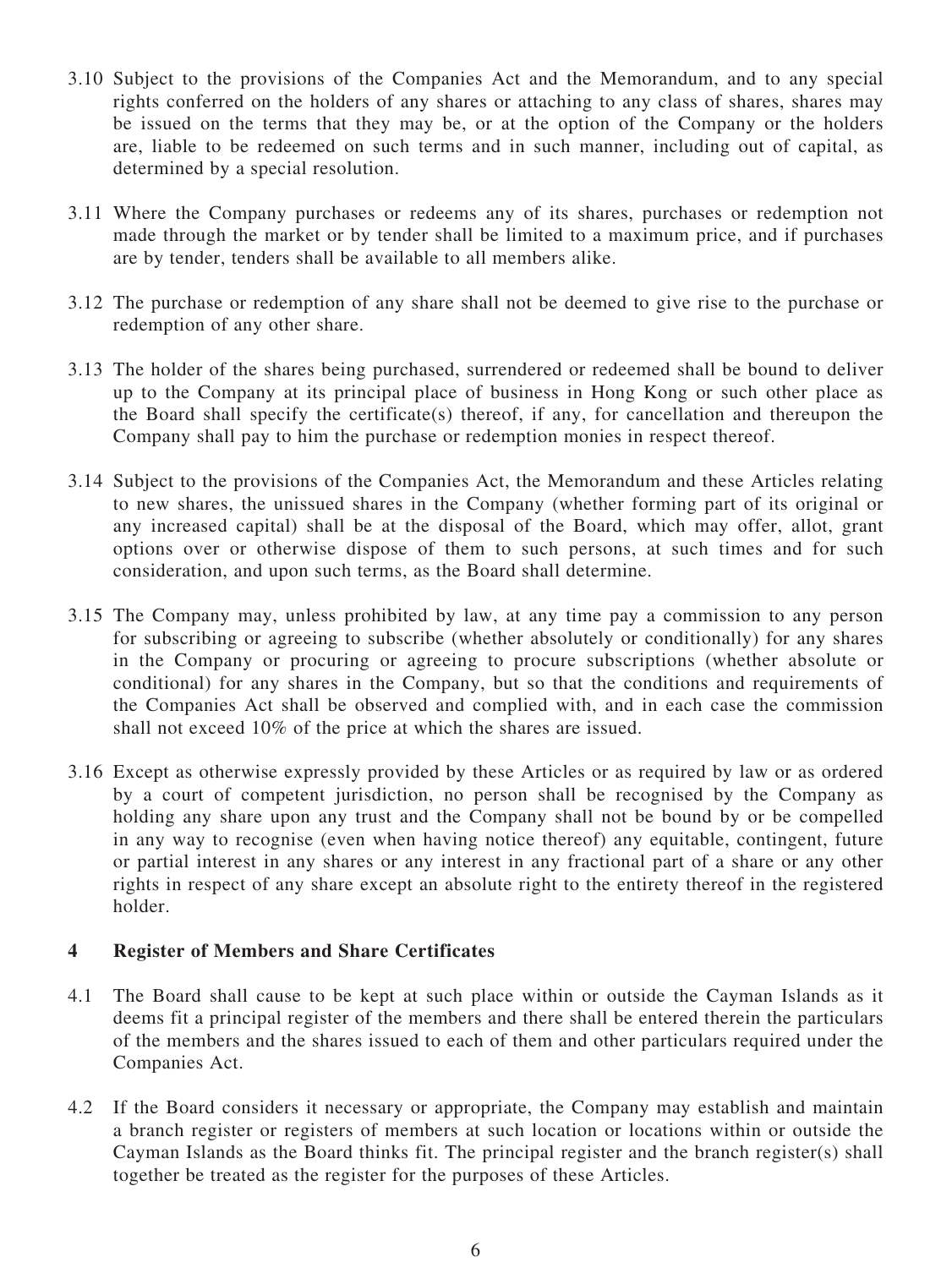3.10 Subject to the provisions of the Companies Act and the Memorandum, and to any special rights conferred on the holders of any shares or attaching to any class of shares, shares may be issued on the terms that they may be, or at the option of the Company or the holders are, liable to be redeemed on such terms and in such manner, including out of capital, as determined by a special resolution.

3.11 Where the Company purchases or redeems any of its shares, purchases or redemption not made through the market or by tender shall be limited to a maximum price, and if purchases are by tender, tenders shall be available to all members alike.

3.12 The purchase or redemption of any share shall not be deemed to give rise to the purchase or redemption of any other share.

3.13 The holder of the shares being purchased, surrendered or redeemed shall be bound to deliver up to the Company at its principal place of business in Hong Kong or such other place as the Board shall specify the certificate(s) thereof, if any, for cancellation and thereupon the Company shall pay to him the purchase or redemption monies in respect thereof.

3.14 Subject to the provisions of the Companies Act, the Memorandum and these Articles relating to new shares, the unissued shares in the Company (whether forming part of its original or any increased capital) shall be at the disposal of the Board, which may offer, allot, grant options over or otherwise dispose of them to such persons, at such times and for such consideration, and upon such terms, as the Board shall determine.

3.15 The Company may, unless prohibited by law, at any time pay a commission to any person for subscribing or agreeing to subscribe (whether absolutely or conditionally) for any shares in the Company or procuring or agreeing to procure subscriptions (whether absolute or conditional) for any shares in the Company, but so that the conditions and requirements of the Companies Act shall be observed and complied with, and in each case the commission shall not exceed 10% of the price at which the shares are issued.

3.16 Except as otherwise expressly provided by these Articles or as required by law or as ordered by a court of competent jurisdiction, no person shall be recognised by the Company as holding any share upon any trust and the Company shall not be bound by or be compelled in any way to recognise (even when having notice thereof) any equitable, contingent, future or partial interest in any shares or any interest in any fractional part of a share or any other rights in respect of any share except an absolute right to the entirety thereof in the registered holder.

## 4 Register of Members and Share Certificates

4.1 The Board shall cause to be kept at such place within or outside the Cayman Islands as it deems fit a principal register of the members and there shall be entered therein the particulars of the members and the shares issued to each of them and other particulars required under the Companies Act.

4.2 If the Board considers it necessary or appropriate, the Company may establish and maintain a branch register or registers of members at such location or locations within or outside the Cayman Islands as the Board thinks fit. The principal register and the branch register(s) shall together be treated as the register for the purposes of these Articles.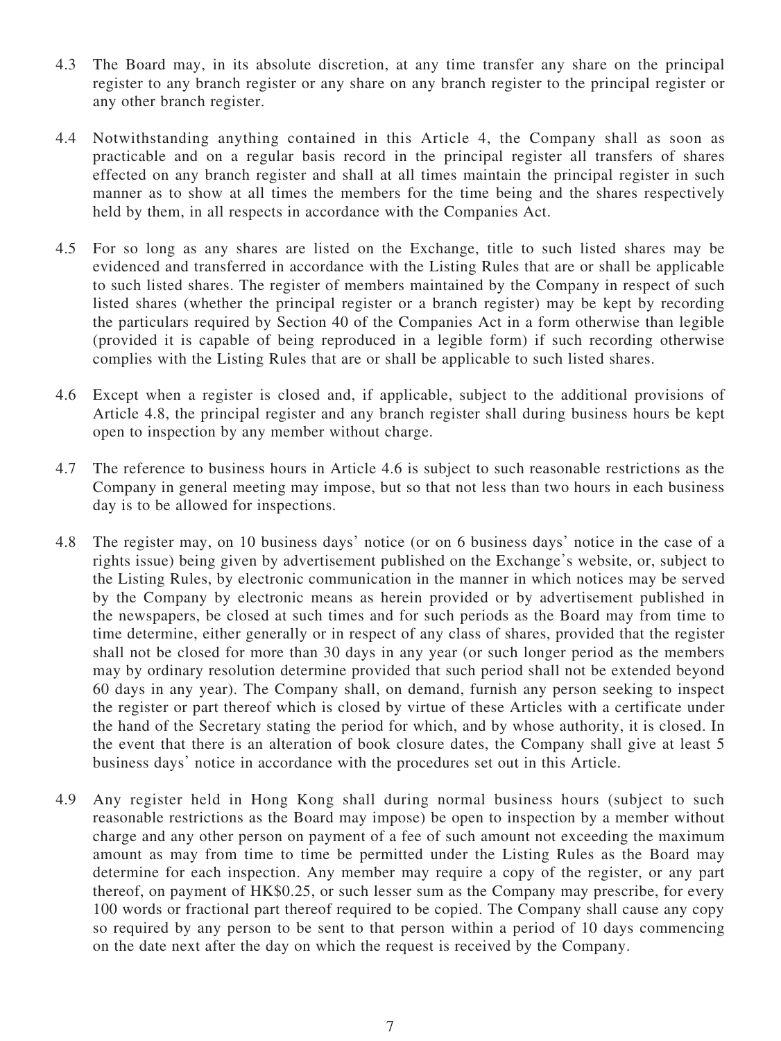4.3 The Board may, in its absolute discretion, at any time transfer any share on the principal register to any branch register or any share on any branch register to the principal register or any other branch register.

4.4 Notwithstanding anything contained in this Article 4, the Company shall as soon as practicable and on a regular basis record in the principal register all transfers of shares effected on any branch register and shall at all times maintain the principal register in such manner as to show at all times the members for the time being and the shares respectively held by them, in all respects in accordance with the Companies Act.

4.5 For so long as any shares are listed on the Exchange, title to such listed shares may be evidenced and transferred in accordance with the Listing Rules that are or shall be applicable to such listed shares. The register of members maintained by the Company in respect of such listed shares (whether the principal register or a branch register) may be kept by recording the particulars required by Section 40 of the Companies Act in a form otherwise than legible (provided it is capable of being reproduced in a legible form) if such recording otherwise complies with the Listing Rules that are or shall be applicable to such listed shares.

4.6 Except when a register is closed and, if applicable, subject to the additional provisions of Article 4.8, the principal register and any branch register shall during business hours be kept open to inspection by any member without charge.

4.7 The reference to business hours in Article 4.6 is subject to such reasonable restrictions as the Company in general meeting may impose, but so that not less than two hours in each business day is to be allowed for inspections.

4.8 The register may, on 10 business days' notice (or on 6 business days' notice in the case of a rights issue) being given by advertisement published on the Exchange's website, or, subject to the Listing Rules, by electronic communication in the manner in which notices may be served by the Company by electronic means as herein provided or by advertisement published in the newspapers, be closed at such times and for such periods as the Board may from time to time determine, either generally or in respect of any class of shares, provided that the register shall not be closed for more than 30 days in any year (or such longer period as the members may by ordinary resolution determine provided that such period shall not be extended beyond 60 days in any year). The Company shall, on demand, furnish any person seeking to inspect the register or part thereof which is closed by virtue of these Articles with a certificate under the hand of the Secretary stating the period for which, and by whose authority, it is closed. In the event that there is an alteration of book closure dates, the Company shall give at least 5 business days' notice in accordance with the procedures set out in this Article.

4.9 Any register held in Hong Kong shall during normal business hours (subject to such reasonable restrictions as the Board may impose) be open to inspection by a member without charge and any other person on payment of a fee of such amount not exceeding the maximum amount as may from time to time be permitted under the Listing Rules as the Board may determine for each inspection. Any member may require a copy of the register, or any part thereof, on payment of HK$0.25, or such lesser sum as the Company may prescribe, for every 100 words or fractional part thereof required to be copied. The Company shall cause any copy so required by any person to be sent to that person within a period of 10 days commencing on the date next after the day on which the request is received by the Company.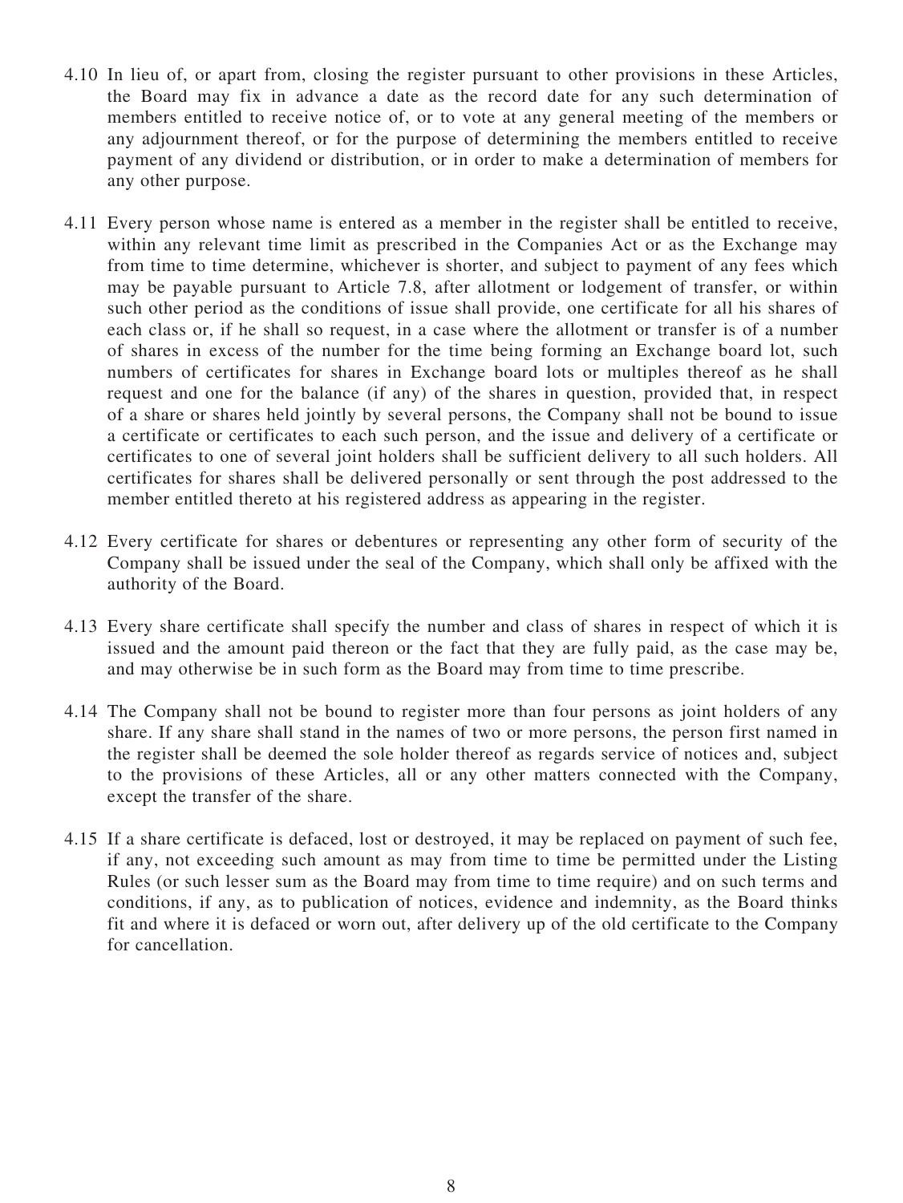4.10 In lieu of, or apart from, closing the register pursuant to other provisions in these Articles, the Board may fix in advance a date as the record date for any such determination of members entitled to receive notice of, or to vote at any general meeting of the members or any adjournment thereof, or for the purpose of determining the members entitled to receive payment of any dividend or distribution, or in order to make a determination of members for any other purpose.

4.11 Every person whose name is entered as a member in the register shall be entitled to receive, within any relevant time limit as prescribed in the Companies Act or as the Exchange may from time to time determine, whichever is shorter, and subject to payment of any fees which may be payable pursuant to Article 7.8, after allotment or lodgement of transfer, or within such other period as the conditions of issue shall provide, one certificate for all his shares of each class or, if he shall so request, in a case where the allotment or transfer is of a number of shares in excess of the number for the time being forming an Exchange board lot, such numbers of certificates for shares in Exchange board lots or multiples thereof as he shall request and one for the balance (if any) of the shares in question, provided that, in respect of a share or shares held jointly by several persons, the Company shall not be bound to issue a certificate or certificates to each such person, and the issue and delivery of a certificate or certificates to one of several joint holders shall be sufficient delivery to all such holders. All certificates for shares shall be delivered personally or sent through the post addressed to the member entitled thereto at his registered address as appearing in the register.

4.12 Every certificate for shares or debentures or representing any other form of security of the Company shall be issued under the seal of the Company, which shall only be affixed with the authority of the Board.

4.13 Every share certificate shall specify the number and class of shares in respect of which it is issued and the amount paid thereon or the fact that they are fully paid, as the case may be, and may otherwise be in such form as the Board may from time to time prescribe.

4.14 The Company shall not be bound to register more than four persons as joint holders of any share. If any share shall stand in the names of two or more persons, the person first named in the register shall be deemed the sole holder thereof as regards service of notices and, subject to the provisions of these Articles, all or any other matters connected with the Company, except the transfer of the share.

4.15 If a share certificate is defaced, lost or destroyed, it may be replaced on payment of such fee, if any, not exceeding such amount as may from time to time be permitted under the Listing Rules (or such lesser sum as the Board may from time to time require) and on such terms and conditions, if any, as to publication of notices, evidence and indemnity, as the Board thinks fit and where it is defaced or worn out, after delivery up of the old certificate to the Company for cancellation.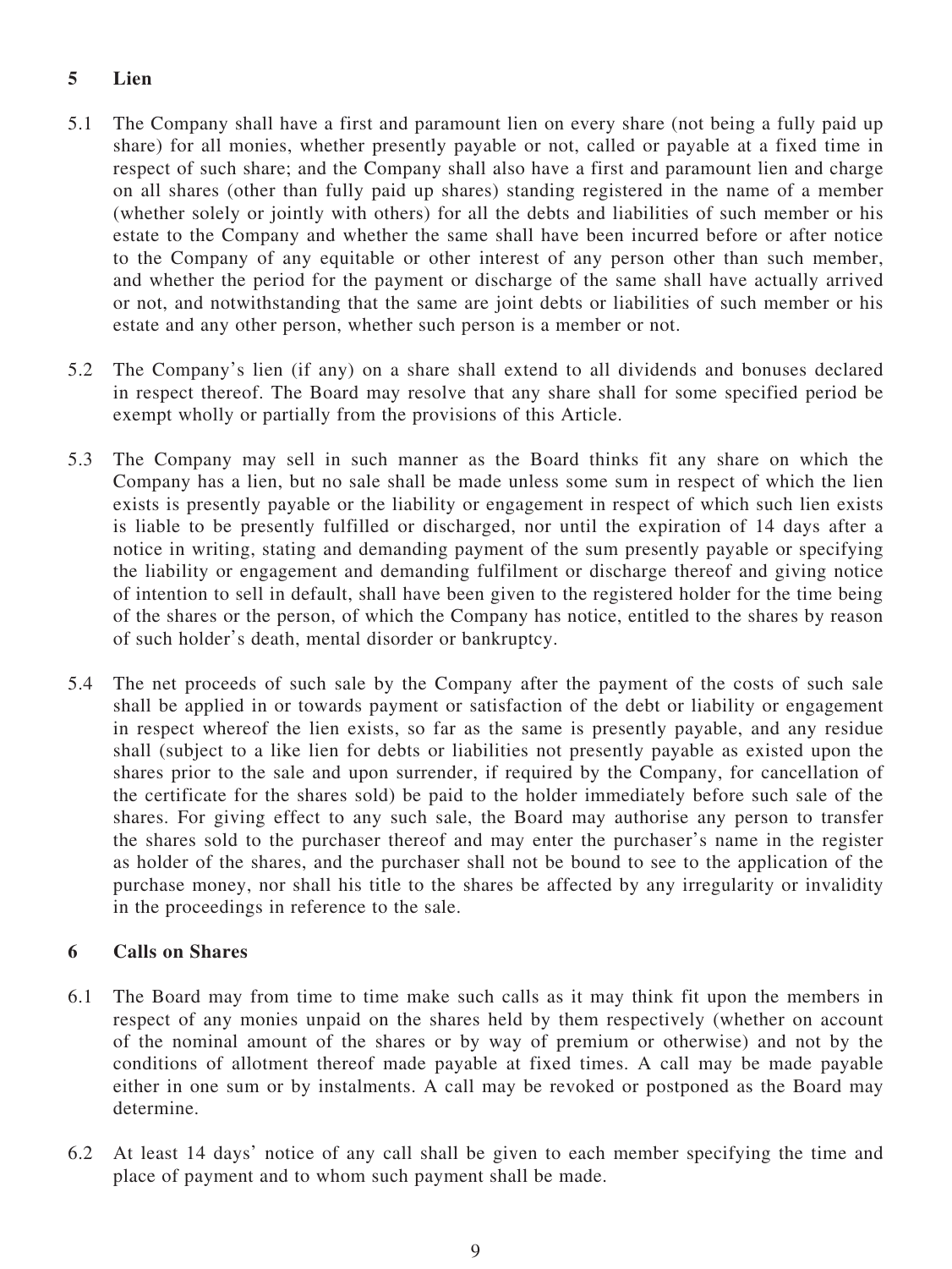## 5 Lien

5.1 The Company shall have a first and paramount lien on every share (not being a fully paid up share) for all monies, whether presently payable or not, called or payable at a fixed time in respect of such share; and the Company shall also have a first and paramount lien and charge on all shares (other than fully paid up shares) standing registered in the name of a member (whether solely or jointly with others) for all the debts and liabilities of such member or his estate to the Company and whether the same shall have been incurred before or after notice to the Company of any equitable or other interest of any person other than such member, and whether the period for the payment or discharge of the same shall have actually arrived or not, and notwithstanding that the same are joint debts or liabilities of such member or his estate and any other person, whether such person is a member or not.

5.2 The Company's lien (if any) on a share shall extend to all dividends and bonuses declared in respect thereof. The Board may resolve that any share shall for some specified period be exempt wholly or partially from the provisions of this Article.

5.3 The Company may sell in such manner as the Board thinks fit any share on which the Company has a lien, but no sale shall be made unless some sum in respect of which the lien exists is presently payable or the liability or engagement in respect of which such lien exists is liable to be presently fulfilled or discharged, nor until the expiration of 14 days after a notice in writing, stating and demanding payment of the sum presently payable or specifying the liability or engagement and demanding fulfilment or discharge thereof and giving notice of intention to sell in default, shall have been given to the registered holder for the time being of the shares or the person, of which the Company has notice, entitled to the shares by reason of such holder's death, mental disorder or bankruptcy.

5.4 The net proceeds of such sale by the Company after the payment of the costs of such sale shall be applied in or towards payment or satisfaction of the debt or liability or engagement in respect whereof the lien exists, so far as the same is presently payable, and any residue shall (subject to a like lien for debts or liabilities not presently payable as existed upon the shares prior to the sale and upon surrender, if required by the Company, for cancellation of the certificate for the shares sold) be paid to the holder immediately before such sale of the shares. For giving effect to any such sale, the Board may authorise any person to transfer the shares sold to the purchaser thereof and may enter the purchaser's name in the register as holder of the shares, and the purchaser shall not be bound to see to the application of the purchase money, nor shall his title to the shares be affected by any irregularity or invalidity in the proceedings in reference to the sale.

## 6 Calls on Shares

6.1 The Board may from time to time make such calls as it may think fit upon the members in respect of any monies unpaid on the shares held by them respectively (whether on account of the nominal amount of the shares or by way of premium or otherwise) and not by the conditions of allotment thereof made payable at fixed times. A call may be made payable either in one sum or by instalments. A call may be revoked or postponed as the Board may determine.

6.2 At least 14 days' notice of any call shall be given to each member specifying the time and place of payment and to whom such payment shall be made.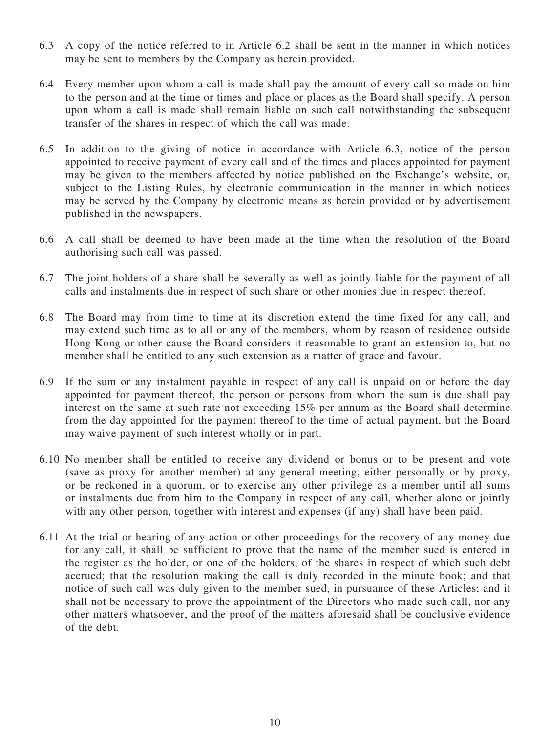6.3 A copy of the notice referred to in Article 6.2 shall be sent in the manner in which notices may be sent to members by the Company as herein provided.

6.4 Every member upon whom a call is made shall pay the amount of every call so made on him to the person and at the time or times and place or places as the Board shall specify. A person upon whom a call is made shall remain liable on such call notwithstanding the subsequent transfer of the shares in respect of which the call was made.

6.5 In addition to the giving of notice in accordance with Article 6.3, notice of the person appointed to receive payment of every call and of the times and places appointed for payment may be given to the members affected by notice published on the Exchange's website, or, subject to the Listing Rules, by electronic communication in the manner in which notices may be served by the Company by electronic means as herein provided or by advertisement published in the newspapers.

6.6 A call shall be deemed to have been made at the time when the resolution of the Board authorising such call was passed.

6.7 The joint holders of a share shall be severally as well as jointly liable for the payment of all calls and instalments due in respect of such share or other monies due in respect thereof.

6.8 The Board may from time to time at its discretion extend the time fixed for any call, and may extend such time as to all or any of the members, whom by reason of residence outside Hong Kong or other cause the Board considers it reasonable to grant an extension to, but no member shall be entitled to any such extension as a matter of grace and favour.

6.9 If the sum or any instalment payable in respect of any call is unpaid on or before the day appointed for payment thereof, the person or persons from whom the sum is due shall pay interest on the same at such rate not exceeding 15% per annum as the Board shall determine from the day appointed for the payment thereof to the time of actual payment, but the Board may waive payment of such interest wholly or in part.

6.10 No member shall be entitled to receive any dividend or bonus or to be present and vote (save as proxy for another member) at any general meeting, either personally or by proxy, or be reckoned in a quorum, or to exercise any other privilege as a member until all sums or instalments due from him to the Company in respect of any call, whether alone or jointly with any other person, together with interest and expenses (if any) shall have been paid.

6.11 At the trial or hearing of any action or other proceedings for the recovery of any money due for any call, it shall be sufficient to prove that the name of the member sued is entered in the register as the holder, or one of the holders, of the shares in respect of which such debt accrued; that the resolution making the call is duly recorded in the minute book; and that notice of such call was duly given to the member sued, in pursuance of these Articles; and it shall not be necessary to prove the appointment of the Directors who made such call, nor any other matters whatsoever, and the proof of the matters aforesaid shall be conclusive evidence of the debt.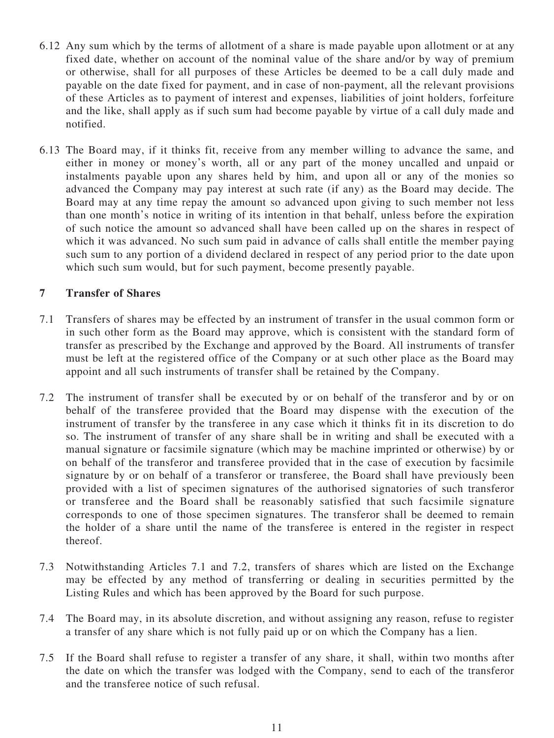6.12 Any sum which by the terms of allotment of a share is made payable upon allotment or at any fixed date, whether on account of the nominal value of the share and/or by way of premium or otherwise, shall for all purposes of these Articles be deemed to be a call duly made and payable on the date fixed for payment, and in case of non-payment, all the relevant provisions of these Articles as to payment of interest and expenses, liabilities of joint holders, forfeiture and the like, shall apply as if such sum had become payable by virtue of a call duly made and notified.

6.13 The Board may, if it thinks fit, receive from any member willing to advance the same, and either in money or money's worth, all or any part of the money uncalled and unpaid or instalments payable upon any shares held by him, and upon all or any of the monies so advanced the Company may pay interest at such rate (if any) as the Board may decide. The Board may at any time repay the amount so advanced upon giving to such member not less than one month's notice in writing of its intention in that behalf, unless before the expiration of such notice the amount so advanced shall have been called up on the shares in respect of which it was advanced. No such sum paid in advance of calls shall entitle the member paying such sum to any portion of a dividend declared in respect of any period prior to the date upon which such sum would, but for such payment, become presently payable.

## 7 Transfer of Shares

7.1 Transfers of shares may be effected by an instrument of transfer in the usual common form or in such other form as the Board may approve, which is consistent with the standard form of transfer as prescribed by the Exchange and approved by the Board. All instruments of transfer must be left at the registered office of the Company or at such other place as the Board may appoint and all such instruments of transfer shall be retained by the Company.

7.2 The instrument of transfer shall be executed by or on behalf of the transferor and by or on behalf of the transferee provided that the Board may dispense with the execution of the instrument of transfer by the transferee in any case which it thinks fit in its discretion to do so. The instrument of transfer of any share shall be in writing and shall be executed with a manual signature or facsimile signature (which may be machine imprinted or otherwise) by or on behalf of the transferor and transferee provided that in the case of execution by facsimile signature by or on behalf of a transferor or transferee, the Board shall have previously been provided with a list of specimen signatures of the authorised signatories of such transferor or transferee and the Board shall be reasonably satisfied that such facsimile signature corresponds to one of those specimen signatures. The transferor shall be deemed to remain the holder of a share until the name of the transferee is entered in the register in respect thereof.

7.3 Notwithstanding Articles 7.1 and 7.2, transfers of shares which are listed on the Exchange may be effected by any method of transferring or dealing in securities permitted by the Listing Rules and which has been approved by the Board for such purpose.

7.4 The Board may, in its absolute discretion, and without assigning any reason, refuse to register a transfer of any share which is not fully paid up or on which the Company has a lien.

7.5 If the Board shall refuse to register a transfer of any share, it shall, within two months after the date on which the transfer was lodged with the Company, send to each of the transferor and the transferee notice of such refusal.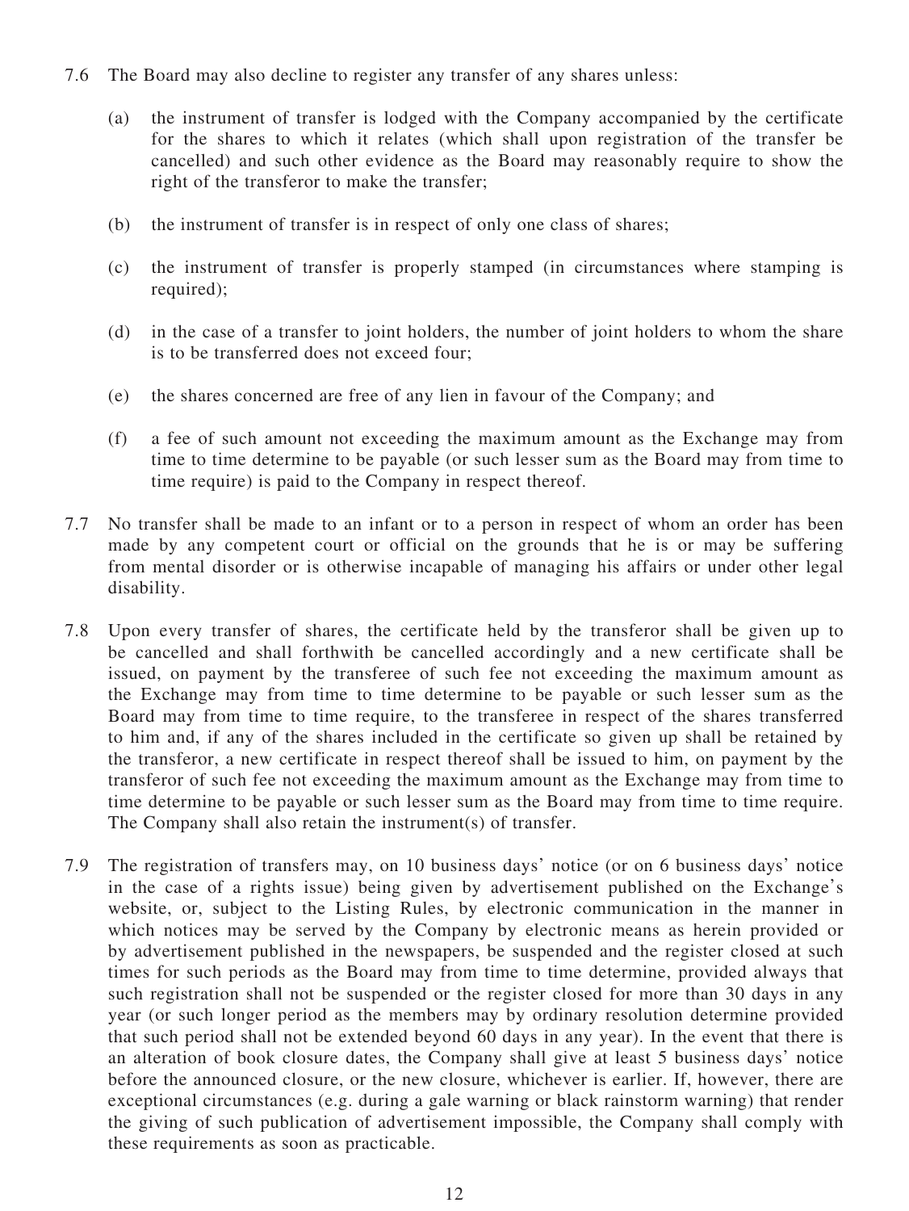7.6 The Board may also decline to register any transfer of any shares unless:

(a) the instrument of transfer is lodged with the Company accompanied by the certificate for the shares to which it relates (which shall upon registration of the transfer be cancelled) and such other evidence as the Board may reasonably require to show the right of the transferor to make the transfer;

(b) the instrument of transfer is in respect of only one class of shares;

(c) the instrument of transfer is properly stamped (in circumstances where stamping is required);

(d) in the case of a transfer to joint holders, the number of joint holders to whom the share is to be transferred does not exceed four;

(e) the shares concerned are free of any lien in favour of the Company; and

(f) a fee of such amount not exceeding the maximum amount as the Exchange may from time to time determine to be payable (or such lesser sum as the Board may from time to time require) is paid to the Company in respect thereof.

7.7 No transfer shall be made to an infant or to a person in respect of whom an order has been made by any competent court or official on the grounds that he is or may be suffering from mental disorder or is otherwise incapable of managing his affairs or under other legal disability.

7.8 Upon every transfer of shares, the certificate held by the transferor shall be given up to be cancelled and shall forthwith be cancelled accordingly and a new certificate shall be issued, on payment by the transferee of such fee not exceeding the maximum amount as the Exchange may from time to time determine to be payable or such lesser sum as the Board may from time to time require, to the transferee in respect of the shares transferred to him and, if any of the shares included in the certificate so given up shall be retained by the transferor, a new certificate in respect thereof shall be issued to him, on payment by the transferor of such fee not exceeding the maximum amount as the Exchange may from time to time determine to be payable or such lesser sum as the Board may from time to time require. The Company shall also retain the instrument(s) of transfer.

7.9 The registration of transfers may, on 10 business days' notice (or on 6 business days' notice in the case of a rights issue) being given by advertisement published on the Exchange's website, or, subject to the Listing Rules, by electronic communication in the manner in which notices may be served by the Company by electronic means as herein provided or by advertisement published in the newspapers, be suspended and the register closed at such times for such periods as the Board may from time to time determine, provided always that such registration shall not be suspended or the register closed for more than 30 days in any year (or such longer period as the members may by ordinary resolution determine provided that such period shall not be extended beyond 60 days in any year). In the event that there is an alteration of book closure dates, the Company shall give at least 5 business days' notice before the announced closure, or the new closure, whichever is earlier. If, however, there are exceptional circumstances (e.g. during a gale warning or black rainstorm warning) that render the giving of such publication of advertisement impossible, the Company shall comply with these requirements as soon as practicable.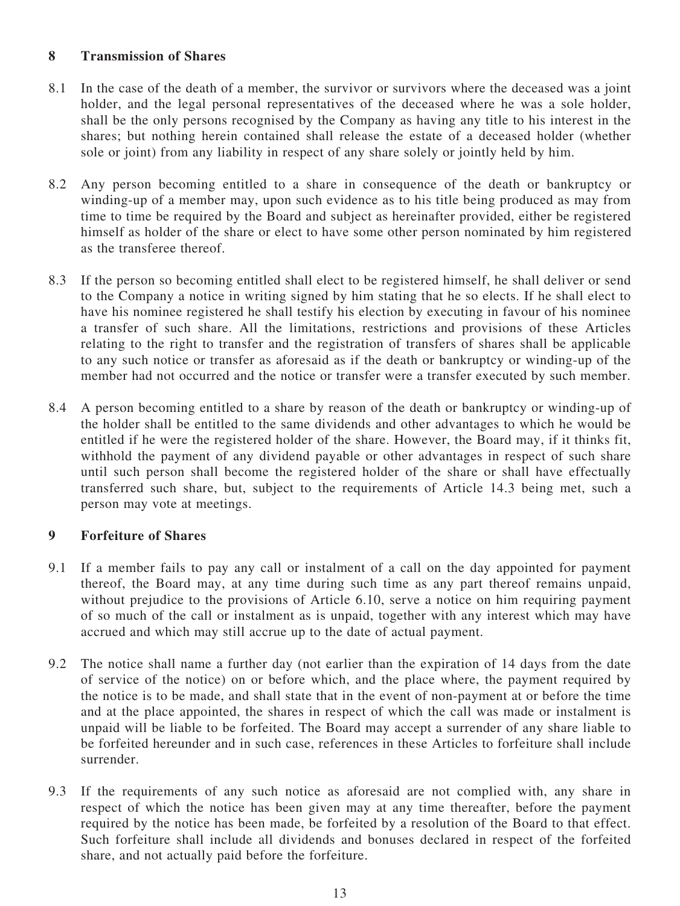## 8 Transmission of Shares

8.1 In the case of the death of a member, the survivor or survivors where the deceased was a joint holder, and the legal personal representatives of the deceased where he was a sole holder, shall be the only persons recognised by the Company as having any title to his interest in the shares; but nothing herein contained shall release the estate of a deceased holder (whether sole or joint) from any liability in respect of any share solely or jointly held by him.

8.2 Any person becoming entitled to a share in consequence of the death or bankruptcy or winding-up of a member may, upon such evidence as to his title being produced as may from time to time be required by the Board and subject as hereinafter provided, either be registered himself as holder of the share or elect to have some other person nominated by him registered as the transferee thereof.

8.3 If the person so becoming entitled shall elect to be registered himself, he shall deliver or send to the Company a notice in writing signed by him stating that he so elects. If he shall elect to have his nominee registered he shall testify his election by executing in favour of his nominee a transfer of such share. All the limitations, restrictions and provisions of these Articles relating to the right to transfer and the registration of transfers of shares shall be applicable to any such notice or transfer as aforesaid as if the death or bankruptcy or winding-up of the member had not occurred and the notice or transfer were a transfer executed by such member.

8.4 A person becoming entitled to a share by reason of the death or bankruptcy or winding-up of the holder shall be entitled to the same dividends and other advantages to which he would be entitled if he were the registered holder of the share. However, the Board may, if it thinks fit, withhold the payment of any dividend payable or other advantages in respect of such share until such person shall become the registered holder of the share or shall have effectually transferred such share, but, subject to the requirements of Article 14.3 being met, such a person may vote at meetings.

## 9 Forfeiture of Shares

9.1 If a member fails to pay any call or instalment of a call on the day appointed for payment thereof, the Board may, at any time during such time as any part thereof remains unpaid, without prejudice to the provisions of Article 6.10, serve a notice on him requiring payment of so much of the call or instalment as is unpaid, together with any interest which may have accrued and which may still accrue up to the date of actual payment.

9.2 The notice shall name a further day (not earlier than the expiration of 14 days from the date of service of the notice) on or before which, and the place where, the payment required by the notice is to be made, and shall state that in the event of non-payment at or before the time and at the place appointed, the shares in respect of which the call was made or instalment is unpaid will be liable to be forfeited. The Board may accept a surrender of any share liable to be forfeited hereunder and in such case, references in these Articles to forfeiture shall include surrender.

9.3 If the requirements of any such notice as aforesaid are not complied with, any share in respect of which the notice has been given may at any time thereafter, before the payment required by the notice has been made, be forfeited by a resolution of the Board to that effect. Such forfeiture shall include all dividends and bonuses declared in respect of the forfeited share, and not actually paid before the forfeiture.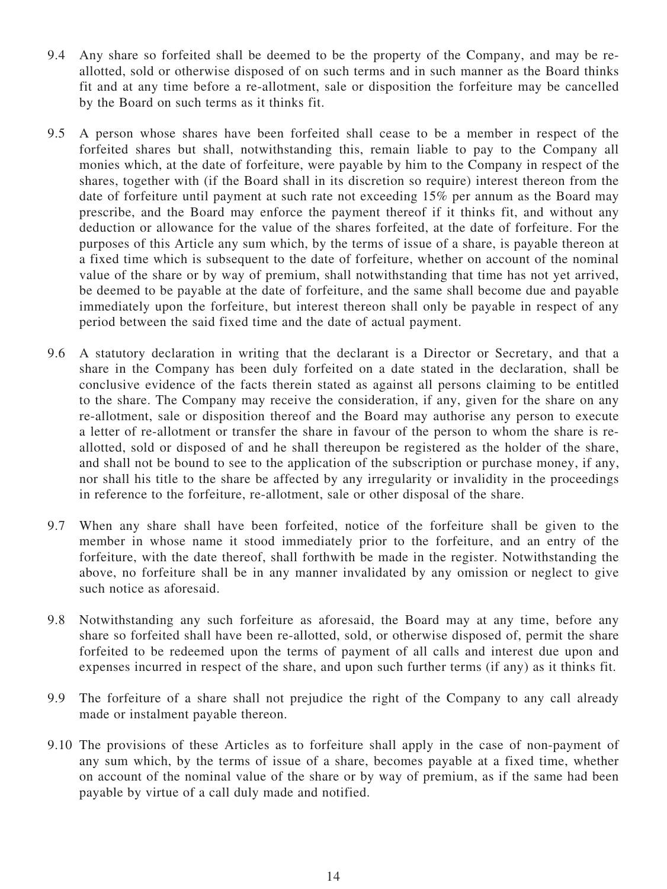9.4 Any share so forfeited shall be deemed to be the property of the Company, and may be re-allotted, sold or otherwise disposed of on such terms and in such manner as the Board thinks fit and at any time before a re-allotment, sale or disposition the forfeiture may be cancelled by the Board on such terms as it thinks fit.

9.5 A person whose shares have been forfeited shall cease to be a member in respect of the forfeited shares but shall, notwithstanding this, remain liable to pay to the Company all monies which, at the date of forfeiture, were payable by him to the Company in respect of the shares, together with (if the Board shall in its discretion so require) interest thereon from the date of forfeiture until payment at such rate not exceeding 15% per annum as the Board may prescribe, and the Board may enforce the payment thereof if it thinks fit, and without any deduction or allowance for the value of the shares forfeited, at the date of forfeiture. For the purposes of this Article any sum which, by the terms of issue of a share, is payable thereon at a fixed time which is subsequent to the date of forfeiture, whether on account of the nominal value of the share or by way of premium, shall notwithstanding that time has not yet arrived, be deemed to be payable at the date of forfeiture, and the same shall become due and payable immediately upon the forfeiture, but interest thereon shall only be payable in respect of any period between the said fixed time and the date of actual payment.

9.6 A statutory declaration in writing that the declarant is a Director or Secretary, and that a share in the Company has been duly forfeited on a date stated in the declaration, shall be conclusive evidence of the facts therein stated as against all persons claiming to be entitled to the share. The Company may receive the consideration, if any, given for the share on any re-allotment, sale or disposition thereof and the Board may authorise any person to execute a letter of re-allotment or transfer the share in favour of the person to whom the share is re-allotted, sold or disposed of and he shall thereupon be registered as the holder of the share, and shall not be bound to see to the application of the subscription or purchase money, if any, nor shall his title to the share be affected by any irregularity or invalidity in the proceedings in reference to the forfeiture, re-allotment, sale or other disposal of the share.

9.7 When any share shall have been forfeited, notice of the forfeiture shall be given to the member in whose name it stood immediately prior to the forfeiture, and an entry of the forfeiture, with the date thereof, shall forthwith be made in the register. Notwithstanding the above, no forfeiture shall be in any manner invalidated by any omission or neglect to give such notice as aforesaid.

9.8 Notwithstanding any such forfeiture as aforesaid, the Board may at any time, before any share so forfeited shall have been re-allotted, sold, or otherwise disposed of, permit the share forfeited to be redeemed upon the terms of payment of all calls and interest due upon and expenses incurred in respect of the share, and upon such further terms (if any) as it thinks fit.

9.9 The forfeiture of a share shall not prejudice the right of the Company to any call already made or instalment payable thereon.

9.10 The provisions of these Articles as to forfeiture shall apply in the case of non-payment of any sum which, by the terms of issue of a share, becomes payable at a fixed time, whether on account of the nominal value of the share or by way of premium, as if the same had been payable by virtue of a call duly made and notified.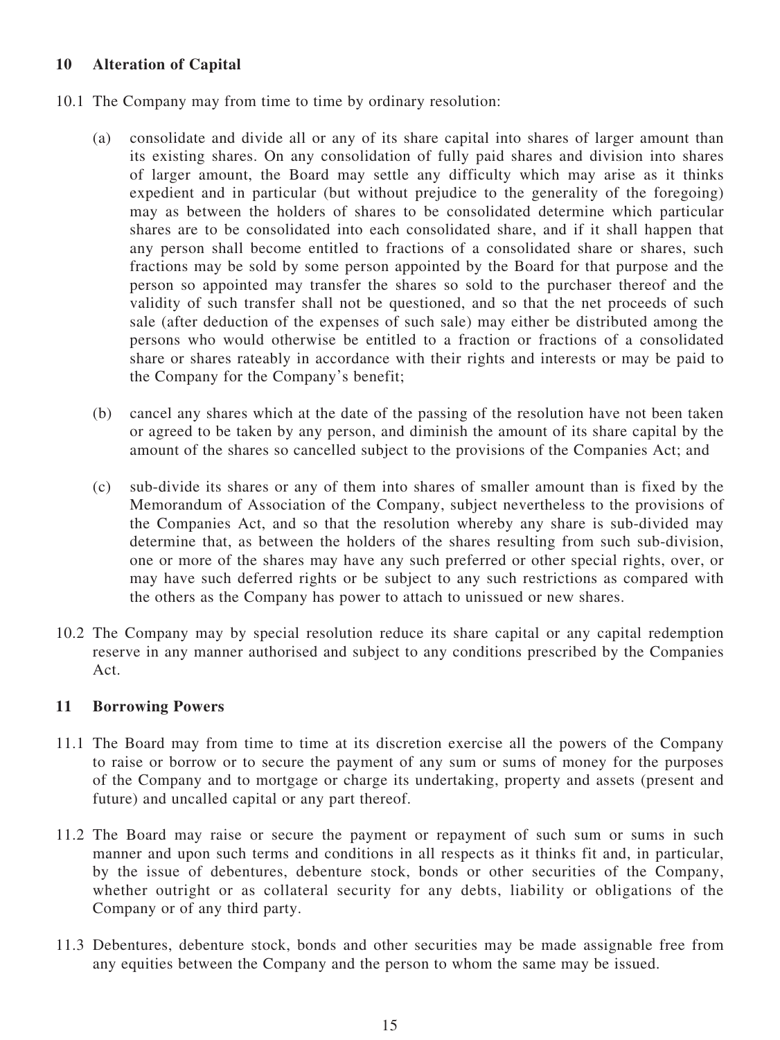## 10 Alteration of Capital

10.1 The Company may from time to time by ordinary resolution:

(a) consolidate and divide all or any of its share capital into shares of larger amount than its existing shares. On any consolidation of fully paid shares and division into shares of larger amount, the Board may settle any difficulty which may arise as it thinks expedient and in particular (but without prejudice to the generality of the foregoing) may as between the holders of shares to be consolidated determine which particular shares are to be consolidated into each consolidated share, and if it shall happen that any person shall become entitled to fractions of a consolidated share or shares, such fractions may be sold by some person appointed by the Board for that purpose and the person so appointed may transfer the shares so sold to the purchaser thereof and the validity of such transfer shall not be questioned, and so that the net proceeds of such sale (after deduction of the expenses of such sale) may either be distributed among the persons who would otherwise be entitled to a fraction or fractions of a consolidated share or shares rateably in accordance with their rights and interests or may be paid to the Company for the Company's benefit;

(b) cancel any shares which at the date of the passing of the resolution have not been taken or agreed to be taken by any person, and diminish the amount of its share capital by the amount of the shares so cancelled subject to the provisions of the Companies Act; and

(c) sub-divide its shares or any of them into shares of smaller amount than is fixed by the Memorandum of Association of the Company, subject nevertheless to the provisions of the Companies Act, and so that the resolution whereby any share is sub-divided may determine that, as between the holders of the shares resulting from such sub-division, one or more of the shares may have any such preferred or other special rights, over, or may have such deferred rights or be subject to any such restrictions as compared with the others as the Company has power to attach to unissued or new shares.

10.2 The Company may by special resolution reduce its share capital or any capital redemption reserve in any manner authorised and subject to any conditions prescribed by the Companies Act.

## 11 Borrowing Powers

11.1 The Board may from time to time at its discretion exercise all the powers of the Company to raise or borrow or to secure the payment of any sum or sums of money for the purposes of the Company and to mortgage or charge its undertaking, property and assets (present and future) and uncalled capital or any part thereof.

11.2 The Board may raise or secure the payment or repayment of such sum or sums in such manner and upon such terms and conditions in all respects as it thinks fit and, in particular, by the issue of debentures, debenture stock, bonds or other securities of the Company, whether outright or as collateral security for any debts, liability or obligations of the Company or of any third party.

11.3 Debentures, debenture stock, bonds and other securities may be made assignable free from any equities between the Company and the person to whom the same may be issued.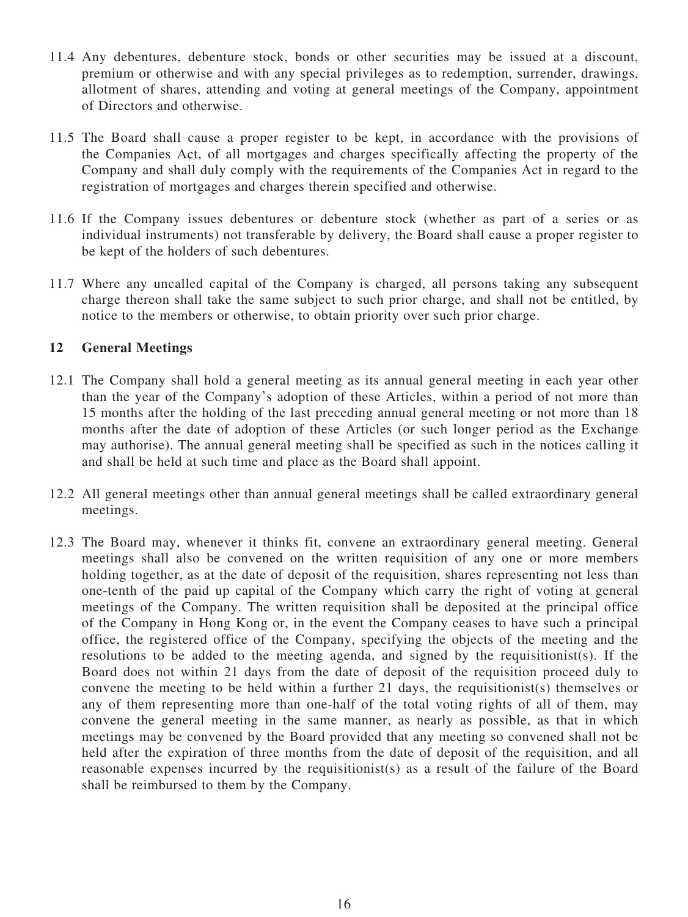11.4 Any debentures, debenture stock, bonds or other securities may be issued at a discount, premium or otherwise and with any special privileges as to redemption, surrender, drawings, allotment of shares, attending and voting at general meetings of the Company, appointment of Directors and otherwise.

11.5 The Board shall cause a proper register to be kept, in accordance with the provisions of the Companies Act, of all mortgages and charges specifically affecting the property of the Company and shall duly comply with the requirements of the Companies Act in regard to the registration of mortgages and charges therein specified and otherwise.

11.6 If the Company issues debentures or debenture stock (whether as part of a series or as individual instruments) not transferable by delivery, the Board shall cause a proper register to be kept of the holders of such debentures.

11.7 Where any uncalled capital of the Company is charged, all persons taking any subsequent charge thereon shall take the same subject to such prior charge, and shall not be entitled, by notice to the members or otherwise, to obtain priority over such prior charge.

## 12 General Meetings

12.1 The Company shall hold a general meeting as its annual general meeting in each year other than the year of the Company's adoption of these Articles, within a period of not more than 15 months after the holding of the last preceding annual general meeting or not more than 18 months after the date of adoption of these Articles (or such longer period as the Exchange may authorise). The annual general meeting shall be specified as such in the notices calling it and shall be held at such time and place as the Board shall appoint.

12.2 All general meetings other than annual general meetings shall be called extraordinary general meetings.

12.3 The Board may, whenever it thinks fit, convene an extraordinary general meeting. General meetings shall also be convened on the written requisition of any one or more members holding together, as at the date of deposit of the requisition, shares representing not less than one-tenth of the paid up capital of the Company which carry the right of voting at general meetings of the Company. The written requisition shall be deposited at the principal office of the Company in Hong Kong or, in the event the Company ceases to have such a principal office, the registered office of the Company, specifying the objects of the meeting and the resolutions to be added to the meeting agenda, and signed by the requisitionist(s). If the Board does not within 21 days from the date of deposit of the requisition proceed duly to convene the meeting to be held within a further 21 days, the requisitionist(s) themselves or any of them representing more than one-half of the total voting rights of all of them, may convene the general meeting in the same manner, as nearly as possible, as that in which meetings may be convened by the Board provided that any meeting so convened shall not be held after the expiration of three months from the date of deposit of the requisition, and all reasonable expenses incurred by the requisitionist(s) as a result of the failure of the Board shall be reimbursed to them by the Company.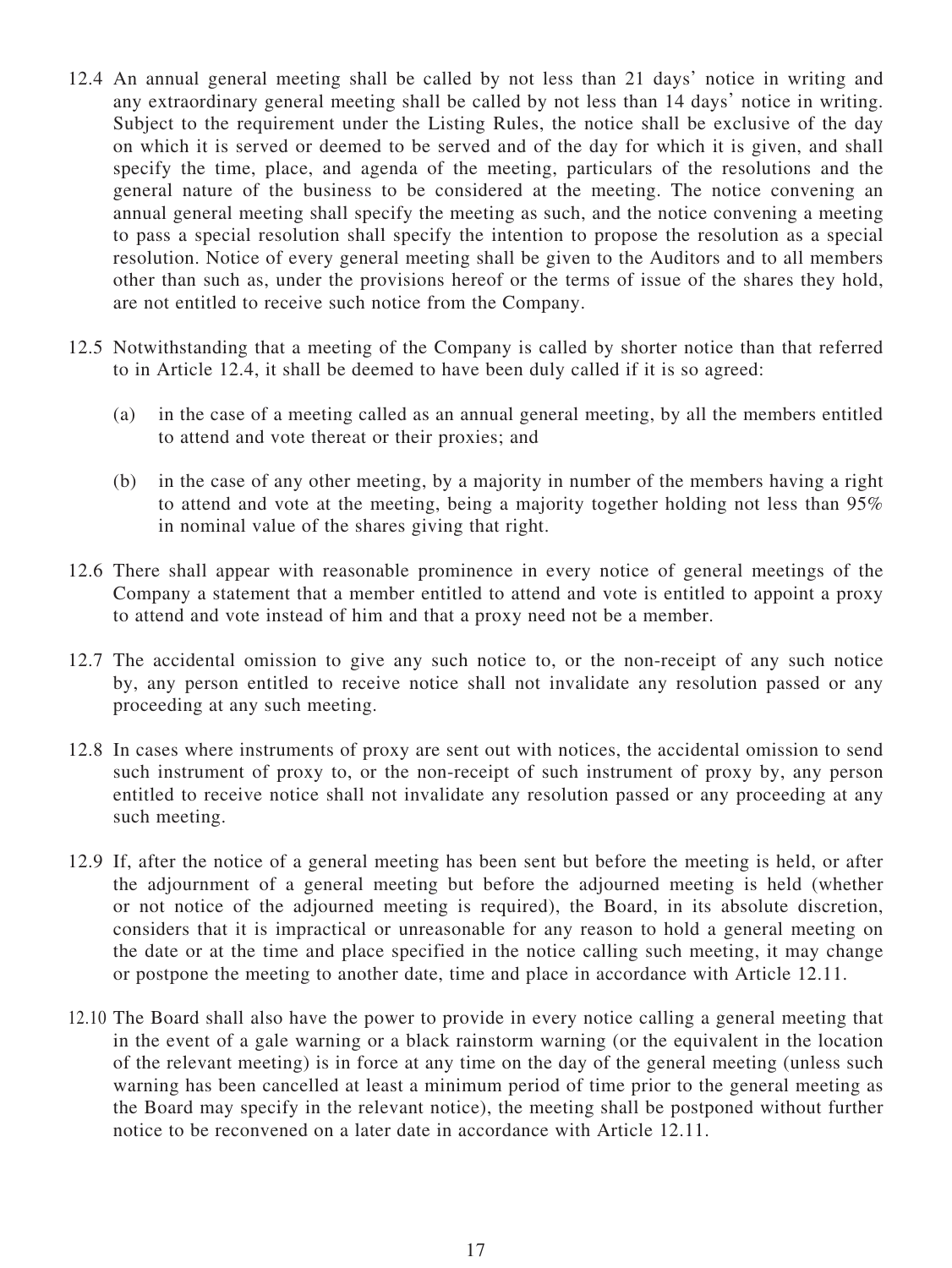12.4 An annual general meeting shall be called by not less than 21 days' notice in writing and any extraordinary general meeting shall be called by not less than 14 days' notice in writing. Subject to the requirement under the Listing Rules, the notice shall be exclusive of the day on which it is served or deemed to be served and of the day for which it is given, and shall specify the time, place, and agenda of the meeting, particulars of the resolutions and the general nature of the business to be considered at the meeting. The notice convening an annual general meeting shall specify the meeting as such, and the notice convening a meeting to pass a special resolution shall specify the intention to propose the resolution as a special resolution. Notice of every general meeting shall be given to the Auditors and to all members other than such as, under the provisions hereof or the terms of issue of the shares they hold, are not entitled to receive such notice from the Company.

12.5 Notwithstanding that a meeting of the Company is called by shorter notice than that referred to in Article 12.4, it shall be deemed to have been duly called if it is so agreed:

(a) in the case of a meeting called as an annual general meeting, by all the members entitled to attend and vote thereat or their proxies; and

(b) in the case of any other meeting, by a majority in number of the members having a right to attend and vote at the meeting, being a majority together holding not less than 95% in nominal value of the shares giving that right.

12.6 There shall appear with reasonable prominence in every notice of general meetings of the Company a statement that a member entitled to attend and vote is entitled to appoint a proxy to attend and vote instead of him and that a proxy need not be a member.

12.7 The accidental omission to give any such notice to, or the non-receipt of any such notice by, any person entitled to receive notice shall not invalidate any resolution passed or any proceeding at any such meeting.

12.8 In cases where instruments of proxy are sent out with notices, the accidental omission to send such instrument of proxy to, or the non-receipt of such instrument of proxy by, any person entitled to receive notice shall not invalidate any resolution passed or any proceeding at any such meeting.

12.9 If, after the notice of a general meeting has been sent but before the meeting is held, or after the adjournment of a general meeting but before the adjourned meeting is held (whether or not notice of the adjourned meeting is required), the Board, in its absolute discretion, considers that it is impractical or unreasonable for any reason to hold a general meeting on the date or at the time and place specified in the notice calling such meeting, it may change or postpone the meeting to another date, time and place in accordance with Article 12.11.

12.10 The Board shall also have the power to provide in every notice calling a general meeting that in the event of a gale warning or a black rainstorm warning (or the equivalent in the location of the relevant meeting) is in force at any time on the day of the general meeting (unless such warning has been cancelled at least a minimum period of time prior to the general meeting as the Board may specify in the relevant notice), the meeting shall be postponed without further notice to be reconvened on a later date in accordance with Article 12.11.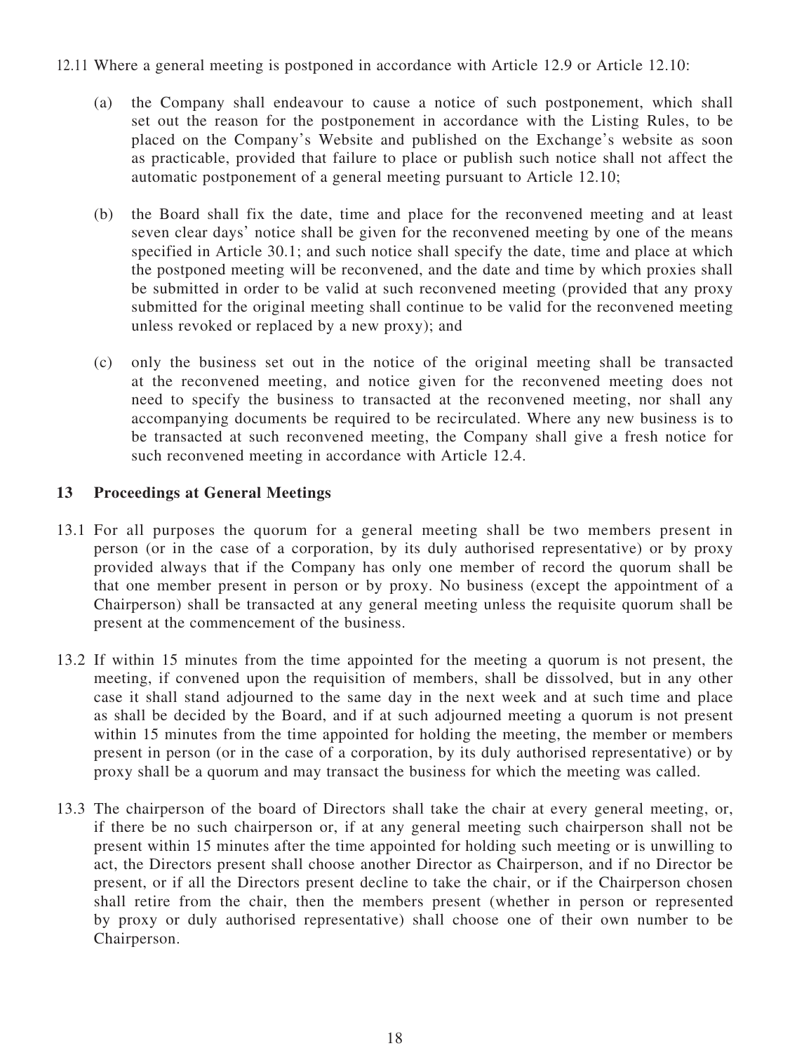12.11 Where a general meeting is postponed in accordance with Article 12.9 or Article 12.10:

(a) the Company shall endeavour to cause a notice of such postponement, which shall set out the reason for the postponement in accordance with the Listing Rules, to be placed on the Company's Website and published on the Exchange's website as soon as practicable, provided that failure to place or publish such notice shall not affect the automatic postponement of a general meeting pursuant to Article 12.10;

(b) the Board shall fix the date, time and place for the reconvened meeting and at least seven clear days' notice shall be given for the reconvened meeting by one of the means specified in Article 30.1; and such notice shall specify the date, time and place at which the postponed meeting will be reconvened, and the date and time by which proxies shall be submitted in order to be valid at such reconvened meeting (provided that any proxy submitted for the original meeting shall continue to be valid for the reconvened meeting unless revoked or replaced by a new proxy); and

(c) only the business set out in the notice of the original meeting shall be transacted at the reconvened meeting, and notice given for the reconvened meeting does not need to specify the business to transacted at the reconvened meeting, nor shall any accompanying documents be required to be recirculated. Where any new business is to be transacted at such reconvened meeting, the Company shall give a fresh notice for such reconvened meeting in accordance with Article 12.4.

## 13 Proceedings at General Meetings

13.1 For all purposes the quorum for a general meeting shall be two members present in person (or in the case of a corporation, by its duly authorised representative) or by proxy provided always that if the Company has only one member of record the quorum shall be that one member present in person or by proxy. No business (except the appointment of a Chairperson) shall be transacted at any general meeting unless the requisite quorum shall be present at the commencement of the business.

13.2 If within 15 minutes from the time appointed for the meeting a quorum is not present, the meeting, if convened upon the requisition of members, shall be dissolved, but in any other case it shall stand adjourned to the same day in the next week and at such time and place as shall be decided by the Board, and if at such adjourned meeting a quorum is not present within 15 minutes from the time appointed for holding the meeting, the member or members present in person (or in the case of a corporation, by its duly authorised representative) or by proxy shall be a quorum and may transact the business for which the meeting was called.

13.3 The chairperson of the board of Directors shall take the chair at every general meeting, or, if there be no such chairperson or, if at any general meeting such chairperson shall not be present within 15 minutes after the time appointed for holding such meeting or is unwilling to act, the Directors present shall choose another Director as Chairperson, and if no Director be present, or if all the Directors present decline to take the chair, or if the Chairperson chosen shall retire from the chair, then the members present (whether in person or represented by proxy or duly authorised representative) shall choose one of their own number to be Chairperson.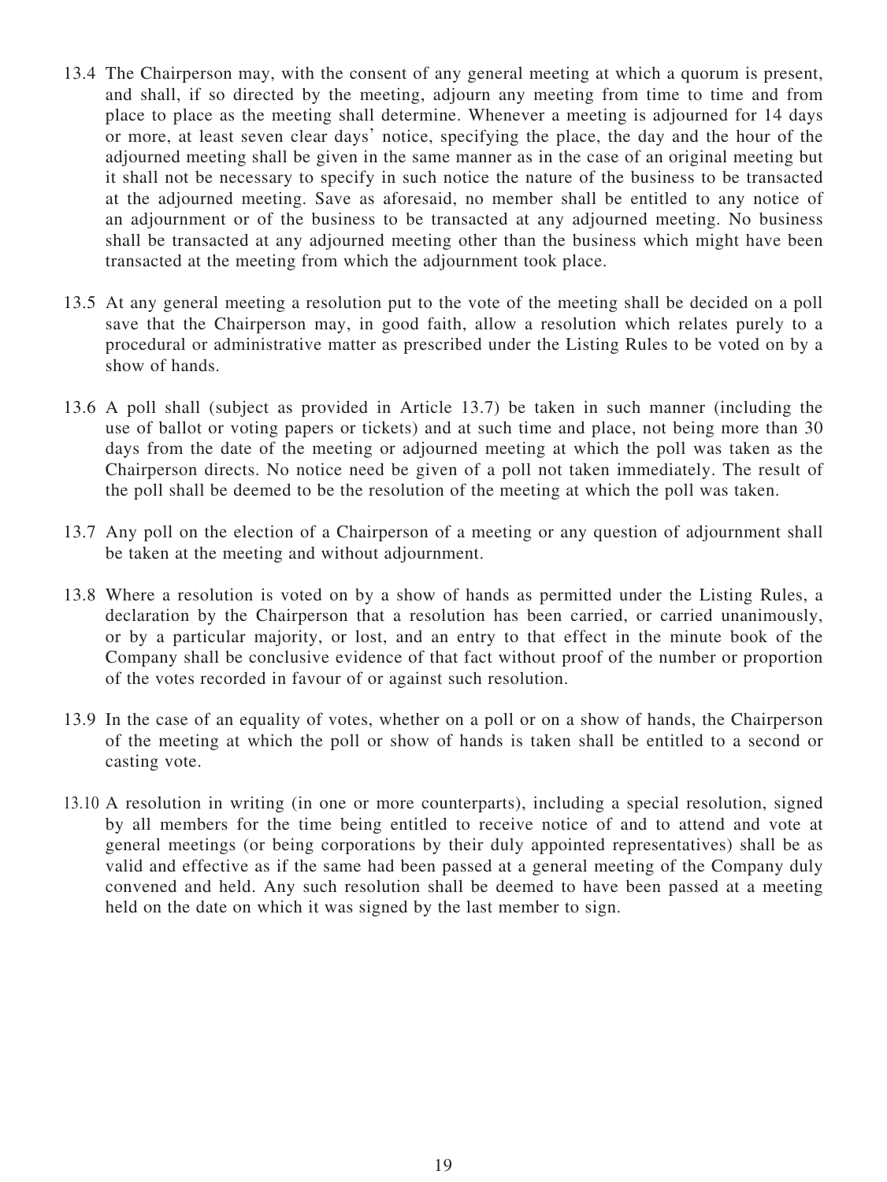13.4 The Chairperson may, with the consent of any general meeting at which a quorum is present, and shall, if so directed by the meeting, adjourn any meeting from time to time and from place to place as the meeting shall determine. Whenever a meeting is adjourned for 14 days or more, at least seven clear days' notice, specifying the place, the day and the hour of the adjourned meeting shall be given in the same manner as in the case of an original meeting but it shall not be necessary to specify in such notice the nature of the business to be transacted at the adjourned meeting. Save as aforesaid, no member shall be entitled to any notice of an adjournment or of the business to be transacted at any adjourned meeting. No business shall be transacted at any adjourned meeting other than the business which might have been transacted at the meeting from which the adjournment took place.

13.5 At any general meeting a resolution put to the vote of the meeting shall be decided on a poll save that the Chairperson may, in good faith, allow a resolution which relates purely to a procedural or administrative matter as prescribed under the Listing Rules to be voted on by a show of hands.

13.6 A poll shall (subject as provided in Article 13.7) be taken in such manner (including the use of ballot or voting papers or tickets) and at such time and place, not being more than 30 days from the date of the meeting or adjourned meeting at which the poll was taken as the Chairperson directs. No notice need be given of a poll not taken immediately. The result of the poll shall be deemed to be the resolution of the meeting at which the poll was taken.

13.7 Any poll on the election of a Chairperson of a meeting or any question of adjournment shall be taken at the meeting and without adjournment.

13.8 Where a resolution is voted on by a show of hands as permitted under the Listing Rules, a declaration by the Chairperson that a resolution has been carried, or carried unanimously, or by a particular majority, or lost, and an entry to that effect in the minute book of the Company shall be conclusive evidence of that fact without proof of the number or proportion of the votes recorded in favour of or against such resolution.

13.9 In the case of an equality of votes, whether on a poll or on a show of hands, the Chairperson of the meeting at which the poll or show of hands is taken shall be entitled to a second or casting vote.

13.10 A resolution in writing (in one or more counterparts), including a special resolution, signed by all members for the time being entitled to receive notice of and to attend and vote at general meetings (or being corporations by their duly appointed representatives) shall be as valid and effective as if the same had been passed at a general meeting of the Company duly convened and held. Any such resolution shall be deemed to have been passed at a meeting held on the date on which it was signed by the last member to sign.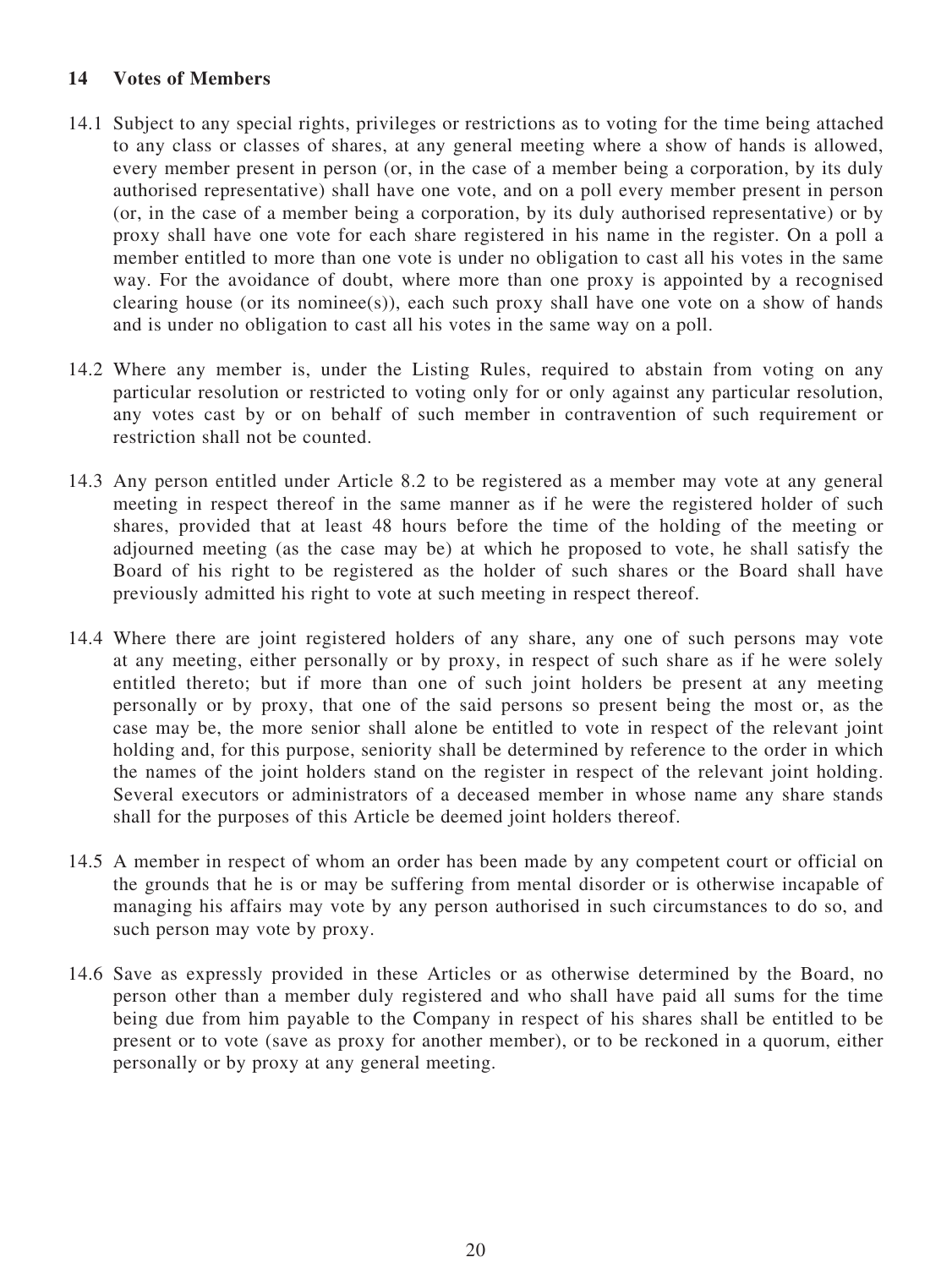## 14 Votes of Members

14.1 Subject to any special rights, privileges or restrictions as to voting for the time being attached to any class or classes of shares, at any general meeting where a show of hands is allowed, every member present in person (or, in the case of a member being a corporation, by its duly authorised representative) shall have one vote, and on a poll every member present in person (or, in the case of a member being a corporation, by its duly authorised representative) or by proxy shall have one vote for each share registered in his name in the register. On a poll a member entitled to more than one vote is under no obligation to cast all his votes in the same way. For the avoidance of doubt, where more than one proxy is appointed by a recognised clearing house (or its nominee(s)), each such proxy shall have one vote on a show of hands and is under no obligation to cast all his votes in the same way on a poll.

14.2 Where any member is, under the Listing Rules, required to abstain from voting on any particular resolution or restricted to voting only for or only against any particular resolution, any votes cast by or on behalf of such member in contravention of such requirement or restriction shall not be counted.

14.3 Any person entitled under Article 8.2 to be registered as a member may vote at any general meeting in respect thereof in the same manner as if he were the registered holder of such shares, provided that at least 48 hours before the time of the holding of the meeting or adjourned meeting (as the case may be) at which he proposed to vote, he shall satisfy the Board of his right to be registered as the holder of such shares or the Board shall have previously admitted his right to vote at such meeting in respect thereof.

14.4 Where there are joint registered holders of any share, any one of such persons may vote at any meeting, either personally or by proxy, in respect of such share as if he were solely entitled thereto; but if more than one of such joint holders be present at any meeting personally or by proxy, that one of the said persons so present being the most or, as the case may be, the more senior shall alone be entitled to vote in respect of the relevant joint holding and, for this purpose, seniority shall be determined by reference to the order in which the names of the joint holders stand on the register in respect of the relevant joint holding. Several executors or administrators of a deceased member in whose name any share stands shall for the purposes of this Article be deemed joint holders thereof.

14.5 A member in respect of whom an order has been made by any competent court or official on the grounds that he is or may be suffering from mental disorder or is otherwise incapable of managing his affairs may vote by any person authorised in such circumstances to do so, and such person may vote by proxy.

14.6 Save as expressly provided in these Articles or as otherwise determined by the Board, no person other than a member duly registered and who shall have paid all sums for the time being due from him payable to the Company in respect of his shares shall be entitled to be present or to vote (save as proxy for another member), or to be reckoned in a quorum, either personally or by proxy at any general meeting.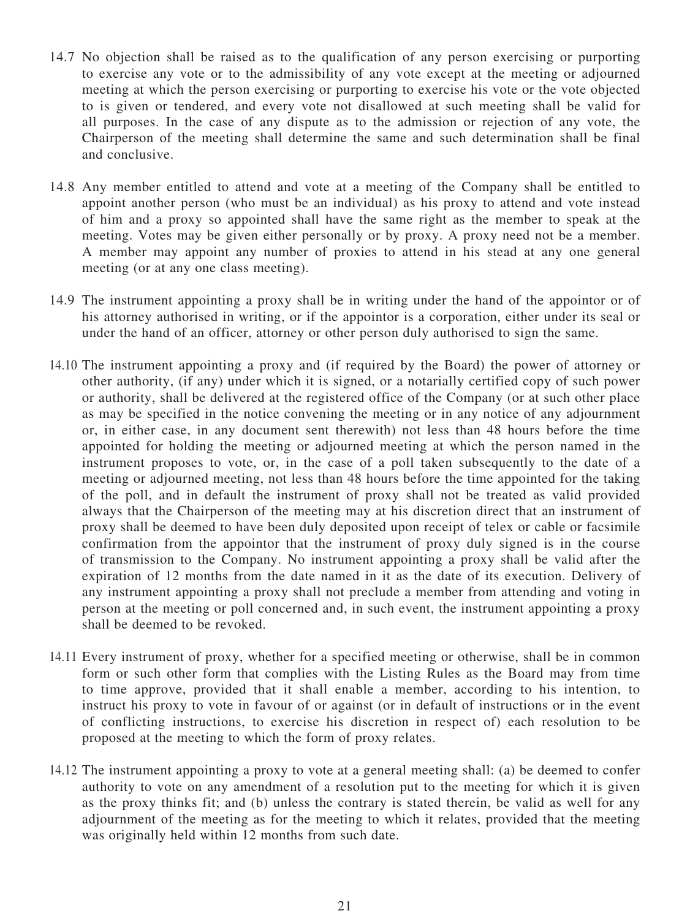14.7 No objection shall be raised as to the qualification of any person exercising or purporting to exercise any vote or to the admissibility of any vote except at the meeting or adjourned meeting at which the person exercising or purporting to exercise his vote or the vote objected to is given or tendered, and every vote not disallowed at such meeting shall be valid for all purposes. In the case of any dispute as to the admission or rejection of any vote, the Chairperson of the meeting shall determine the same and such determination shall be final and conclusive.

14.8 Any member entitled to attend and vote at a meeting of the Company shall be entitled to appoint another person (who must be an individual) as his proxy to attend and vote instead of him and a proxy so appointed shall have the same right as the member to speak at the meeting. Votes may be given either personally or by proxy. A proxy need not be a member. A member may appoint any number of proxies to attend in his stead at any one general meeting (or at any one class meeting).

14.9 The instrument appointing a proxy shall be in writing under the hand of the appointor or of his attorney authorised in writing, or if the appointor is a corporation, either under its seal or under the hand of an officer, attorney or other person duly authorised to sign the same.

14.10 The instrument appointing a proxy and (if required by the Board) the power of attorney or other authority, (if any) under which it is signed, or a notarially certified copy of such power or authority, shall be delivered at the registered office of the Company (or at such other place as may be specified in the notice convening the meeting or in any notice of any adjournment or, in either case, in any document sent therewith) not less than 48 hours before the time appointed for holding the meeting or adjourned meeting at which the person named in the instrument proposes to vote, or, in the case of a poll taken subsequently to the date of a meeting or adjourned meeting, not less than 48 hours before the time appointed for the taking of the poll, and in default the instrument of proxy shall not be treated as valid provided always that the Chairperson of the meeting may at his discretion direct that an instrument of proxy shall be deemed to have been duly deposited upon receipt of telex or cable or facsimile confirmation from the appointor that the instrument of proxy duly signed is in the course of transmission to the Company. No instrument appointing a proxy shall be valid after the expiration of 12 months from the date named in it as the date of its execution. Delivery of any instrument appointing a proxy shall not preclude a member from attending and voting in person at the meeting or poll concerned and, in such event, the instrument appointing a proxy shall be deemed to be revoked.

14.11 Every instrument of proxy, whether for a specified meeting or otherwise, shall be in common form or such other form that complies with the Listing Rules as the Board may from time to time approve, provided that it shall enable a member, according to his intention, to instruct his proxy to vote in favour of or against (or in default of instructions or in the event of conflicting instructions, to exercise his discretion in respect of) each resolution to be proposed at the meeting to which the form of proxy relates.

14.12 The instrument appointing a proxy to vote at a general meeting shall: (a) be deemed to confer authority to vote on any amendment of a resolution put to the meeting for which it is given as the proxy thinks fit; and (b) unless the contrary is stated therein, be valid as well for any adjournment of the meeting as for the meeting to which it relates, provided that the meeting was originally held within 12 months from such date.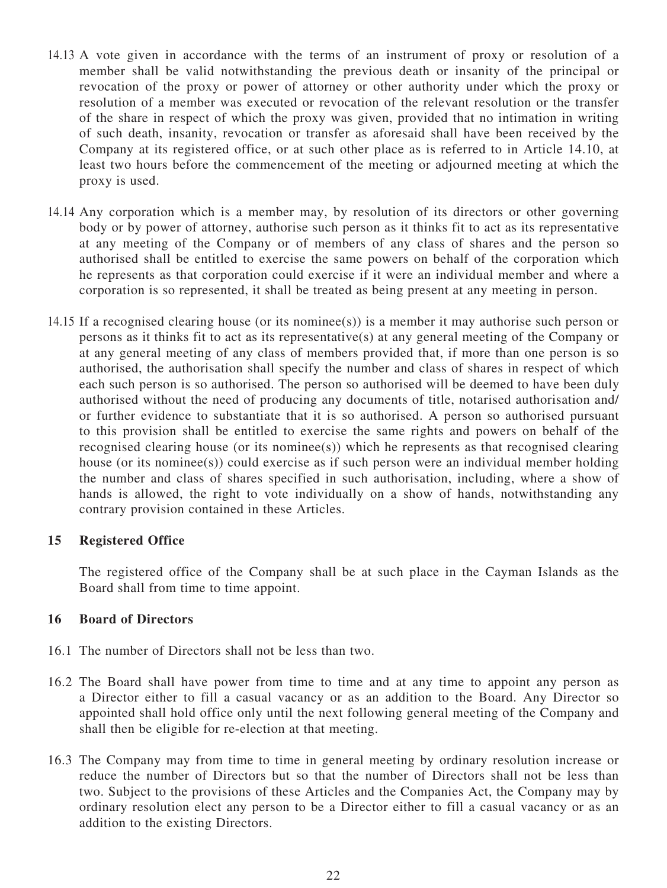14.13 A vote given in accordance with the terms of an instrument of proxy or resolution of a member shall be valid notwithstanding the previous death or insanity of the principal or revocation of the proxy or power of attorney or other authority under which the proxy or resolution of a member was executed or revocation of the relevant resolution or the transfer of the share in respect of which the proxy was given, provided that no intimation in writing of such death, insanity, revocation or transfer as aforesaid shall have been received by the Company at its registered office, or at such other place as is referred to in Article 14.10, at least two hours before the commencement of the meeting or adjourned meeting at which the proxy is used.

14.14 Any corporation which is a member may, by resolution of its directors or other governing body or by power of attorney, authorise such person as it thinks fit to act as its representative at any meeting of the Company or of members of any class of shares and the person so authorised shall be entitled to exercise the same powers on behalf of the corporation which he represents as that corporation could exercise if it were an individual member and where a corporation is so represented, it shall be treated as being present at any meeting in person.

14.15 If a recognised clearing house (or its nominee(s)) is a member it may authorise such person or persons as it thinks fit to act as its representative(s) at any general meeting of the Company or at any general meeting of any class of members provided that, if more than one person is so authorised, the authorisation shall specify the number and class of shares in respect of which each such person is so authorised. The person so authorised will be deemed to have been duly authorised without the need of producing any documents of title, notarised authorisation and/or further evidence to substantiate that it is so authorised. A person so authorised pursuant to this provision shall be entitled to exercise the same rights and powers on behalf of the recognised clearing house (or its nominee(s)) which he represents as that recognised clearing house (or its nominee(s)) could exercise as if such person were an individual member holding the number and class of shares specified in such authorisation, including, where a show of hands is allowed, the right to vote individually on a show of hands, notwithstanding any contrary provision contained in these Articles.

## 15 Registered Office

The registered office of the Company shall be at such place in the Cayman Islands as the Board shall from time to time appoint.

## 16 Board of Directors

16.1 The number of Directors shall not be less than two.

16.2 The Board shall have power from time to time and at any time to appoint any person as a Director either to fill a casual vacancy or as an addition to the Board. Any Director so appointed shall hold office only until the next following general meeting of the Company and shall then be eligible for re-election at that meeting.

16.3 The Company may from time to time in general meeting by ordinary resolution increase or reduce the number of Directors but so that the number of Directors shall not be less than two. Subject to the provisions of these Articles and the Companies Act, the Company may by ordinary resolution elect any person to be a Director either to fill a casual vacancy or as an addition to the existing Directors.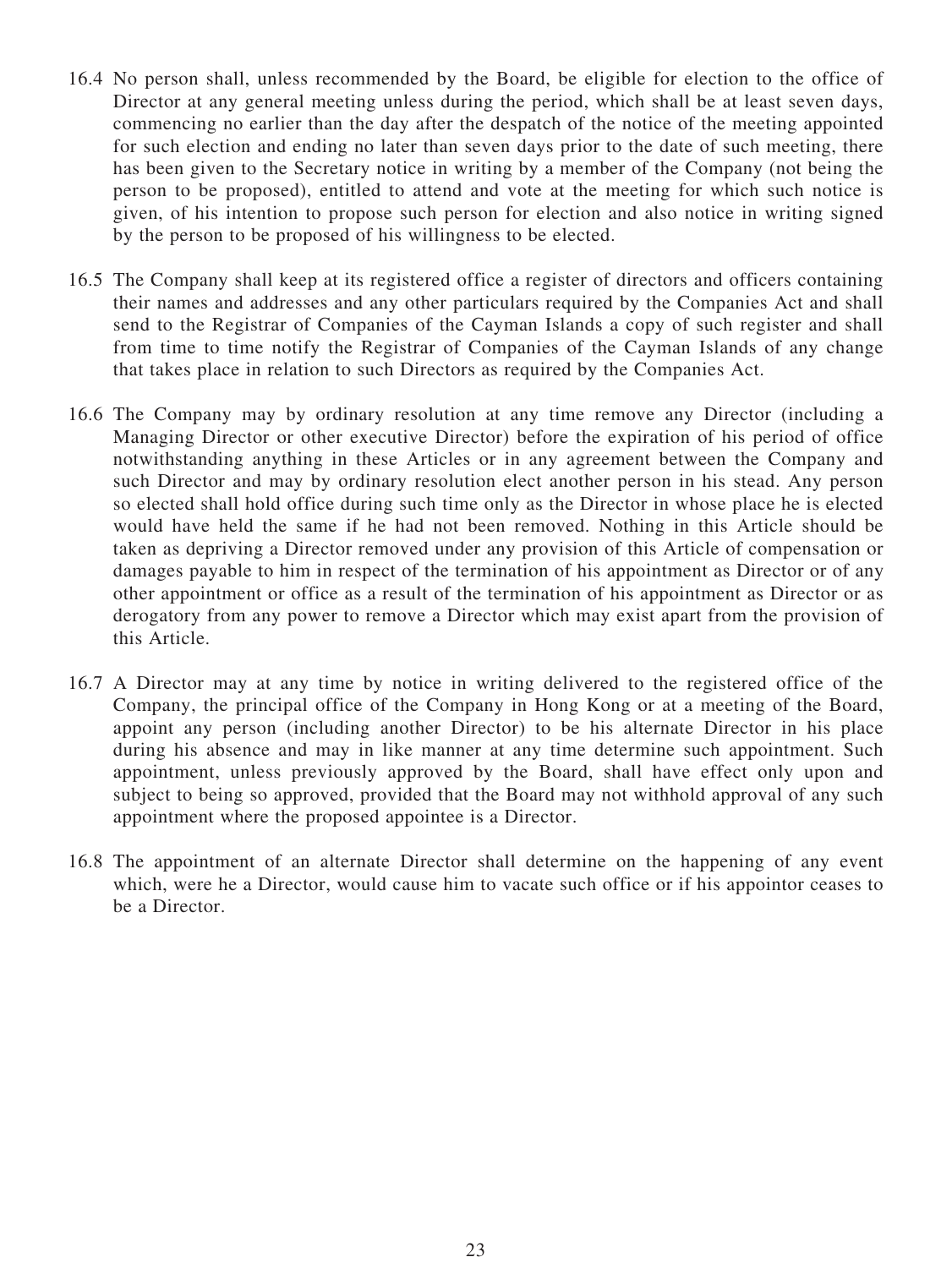16.4 No person shall, unless recommended by the Board, be eligible for election to the office of Director at any general meeting unless during the period, which shall be at least seven days, commencing no earlier than the day after the despatch of the notice of the meeting appointed for such election and ending no later than seven days prior to the date of such meeting, there has been given to the Secretary notice in writing by a member of the Company (not being the person to be proposed), entitled to attend and vote at the meeting for which such notice is given, of his intention to propose such person for election and also notice in writing signed by the person to be proposed of his willingness to be elected.

16.5 The Company shall keep at its registered office a register of directors and officers containing their names and addresses and any other particulars required by the Companies Act and shall send to the Registrar of Companies of the Cayman Islands a copy of such register and shall from time to time notify the Registrar of Companies of the Cayman Islands of any change that takes place in relation to such Directors as required by the Companies Act.

16.6 The Company may by ordinary resolution at any time remove any Director (including a Managing Director or other executive Director) before the expiration of his period of office notwithstanding anything in these Articles or in any agreement between the Company and such Director and may by ordinary resolution elect another person in his stead. Any person so elected shall hold office during such time only as the Director in whose place he is elected would have held the same if he had not been removed. Nothing in this Article should be taken as depriving a Director removed under any provision of this Article of compensation or damages payable to him in respect of the termination of his appointment as Director or of any other appointment or office as a result of the termination of his appointment as Director or as derogatory from any power to remove a Director which may exist apart from the provision of this Article.

16.7 A Director may at any time by notice in writing delivered to the registered office of the Company, the principal office of the Company in Hong Kong or at a meeting of the Board, appoint any person (including another Director) to be his alternate Director in his place during his absence and may in like manner at any time determine such appointment. Such appointment, unless previously approved by the Board, shall have effect only upon and subject to being so approved, provided that the Board may not withhold approval of any such appointment where the proposed appointee is a Director.

16.8 The appointment of an alternate Director shall determine on the happening of any event which, were he a Director, would cause him to vacate such office or if his appointor ceases to be a Director.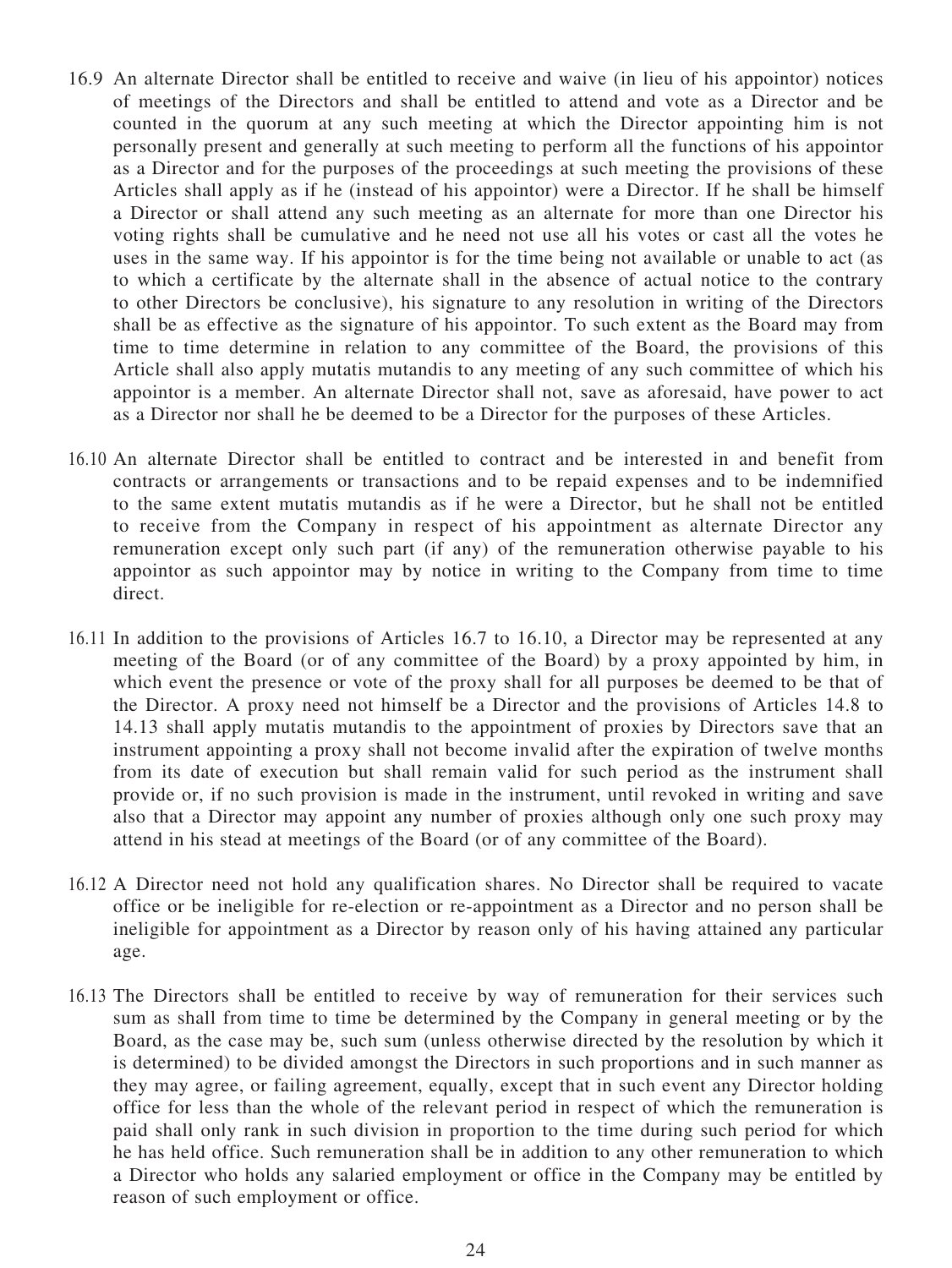16.9 An alternate Director shall be entitled to receive and waive (in lieu of his appointor) notices of meetings of the Directors and shall be entitled to attend and vote as a Director and be counted in the quorum at any such meeting at which the Director appointing him is not personally present and generally at such meeting to perform all the functions of his appointor as a Director and for the purposes of the proceedings at such meeting the provisions of these Articles shall apply as if he (instead of his appointor) were a Director. If he shall be himself a Director or shall attend any such meeting as an alternate for more than one Director his voting rights shall be cumulative and he need not use all his votes or cast all the votes he uses in the same way. If his appointor is for the time being not available or unable to act (as to which a certificate by the alternate shall in the absence of actual notice to the contrary to other Directors be conclusive), his signature to any resolution in writing of the Directors shall be as effective as the signature of his appointor. To such extent as the Board may from time to time determine in relation to any committee of the Board, the provisions of this Article shall also apply mutatis mutandis to any meeting of any such committee of which his appointor is a member. An alternate Director shall not, save as aforesaid, have power to act as a Director nor shall he be deemed to be a Director for the purposes of these Articles.

16.10 An alternate Director shall be entitled to contract and be interested in and benefit from contracts or arrangements or transactions and to be repaid expenses and to be indemnified to the same extent mutatis mutandis as if he were a Director, but he shall not be entitled to receive from the Company in respect of his appointment as alternate Director any remuneration except only such part (if any) of the remuneration otherwise payable to his appointor as such appointor may by notice in writing to the Company from time to time direct.

16.11 In addition to the provisions of Articles 16.7 to 16.10, a Director may be represented at any meeting of the Board (or of any committee of the Board) by a proxy appointed by him, in which event the presence or vote of the proxy shall for all purposes be deemed to be that of the Director. A proxy need not himself be a Director and the provisions of Articles 14.8 to 14.13 shall apply mutatis mutandis to the appointment of proxies by Directors save that an instrument appointing a proxy shall not become invalid after the expiration of twelve months from its date of execution but shall remain valid for such period as the instrument shall provide or, if no such provision is made in the instrument, until revoked in writing and save also that a Director may appoint any number of proxies although only one such proxy may attend in his stead at meetings of the Board (or of any committee of the Board).

16.12 A Director need not hold any qualification shares. No Director shall be required to vacate office or be ineligible for re-election or re-appointment as a Director and no person shall be ineligible for appointment as a Director by reason only of his having attained any particular age.

16.13 The Directors shall be entitled to receive by way of remuneration for their services such sum as shall from time to time be determined by the Company in general meeting or by the Board, as the case may be, such sum (unless otherwise directed by the resolution by which it is determined) to be divided amongst the Directors in such proportions and in such manner as they may agree, or failing agreement, equally, except that in such event any Director holding office for less than the whole of the relevant period in respect of which the remuneration is paid shall only rank in such division in proportion to the time during such period for which he has held office. Such remuneration shall be in addition to any other remuneration to which a Director who holds any salaried employment or office in the Company may be entitled by reason of such employment or office.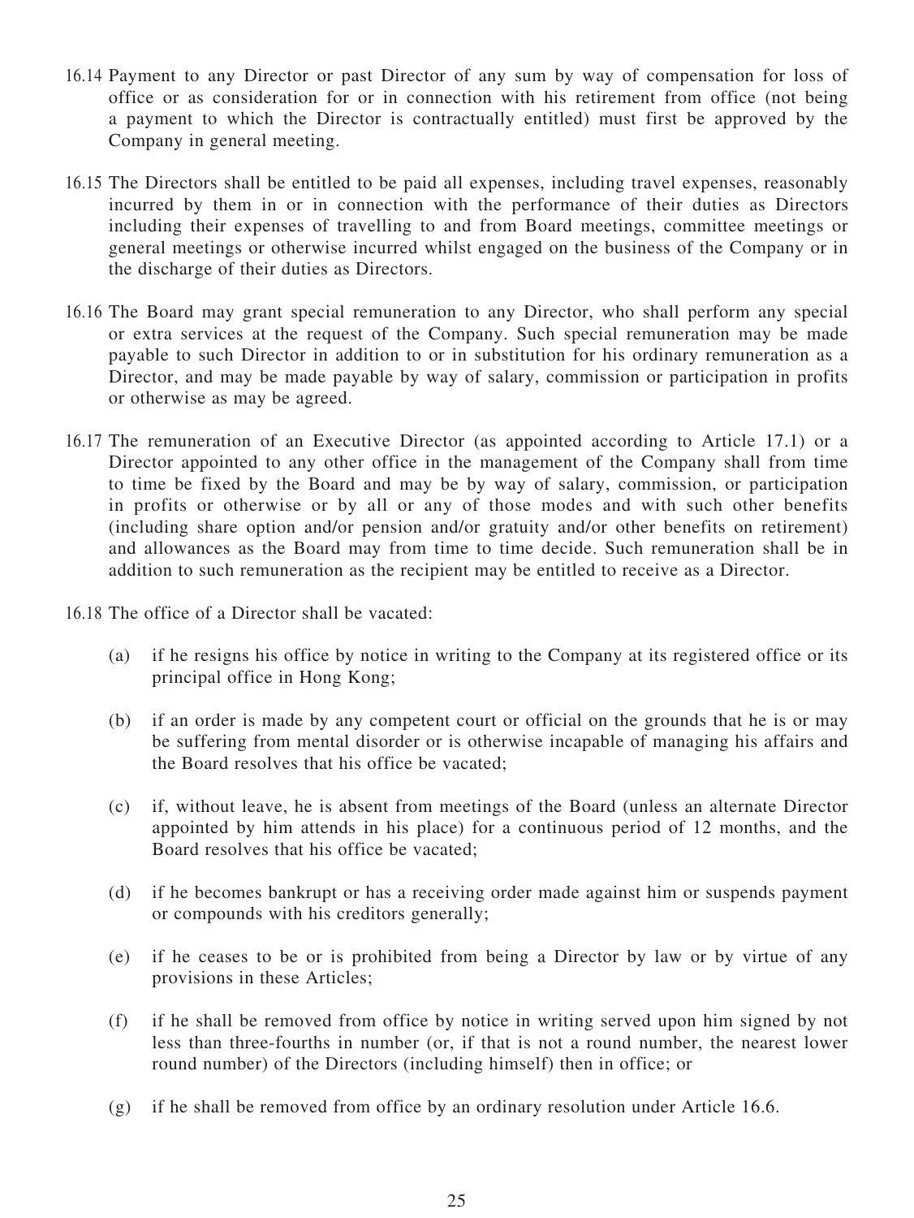16.14 Payment to any Director or past Director of any sum by way of compensation for loss of office or as consideration for or in connection with his retirement from office (not being a payment to which the Director is contractually entitled) must first be approved by the Company in general meeting.

16.15 The Directors shall be entitled to be paid all expenses, including travel expenses, reasonably incurred by them in or in connection with the performance of their duties as Directors including their expenses of travelling to and from Board meetings, committee meetings or general meetings or otherwise incurred whilst engaged on the business of the Company or in the discharge of their duties as Directors.

16.16 The Board may grant special remuneration to any Director, who shall perform any special or extra services at the request of the Company. Such special remuneration may be made payable to such Director in addition to or in substitution for his ordinary remuneration as a Director, and may be made payable by way of salary, commission or participation in profits or otherwise as may be agreed.

16.17 The remuneration of an Executive Director (as appointed according to Article 17.1) or a Director appointed to any other office in the management of the Company shall from time to time be fixed by the Board and may be by way of salary, commission, or participation in profits or otherwise or by all or any of those modes and with such other benefits (including share option and/or pension and/or gratuity and/or other benefits on retirement) and allowances as the Board may from time to time decide. Such remuneration shall be in addition to such remuneration as the recipient may be entitled to receive as a Director.

16.18 The office of a Director shall be vacated:

(a) if he resigns his office by notice in writing to the Company at its registered office or its principal office in Hong Kong;

(b) if an order is made by any competent court or official on the grounds that he is or may be suffering from mental disorder or is otherwise incapable of managing his affairs and the Board resolves that his office be vacated;

(c) if, without leave, he is absent from meetings of the Board (unless an alternate Director appointed by him attends in his place) for a continuous period of 12 months, and the Board resolves that his office be vacated;

(d) if he becomes bankrupt or has a receiving order made against him or suspends payment or compounds with his creditors generally;

(e) if he ceases to be or is prohibited from being a Director by law or by virtue of any provisions in these Articles;

(f) if he shall be removed from office by notice in writing served upon him signed by not less than three-fourths in number (or, if that is not a round number, the nearest lower round number) of the Directors (including himself) then in office; or

(g) if he shall be removed from office by an ordinary resolution under Article 16.6.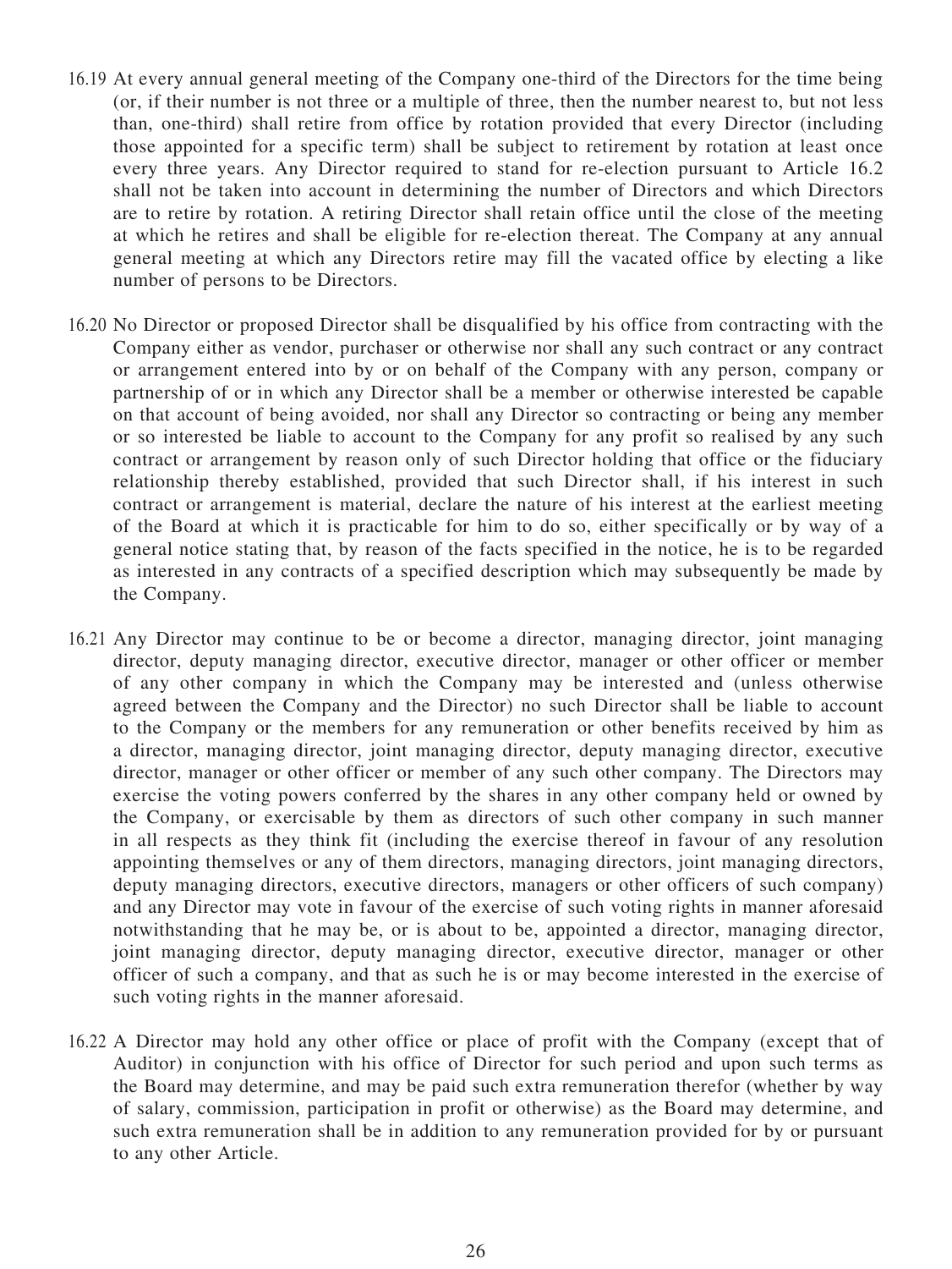16.19 At every annual general meeting of the Company one-third of the Directors for the time being (or, if their number is not three or a multiple of three, then the number nearest to, but not less than, one-third) shall retire from office by rotation provided that every Director (including those appointed for a specific term) shall be subject to retirement by rotation at least once every three years. Any Director required to stand for re-election pursuant to Article 16.2 shall not be taken into account in determining the number of Directors and which Directors are to retire by rotation. A retiring Director shall retain office until the close of the meeting at which he retires and shall be eligible for re-election thereat. The Company at any annual general meeting at which any Directors retire may fill the vacated office by electing a like number of persons to be Directors.

16.20 No Director or proposed Director shall be disqualified by his office from contracting with the Company either as vendor, purchaser or otherwise nor shall any such contract or any contract or arrangement entered into by or on behalf of the Company with any person, company or partnership of or in which any Director shall be a member or otherwise interested be capable on that account of being avoided, nor shall any Director so contracting or being any member or so interested be liable to account to the Company for any profit so realised by any such contract or arrangement by reason only of such Director holding that office or the fiduciary relationship thereby established, provided that such Director shall, if his interest in such contract or arrangement is material, declare the nature of his interest at the earliest meeting of the Board at which it is practicable for him to do so, either specifically or by way of a general notice stating that, by reason of the facts specified in the notice, he is to be regarded as interested in any contracts of a specified description which may subsequently be made by the Company.

16.21 Any Director may continue to be or become a director, managing director, joint managing director, deputy managing director, executive director, manager or other officer or member of any other company in which the Company may be interested and (unless otherwise agreed between the Company and the Director) no such Director shall be liable to account to the Company or the members for any remuneration or other benefits received by him as a director, managing director, joint managing director, deputy managing director, executive director, manager or other officer or member of any such other company. The Directors may exercise the voting powers conferred by the shares in any other company held or owned by the Company, or exercisable by them as directors of such other company in such manner in all respects as they think fit (including the exercise thereof in favour of any resolution appointing themselves or any of them directors, managing directors, joint managing directors, deputy managing directors, executive directors, managers or other officers of such company) and any Director may vote in favour of the exercise of such voting rights in manner aforesaid notwithstanding that he may be, or is about to be, appointed a director, managing director, joint managing director, deputy managing director, executive director, manager or other officer of such a company, and that as such he is or may become interested in the exercise of such voting rights in the manner aforesaid.

16.22 A Director may hold any other office or place of profit with the Company (except that of Auditor) in conjunction with his office of Director for such period and upon such terms as the Board may determine, and may be paid such extra remuneration therefor (whether by way of salary, commission, participation in profit or otherwise) as the Board may determine, and such extra remuneration shall be in addition to any remuneration provided for by or pursuant to any other Article.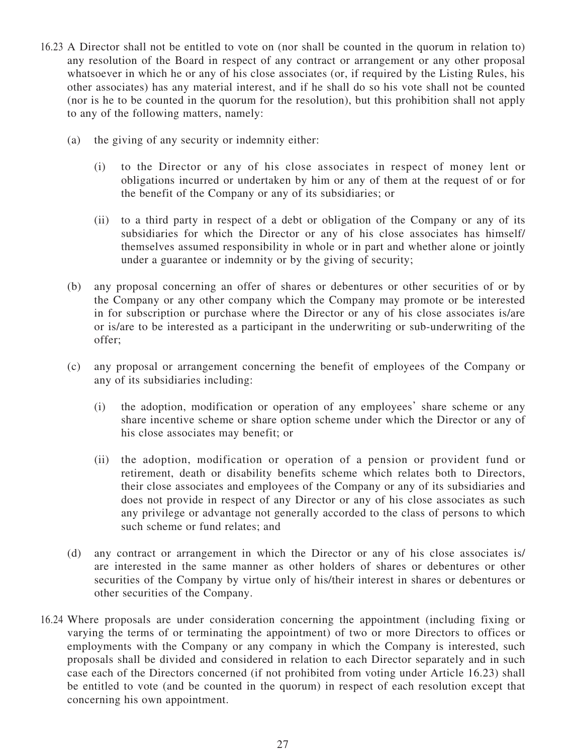16.23 A Director shall not be entitled to vote on (nor shall be counted in the quorum in relation to) any resolution of the Board in respect of any contract or arrangement or any other proposal whatsoever in which he or any of his close associates (or, if required by the Listing Rules, his other associates) has any material interest, and if he shall do so his vote shall not be counted (nor is he to be counted in the quorum for the resolution), but this prohibition shall not apply to any of the following matters, namely:

(a) the giving of any security or indemnity either:

(i) to the Director or any of his close associates in respect of money lent or obligations incurred or undertaken by him or any of them at the request of or for the benefit of the Company or any of its subsidiaries; or

(ii) to a third party in respect of a debt or obligation of the Company or any of its subsidiaries for which the Director or any of his close associates has himself/themselves assumed responsibility in whole or in part and whether alone or jointly under a guarantee or indemnity or by the giving of security;

(b) any proposal concerning an offer of shares or debentures or other securities of or by the Company or any other company which the Company may promote or be interested in for subscription or purchase where the Director or any of his close associates is/are or is/are to be interested as a participant in the underwriting or sub-underwriting of the offer;

(c) any proposal or arrangement concerning the benefit of employees of the Company or any of its subsidiaries including:

(i) the adoption, modification or operation of any employees' share scheme or any share incentive scheme or share option scheme under which the Director or any of his close associates may benefit; or

(ii) the adoption, modification or operation of a pension or provident fund or retirement, death or disability benefits scheme which relates both to Directors, their close associates and employees of the Company or any of its subsidiaries and does not provide in respect of any Director or any of his close associates as such any privilege or advantage not generally accorded to the class of persons to which such scheme or fund relates; and

(d) any contract or arrangement in which the Director or any of his close associates is/are interested in the same manner as other holders of shares or debentures or other securities of the Company by virtue only of his/their interest in shares or debentures or other securities of the Company.

16.24 Where proposals are under consideration concerning the appointment (including fixing or varying the terms of or terminating the appointment) of two or more Directors to offices or employments with the Company or any company in which the Company is interested, such proposals shall be divided and considered in relation to each Director separately and in such case each of the Directors concerned (if not prohibited from voting under Article 16.23) shall be entitled to vote (and be counted in the quorum) in respect of each resolution except that concerning his own appointment.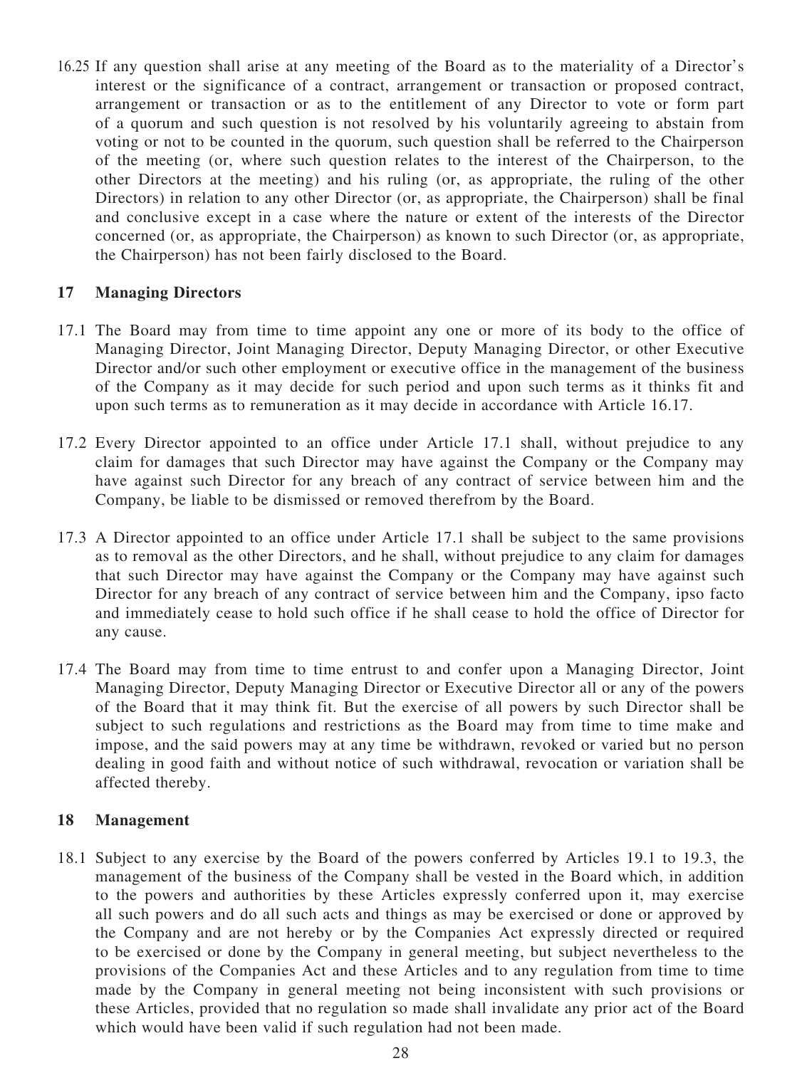16.25 If any question shall arise at any meeting of the Board as to the materiality of a Director's interest or the significance of a contract, arrangement or transaction or proposed contract, arrangement or transaction or as to the entitlement of any Director to vote or form part of a quorum and such question is not resolved by his voluntarily agreeing to abstain from voting or not to be counted in the quorum, such question shall be referred to the Chairperson of the meeting (or, where such question relates to the interest of the Chairperson, to the other Directors at the meeting) and his ruling (or, as appropriate, the ruling of the other Directors) in relation to any other Director (or, as appropriate, the Chairperson) shall be final and conclusive except in a case where the nature or extent of the interests of the Director concerned (or, as appropriate, the Chairperson) as known to such Director (or, as appropriate, the Chairperson) has not been fairly disclosed to the Board.

## 17 Managing Directors

17.1 The Board may from time to time appoint any one or more of its body to the office of Managing Director, Joint Managing Director, Deputy Managing Director, or other Executive Director and/or such other employment or executive office in the management of the business of the Company as it may decide for such period and upon such terms as it thinks fit and upon such terms as to remuneration as it may decide in accordance with Article 16.17.

17.2 Every Director appointed to an office under Article 17.1 shall, without prejudice to any claim for damages that such Director may have against the Company or the Company may have against such Director for any breach of any contract of service between him and the Company, be liable to be dismissed or removed therefrom by the Board.

17.3 A Director appointed to an office under Article 17.1 shall be subject to the same provisions as to removal as the other Directors, and he shall, without prejudice to any claim for damages that such Director may have against the Company or the Company may have against such Director for any breach of any contract of service between him and the Company, ipso facto and immediately cease to hold such office if he shall cease to hold the office of Director for any cause.

17.4 The Board may from time to time entrust to and confer upon a Managing Director, Joint Managing Director, Deputy Managing Director or Executive Director all or any of the powers of the Board that it may think fit. But the exercise of all powers by such Director shall be subject to such regulations and restrictions as the Board may from time to time make and impose, and the said powers may at any time be withdrawn, revoked or varied but no person dealing in good faith and without notice of such withdrawal, revocation or variation shall be affected thereby.

## 18 Management

18.1 Subject to any exercise by the Board of the powers conferred by Articles 19.1 to 19.3, the management of the business of the Company shall be vested in the Board which, in addition to the powers and authorities by these Articles expressly conferred upon it, may exercise all such powers and do all such acts and things as may be exercised or done or approved by the Company and are not hereby or by the Companies Act expressly directed or required to be exercised or done by the Company in general meeting, but subject nevertheless to the provisions of the Companies Act and these Articles and to any regulation from time to time made by the Company in general meeting not being inconsistent with such provisions or these Articles, provided that no regulation so made shall invalidate any prior act of the Board which would have been valid if such regulation had not been made.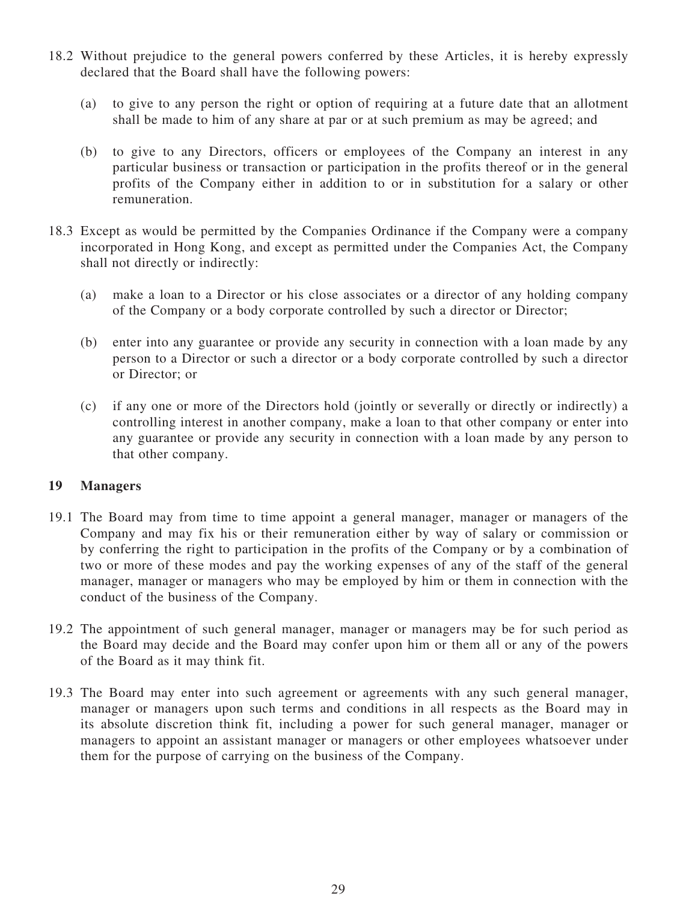18.2 Without prejudice to the general powers conferred by these Articles, it is hereby expressly declared that the Board shall have the following powers:

(a) to give to any person the right or option of requiring at a future date that an allotment shall be made to him of any share at par or at such premium as may be agreed; and

(b) to give to any Directors, officers or employees of the Company an interest in any particular business or transaction or participation in the profits thereof or in the general profits of the Company either in addition to or in substitution for a salary or other remuneration.

18.3 Except as would be permitted by the Companies Ordinance if the Company were a company incorporated in Hong Kong, and except as permitted under the Companies Act, the Company shall not directly or indirectly:

(a) make a loan to a Director or his close associates or a director of any holding company of the Company or a body corporate controlled by such a director or Director;

(b) enter into any guarantee or provide any security in connection with a loan made by any person to a Director or such a director or a body corporate controlled by such a director or Director; or

(c) if any one or more of the Directors hold (jointly or severally or directly or indirectly) a controlling interest in another company, make a loan to that other company or enter into any guarantee or provide any security in connection with a loan made by any person to that other company.

## 19 Managers

19.1 The Board may from time to time appoint a general manager, manager or managers of the Company and may fix his or their remuneration either by way of salary or commission or by conferring the right to participation in the profits of the Company or by a combination of two or more of these modes and pay the working expenses of any of the staff of the general manager, manager or managers who may be employed by him or them in connection with the conduct of the business of the Company.

19.2 The appointment of such general manager, manager or managers may be for such period as the Board may decide and the Board may confer upon him or them all or any of the powers of the Board as it may think fit.

19.3 The Board may enter into such agreement or agreements with any such general manager, manager or managers upon such terms and conditions in all respects as the Board may in its absolute discretion think fit, including a power for such general manager, manager or managers to appoint an assistant manager or managers or other employees whatsoever under them for the purpose of carrying on the business of the Company.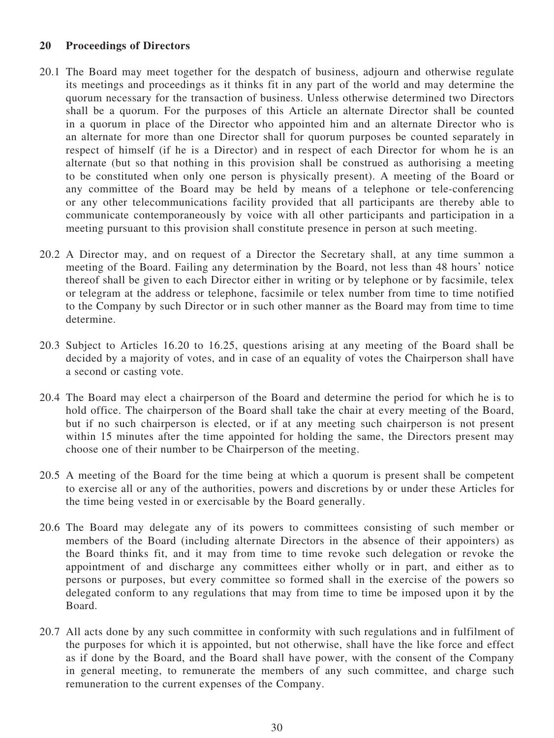## 20 Proceedings of Directors

20.1 The Board may meet together for the despatch of business, adjourn and otherwise regulate its meetings and proceedings as it thinks fit in any part of the world and may determine the quorum necessary for the transaction of business. Unless otherwise determined two Directors shall be a quorum. For the purposes of this Article an alternate Director shall be counted in a quorum in place of the Director who appointed him and an alternate Director who is an alternate for more than one Director shall for quorum purposes be counted separately in respect of himself (if he is a Director) and in respect of each Director for whom he is an alternate (but so that nothing in this provision shall be construed as authorising a meeting to be constituted when only one person is physically present). A meeting of the Board or any committee of the Board may be held by means of a telephone or tele-conferencing or any other telecommunications facility provided that all participants are thereby able to communicate contemporaneously by voice with all other participants and participation in a meeting pursuant to this provision shall constitute presence in person at such meeting.

20.2 A Director may, and on request of a Director the Secretary shall, at any time summon a meeting of the Board. Failing any determination by the Board, not less than 48 hours' notice thereof shall be given to each Director either in writing or by telephone or by facsimile, telex or telegram at the address or telephone, facsimile or telex number from time to time notified to the Company by such Director or in such other manner as the Board may from time to time determine.

20.3 Subject to Articles 16.20 to 16.25, questions arising at any meeting of the Board shall be decided by a majority of votes, and in case of an equality of votes the Chairperson shall have a second or casting vote.

20.4 The Board may elect a chairperson of the Board and determine the period for which he is to hold office. The chairperson of the Board shall take the chair at every meeting of the Board, but if no such chairperson is elected, or if at any meeting such chairperson is not present within 15 minutes after the time appointed for holding the same, the Directors present may choose one of their number to be Chairperson of the meeting.

20.5 A meeting of the Board for the time being at which a quorum is present shall be competent to exercise all or any of the authorities, powers and discretions by or under these Articles for the time being vested in or exercisable by the Board generally.

20.6 The Board may delegate any of its powers to committees consisting of such member or members of the Board (including alternate Directors in the absence of their appointers) as the Board thinks fit, and it may from time to time revoke such delegation or revoke the appointment of and discharge any committees either wholly or in part, and either as to persons or purposes, but every committee so formed shall in the exercise of the powers so delegated conform to any regulations that may from time to time be imposed upon it by the Board.

20.7 All acts done by any such committee in conformity with such regulations and in fulfilment of the purposes for which it is appointed, but not otherwise, shall have the like force and effect as if done by the Board, and the Board shall have power, with the consent of the Company in general meeting, to remunerate the members of any such committee, and charge such remuneration to the current expenses of the Company.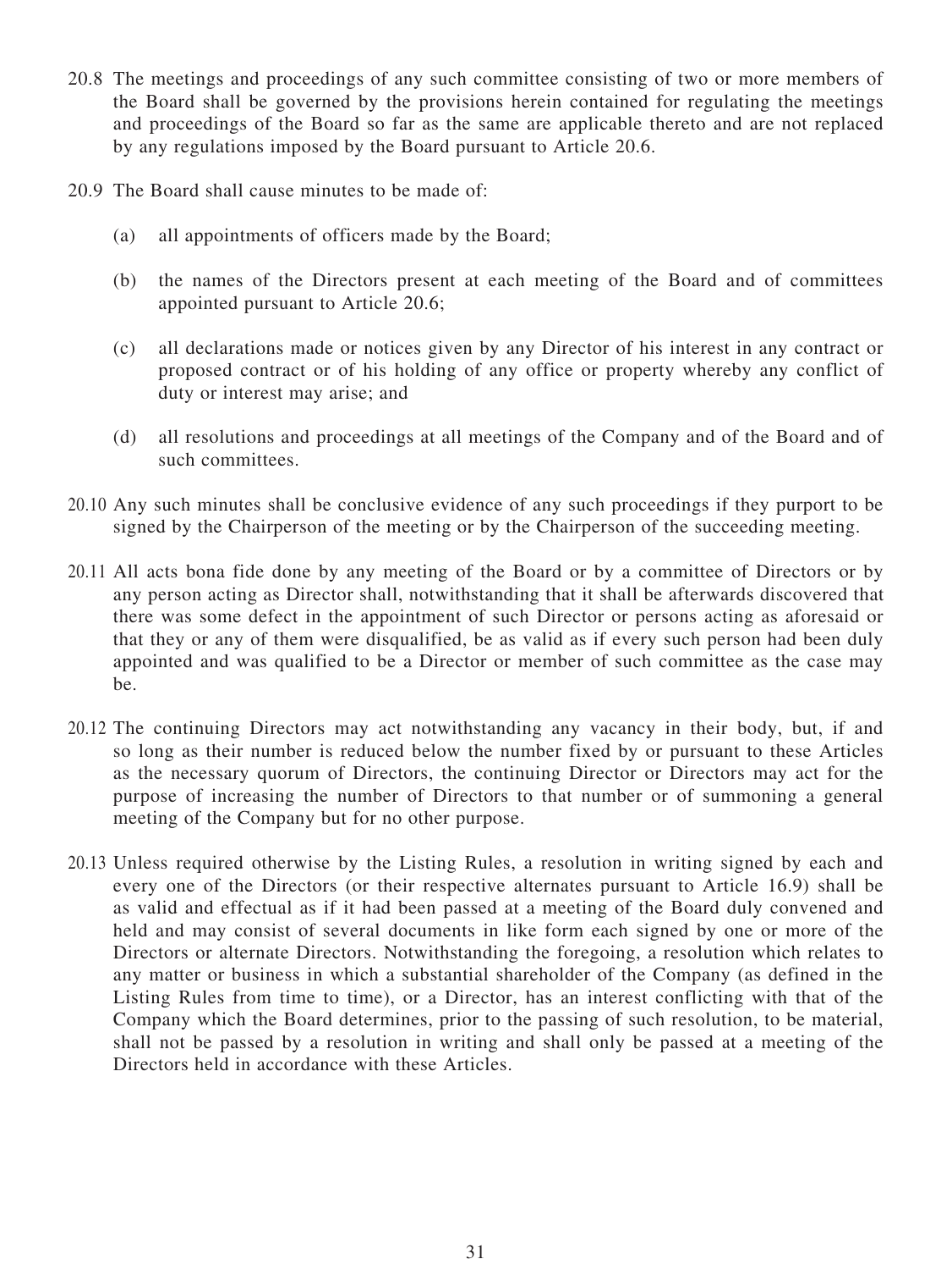20.8 The meetings and proceedings of any such committee consisting of two or more members of the Board shall be governed by the provisions herein contained for regulating the meetings and proceedings of the Board so far as the same are applicable thereto and are not replaced by any regulations imposed by the Board pursuant to Article 20.6.

20.9 The Board shall cause minutes to be made of:

(a) all appointments of officers made by the Board;

(b) the names of the Directors present at each meeting of the Board and of committees appointed pursuant to Article 20.6;

(c) all declarations made or notices given by any Director of his interest in any contract or proposed contract or of his holding of any office or property whereby any conflict of duty or interest may arise; and

(d) all resolutions and proceedings at all meetings of the Company and of the Board and of such committees.

20.10 Any such minutes shall be conclusive evidence of any such proceedings if they purport to be signed by the Chairperson of the meeting or by the Chairperson of the succeeding meeting.

20.11 All acts bona fide done by any meeting of the Board or by a committee of Directors or by any person acting as Director shall, notwithstanding that it shall be afterwards discovered that there was some defect in the appointment of such Director or persons acting as aforesaid or that they or any of them were disqualified, be as valid as if every such person had been duly appointed and was qualified to be a Director or member of such committee as the case may be.

20.12 The continuing Directors may act notwithstanding any vacancy in their body, but, if and so long as their number is reduced below the number fixed by or pursuant to these Articles as the necessary quorum of Directors, the continuing Director or Directors may act for the purpose of increasing the number of Directors to that number or of summoning a general meeting of the Company but for no other purpose.

20.13 Unless required otherwise by the Listing Rules, a resolution in writing signed by each and every one of the Directors (or their respective alternates pursuant to Article 16.9) shall be as valid and effectual as if it had been passed at a meeting of the Board duly convened and held and may consist of several documents in like form each signed by one or more of the Directors or alternate Directors. Notwithstanding the foregoing, a resolution which relates to any matter or business in which a substantial shareholder of the Company (as defined in the Listing Rules from time to time), or a Director, has an interest conflicting with that of the Company which the Board determines, prior to the passing of such resolution, to be material, shall not be passed by a resolution in writing and shall only be passed at a meeting of the Directors held in accordance with these Articles.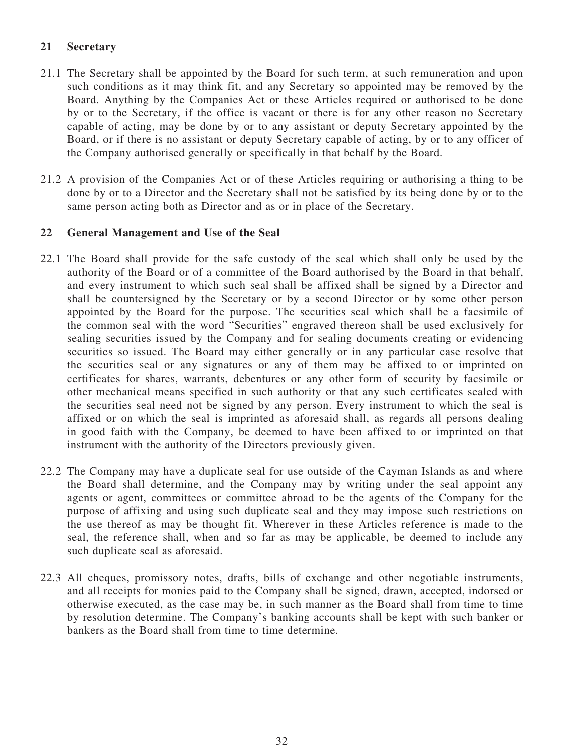## 21 Secretary

21.1 The Secretary shall be appointed by the Board for such term, at such remuneration and upon such conditions as it may think fit, and any Secretary so appointed may be removed by the Board. Anything by the Companies Act or these Articles required or authorised to be done by or to the Secretary, if the office is vacant or there is for any other reason no Secretary capable of acting, may be done by or to any assistant or deputy Secretary appointed by the Board, or if there is no assistant or deputy Secretary capable of acting, by or to any officer of the Company authorised generally or specifically in that behalf by the Board.

21.2 A provision of the Companies Act or of these Articles requiring or authorising a thing to be done by or to a Director and the Secretary shall not be satisfied by its being done by or to the same person acting both as Director and as or in place of the Secretary.

## 22 General Management and Use of the Seal

22.1 The Board shall provide for the safe custody of the seal which shall only be used by the authority of the Board or of a committee of the Board authorised by the Board in that behalf, and every instrument to which such seal shall be affixed shall be signed by a Director and shall be countersigned by the Secretary or by a second Director or by some other person appointed by the Board for the purpose. The securities seal which shall be a facsimile of the common seal with the word "Securities" engraved thereon shall be used exclusively for sealing securities issued by the Company and for sealing documents creating or evidencing securities so issued. The Board may either generally or in any particular case resolve that the securities seal or any signatures or any of them may be affixed to or imprinted on certificates for shares, warrants, debentures or any other form of security by facsimile or other mechanical means specified in such authority or that any such certificates sealed with the securities seal need not be signed by any person. Every instrument to which the seal is affixed or on which the seal is imprinted as aforesaid shall, as regards all persons dealing in good faith with the Company, be deemed to have been affixed to or imprinted on that instrument with the authority of the Directors previously given.

22.2 The Company may have a duplicate seal for use outside of the Cayman Islands as and where the Board shall determine, and the Company may by writing under the seal appoint any agents or agent, committees or committee abroad to be the agents of the Company for the purpose of affixing and using such duplicate seal and they may impose such restrictions on the use thereof as may be thought fit. Wherever in these Articles reference is made to the seal, the reference shall, when and so far as may be applicable, be deemed to include any such duplicate seal as aforesaid.

22.3 All cheques, promissory notes, drafts, bills of exchange and other negotiable instruments, and all receipts for monies paid to the Company shall be signed, drawn, accepted, indorsed or otherwise executed, as the case may be, in such manner as the Board shall from time to time by resolution determine. The Company's banking accounts shall be kept with such banker or bankers as the Board shall from time to time determine.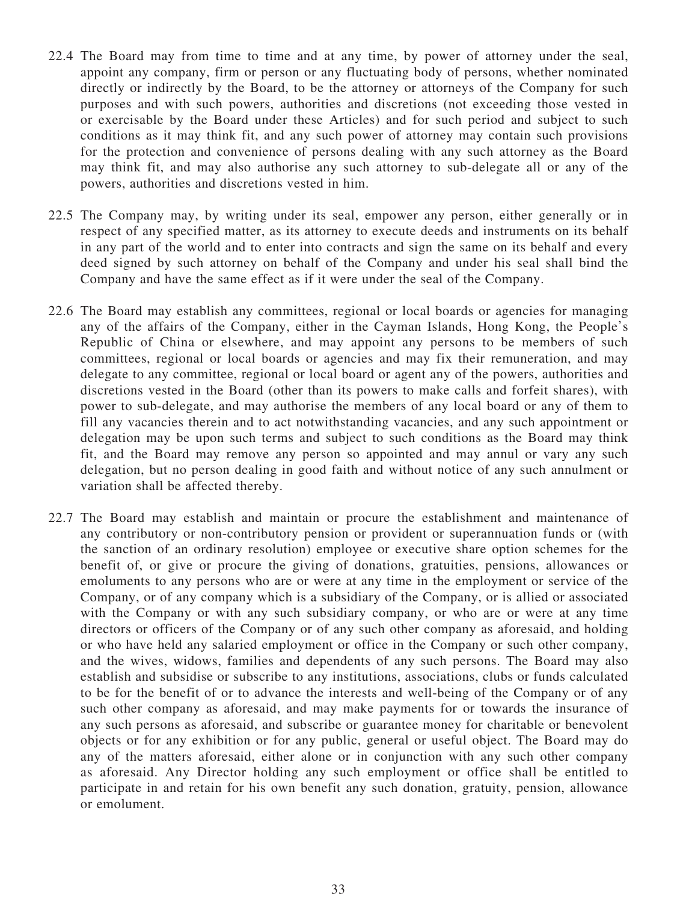22.4 The Board may from time to time and at any time, by power of attorney under the seal, appoint any company, firm or person or any fluctuating body of persons, whether nominated directly or indirectly by the Board, to be the attorney or attorneys of the Company for such purposes and with such powers, authorities and discretions (not exceeding those vested in or exercisable by the Board under these Articles) and for such period and subject to such conditions as it may think fit, and any such power of attorney may contain such provisions for the protection and convenience of persons dealing with any such attorney as the Board may think fit, and may also authorise any such attorney to sub-delegate all or any of the powers, authorities and discretions vested in him.

22.5 The Company may, by writing under its seal, empower any person, either generally or in respect of any specified matter, as its attorney to execute deeds and instruments on its behalf in any part of the world and to enter into contracts and sign the same on its behalf and every deed signed by such attorney on behalf of the Company and under his seal shall bind the Company and have the same effect as if it were under the seal of the Company.

22.6 The Board may establish any committees, regional or local boards or agencies for managing any of the affairs of the Company, either in the Cayman Islands, Hong Kong, the People's Republic of China or elsewhere, and may appoint any persons to be members of such committees, regional or local boards or agencies and may fix their remuneration, and may delegate to any committee, regional or local board or agent any of the powers, authorities and discretions vested in the Board (other than its powers to make calls and forfeit shares), with power to sub-delegate, and may authorise the members of any local board or any of them to fill any vacancies therein and to act notwithstanding vacancies, and any such appointment or delegation may be upon such terms and subject to such conditions as the Board may think fit, and the Board may remove any person so appointed and may annul or vary any such delegation, but no person dealing in good faith and without notice of any such annulment or variation shall be affected thereby.

22.7 The Board may establish and maintain or procure the establishment and maintenance of any contributory or non-contributory pension or provident or superannuation funds or (with the sanction of an ordinary resolution) employee or executive share option schemes for the benefit of, or give or procure the giving of donations, gratuities, pensions, allowances or emoluments to any persons who are or were at any time in the employment or service of the Company, or of any company which is a subsidiary of the Company, or is allied or associated with the Company or with any such subsidiary company, or who are or were at any time directors or officers of the Company or of any such other company as aforesaid, and holding or who have held any salaried employment or office in the Company or such other company, and the wives, widows, families and dependents of any such persons. The Board may also establish and subsidise or subscribe to any institutions, associations, clubs or funds calculated to be for the benefit of or to advance the interests and well-being of the Company or of any such other company as aforesaid, and may make payments for or towards the insurance of any such persons as aforesaid, and subscribe or guarantee money for charitable or benevolent objects or for any exhibition or for any public, general or useful object. The Board may do any of the matters aforesaid, either alone or in conjunction with any such other company as aforesaid. Any Director holding any such employment or office shall be entitled to participate in and retain for his own benefit any such donation, gratuity, pension, allowance or emolument.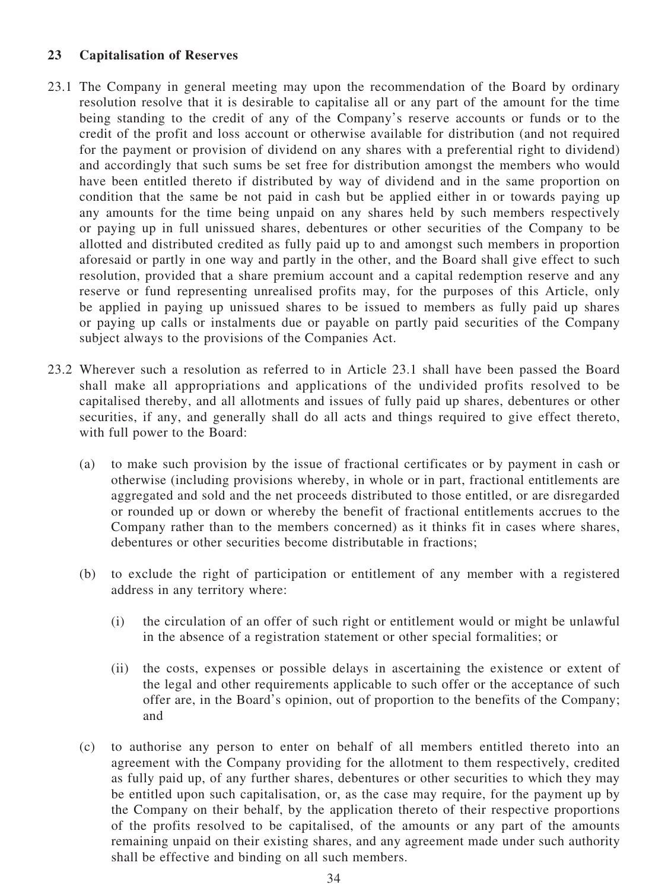## 23 Capitalisation of Reserves

23.1 The Company in general meeting may upon the recommendation of the Board by ordinary resolution resolve that it is desirable to capitalise all or any part of the amount for the time being standing to the credit of any of the Company's reserve accounts or funds or to the credit of the profit and loss account or otherwise available for distribution (and not required for the payment or provision of dividend on any shares with a preferential right to dividend) and accordingly that such sums be set free for distribution amongst the members who would have been entitled thereto if distributed by way of dividend and in the same proportion on condition that the same be not paid in cash but be applied either in or towards paying up any amounts for the time being unpaid on any shares held by such members respectively or paying up in full unissued shares, debentures or other securities of the Company to be allotted and distributed credited as fully paid up to and amongst such members in proportion aforesaid or partly in one way and partly in the other, and the Board shall give effect to such resolution, provided that a share premium account and a capital redemption reserve and any reserve or fund representing unrealised profits may, for the purposes of this Article, only be applied in paying up unissued shares to be issued to members as fully paid up shares or paying up calls or instalments due or payable on partly paid securities of the Company subject always to the provisions of the Companies Act.

23.2 Wherever such a resolution as referred to in Article 23.1 shall have been passed the Board shall make all appropriations and applications of the undivided profits resolved to be capitalised thereby, and all allotments and issues of fully paid up shares, debentures or other securities, if any, and generally shall do all acts and things required to give effect thereto, with full power to the Board:

(a) to make such provision by the issue of fractional certificates or by payment in cash or otherwise (including provisions whereby, in whole or in part, fractional entitlements are aggregated and sold and the net proceeds distributed to those entitled, or are disregarded or rounded up or down or whereby the benefit of fractional entitlements accrues to the Company rather than to the members concerned) as it thinks fit in cases where shares, debentures or other securities become distributable in fractions;

(b) to exclude the right of participation or entitlement of any member with a registered address in any territory where:

(i) the circulation of an offer of such right or entitlement would or might be unlawful in the absence of a registration statement or other special formalities; or

(ii) the costs, expenses or possible delays in ascertaining the existence or extent of the legal and other requirements applicable to such offer or the acceptance of such offer are, in the Board's opinion, out of proportion to the benefits of the Company; and

(c) to authorise any person to enter on behalf of all members entitled thereto into an agreement with the Company providing for the allotment to them respectively, credited as fully paid up, of any further shares, debentures or other securities to which they may be entitled upon such capitalisation, or, as the case may require, for the payment up by the Company on their behalf, by the application thereto of their respective proportions of the profits resolved to be capitalised, of the amounts or any part of the amounts remaining unpaid on their existing shares, and any agreement made under such authority shall be effective and binding on all such members.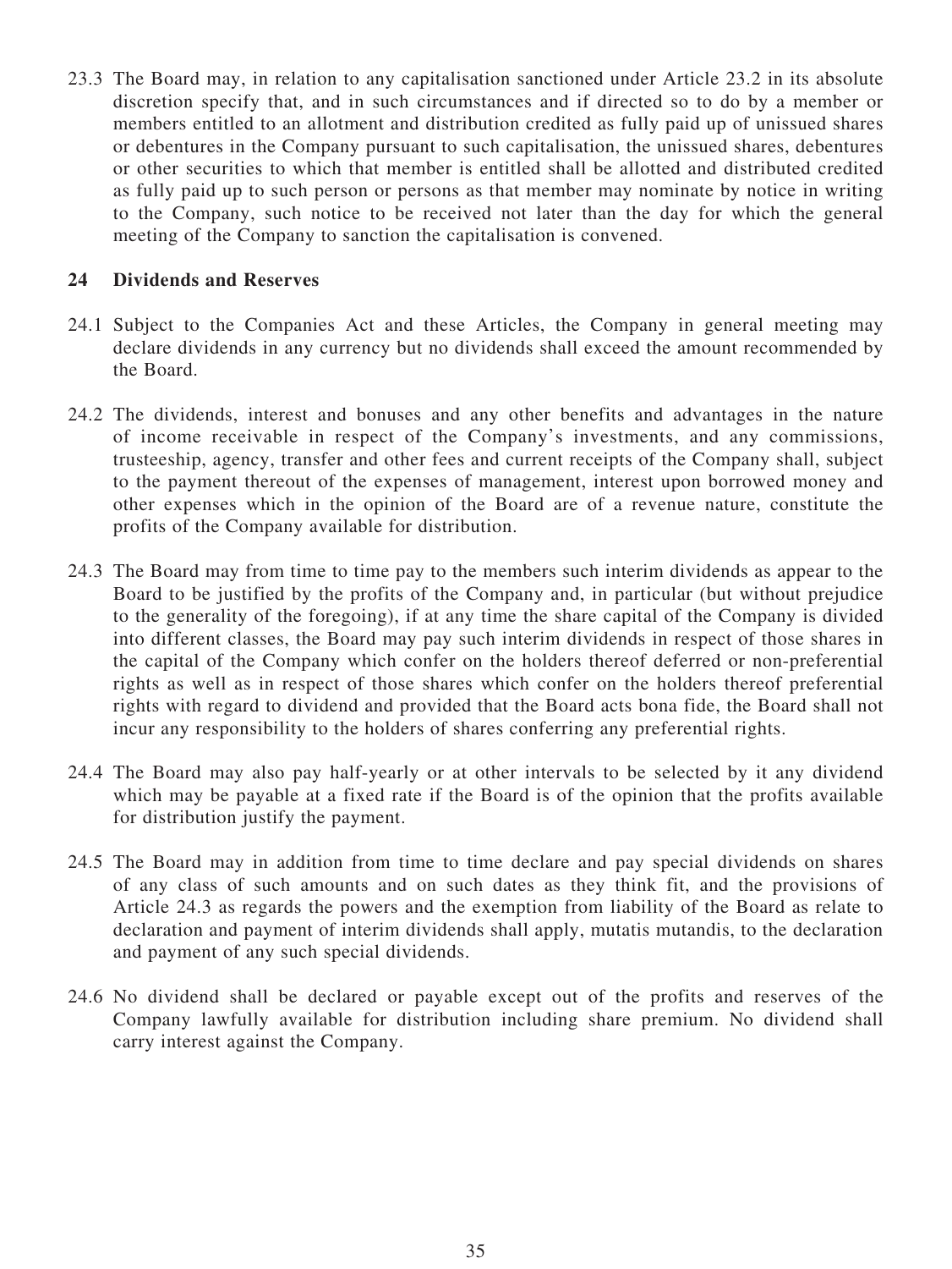23.3 The Board may, in relation to any capitalisation sanctioned under Article 23.2 in its absolute discretion specify that, and in such circumstances and if directed so to do by a member or members entitled to an allotment and distribution credited as fully paid up of unissued shares or debentures in the Company pursuant to such capitalisation, the unissued shares, debentures or other securities to which that member is entitled shall be allotted and distributed credited as fully paid up to such person or persons as that member may nominate by notice in writing to the Company, such notice to be received not later than the day for which the general meeting of the Company to sanction the capitalisation is convened.

## 24 Dividends and Reserves

24.1 Subject to the Companies Act and these Articles, the Company in general meeting may declare dividends in any currency but no dividends shall exceed the amount recommended by the Board.

24.2 The dividends, interest and bonuses and any other benefits and advantages in the nature of income receivable in respect of the Company's investments, and any commissions, trusteeship, agency, transfer and other fees and current receipts of the Company shall, subject to the payment thereout of the expenses of management, interest upon borrowed money and other expenses which in the opinion of the Board are of a revenue nature, constitute the profits of the Company available for distribution.

24.3 The Board may from time to time pay to the members such interim dividends as appear to the Board to be justified by the profits of the Company and, in particular (but without prejudice to the generality of the foregoing), if at any time the share capital of the Company is divided into different classes, the Board may pay such interim dividends in respect of those shares in the capital of the Company which confer on the holders thereof deferred or non-preferential rights as well as in respect of those shares which confer on the holders thereof preferential rights with regard to dividend and provided that the Board acts bona fide, the Board shall not incur any responsibility to the holders of shares conferring any preferential rights.

24.4 The Board may also pay half-yearly or at other intervals to be selected by it any dividend which may be payable at a fixed rate if the Board is of the opinion that the profits available for distribution justify the payment.

24.5 The Board may in addition from time to time declare and pay special dividends on shares of any class of such amounts and on such dates as they think fit, and the provisions of Article 24.3 as regards the powers and the exemption from liability of the Board as relate to declaration and payment of interim dividends shall apply, mutatis mutandis, to the declaration and payment of any such special dividends.

24.6 No dividend shall be declared or payable except out of the profits and reserves of the Company lawfully available for distribution including share premium. No dividend shall carry interest against the Company.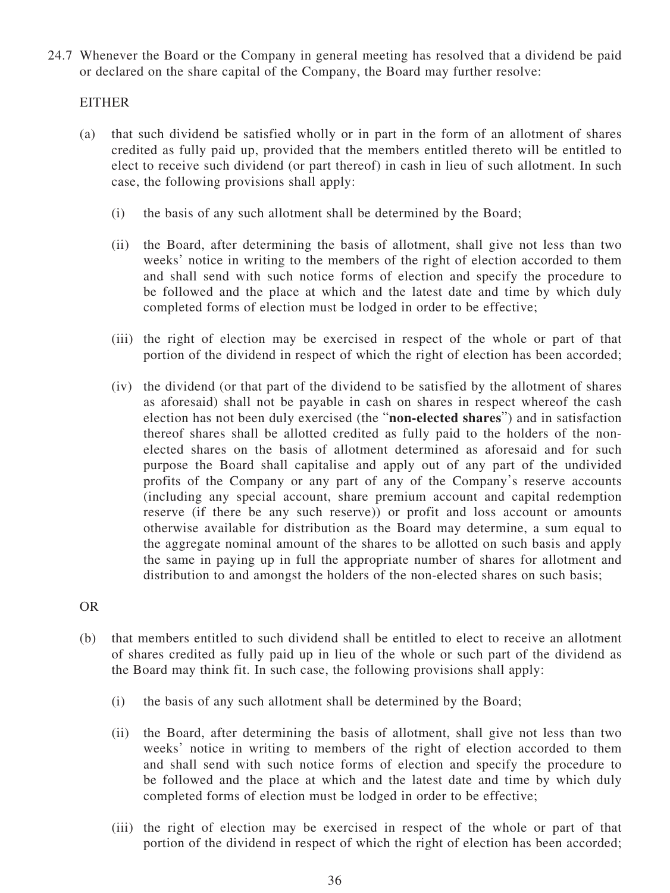24.7 Whenever the Board or the Company in general meeting has resolved that a dividend be paid or declared on the share capital of the Company, the Board may further resolve:

EITHER

(a) that such dividend be satisfied wholly or in part in the form of an allotment of shares credited as fully paid up, provided that the members entitled thereto will be entitled to elect to receive such dividend (or part thereof) in cash in lieu of such allotment. In such case, the following provisions shall apply:

   (i) the basis of any such allotment shall be determined by the Board;

   (ii) the Board, after determining the basis of allotment, shall give not less than two weeks' notice in writing to the members of the right of election accorded to them and shall send with such notice forms of election and specify the procedure to be followed and the place at which and the latest date and time by which duly completed forms of election must be lodged in order to be effective;

   (iii) the right of election may be exercised in respect of the whole or part of that portion of the dividend in respect of which the right of election has been accorded;

   (iv) the dividend (or that part of the dividend to be satisfied by the allotment of shares as aforesaid) shall not be payable in cash on shares in respect whereof the cash election has not been duly exercised (the "**non-elected shares**") and in satisfaction thereof shares shall be allotted credited as fully paid to the holders of the non-elected shares on the basis of allotment determined as aforesaid and for such purpose the Board shall capitalise and apply out of any part of the undivided profits of the Company or any part of any of the Company's reserve accounts (including any special account, share premium account and capital redemption reserve (if there be any such reserve)) or profit and loss account or amounts otherwise available for distribution as the Board may determine, a sum equal to the aggregate nominal amount of the shares to be allotted on such basis and apply the same in paying up in full the appropriate number of shares for allotment and distribution to and amongst the holders of the non-elected shares on such basis;

OR

(b) that members entitled to such dividend shall be entitled to elect to receive an allotment of shares credited as fully paid up in lieu of the whole or such part of the dividend as the Board may think fit. In such case, the following provisions shall apply:

   (i) the basis of any such allotment shall be determined by the Board;

   (ii) the Board, after determining the basis of allotment, shall give not less than two weeks' notice in writing to members of the right of election accorded to them and shall send with such notice forms of election and specify the procedure to be followed and the place at which and the latest date and time by which duly completed forms of election must be lodged in order to be effective;

   (iii) the right of election may be exercised in respect of the whole or part of that portion of the dividend in respect of which the right of election has been accorded;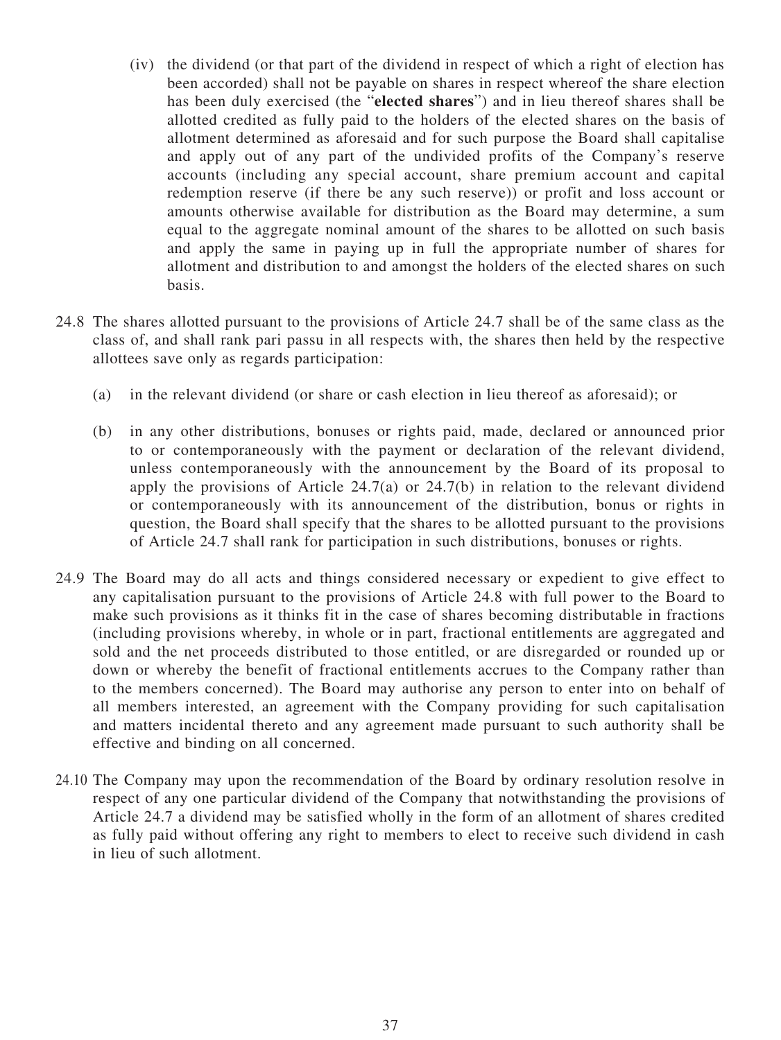(iv) the dividend (or that part of the dividend in respect of which a right of election has been accorded) shall not be payable on shares in respect whereof the share election has been duly exercised (the "**elected shares**") and in lieu thereof shares shall be allotted credited as fully paid to the holders of the elected shares on the basis of allotment determined as aforesaid and for such purpose the Board shall capitalise and apply out of any part of the undivided profits of the Company's reserve accounts (including any special account, share premium account and capital redemption reserve (if there be any such reserve)) or profit and loss account or amounts otherwise available for distribution as the Board may determine, a sum equal to the aggregate nominal amount of the shares to be allotted on such basis and apply the same in paying up in full the appropriate number of shares for allotment and distribution to and amongst the holders of the elected shares on such basis.

24.8 The shares allotted pursuant to the provisions of Article 24.7 shall be of the same class as the class of, and shall rank pari passu in all respects with, the shares then held by the respective allottees save only as regards participation:

(a) in the relevant dividend (or share or cash election in lieu thereof as aforesaid); or

(b) in any other distributions, bonuses or rights paid, made, declared or announced prior to or contemporaneously with the payment or declaration of the relevant dividend, unless contemporaneously with the announcement by the Board of its proposal to apply the provisions of Article 24.7(a) or 24.7(b) in relation to the relevant dividend or contemporaneously with its announcement of the distribution, bonus or rights in question, the Board shall specify that the shares to be allotted pursuant to the provisions of Article 24.7 shall rank for participation in such distributions, bonuses or rights.

24.9 The Board may do all acts and things considered necessary or expedient to give effect to any capitalisation pursuant to the provisions of Article 24.8 with full power to the Board to make such provisions as it thinks fit in the case of shares becoming distributable in fractions (including provisions whereby, in whole or in part, fractional entitlements are aggregated and sold and the net proceeds distributed to those entitled, or are disregarded or rounded up or down or whereby the benefit of fractional entitlements accrues to the Company rather than to the members concerned). The Board may authorise any person to enter into on behalf of all members interested, an agreement with the Company providing for such capitalisation and matters incidental thereto and any agreement made pursuant to such authority shall be effective and binding on all concerned.

24.10 The Company may upon the recommendation of the Board by ordinary resolution resolve in respect of any one particular dividend of the Company that notwithstanding the provisions of Article 24.7 a dividend may be satisfied wholly in the form of an allotment of shares credited as fully paid without offering any right to members to elect to receive such dividend in cash in lieu of such allotment.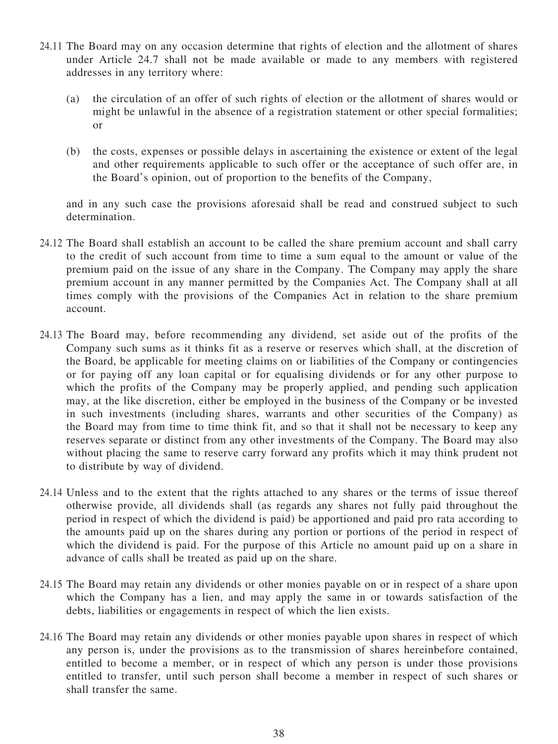24.11 The Board may on any occasion determine that rights of election and the allotment of shares under Article 24.7 shall not be made available or made to any members with registered addresses in any territory where:

(a) the circulation of an offer of such rights of election or the allotment of shares would or might be unlawful in the absence of a registration statement or other special formalities; or

(b) the costs, expenses or possible delays in ascertaining the existence or extent of the legal and other requirements applicable to such offer or the acceptance of such offer are, in the Board's opinion, out of proportion to the benefits of the Company,

and in any such case the provisions aforesaid shall be read and construed subject to such determination.

24.12 The Board shall establish an account to be called the share premium account and shall carry to the credit of such account from time to time a sum equal to the amount or value of the premium paid on the issue of any share in the Company. The Company may apply the share premium account in any manner permitted by the Companies Act. The Company shall at all times comply with the provisions of the Companies Act in relation to the share premium account.

24.13 The Board may, before recommending any dividend, set aside out of the profits of the Company such sums as it thinks fit as a reserve or reserves which shall, at the discretion of the Board, be applicable for meeting claims on or liabilities of the Company or contingencies or for paying off any loan capital or for equalising dividends or for any other purpose to which the profits of the Company may be properly applied, and pending such application may, at the like discretion, either be employed in the business of the Company or be invested in such investments (including shares, warrants and other securities of the Company) as the Board may from time to time think fit, and so that it shall not be necessary to keep any reserves separate or distinct from any other investments of the Company. The Board may also without placing the same to reserve carry forward any profits which it may think prudent not to distribute by way of dividend.

24.14 Unless and to the extent that the rights attached to any shares or the terms of issue thereof otherwise provide, all dividends shall (as regards any shares not fully paid throughout the period in respect of which the dividend is paid) be apportioned and paid pro rata according to the amounts paid up on the shares during any portion or portions of the period in respect of which the dividend is paid. For the purpose of this Article no amount paid up on a share in advance of calls shall be treated as paid up on the share.

24.15 The Board may retain any dividends or other monies payable on or in respect of a share upon which the Company has a lien, and may apply the same in or towards satisfaction of the debts, liabilities or engagements in respect of which the lien exists.

24.16 The Board may retain any dividends or other monies payable upon shares in respect of which any person is, under the provisions as to the transmission of shares hereinbefore contained, entitled to become a member, or in respect of which any person is under those provisions entitled to transfer, until such person shall become a member in respect of such shares or shall transfer the same.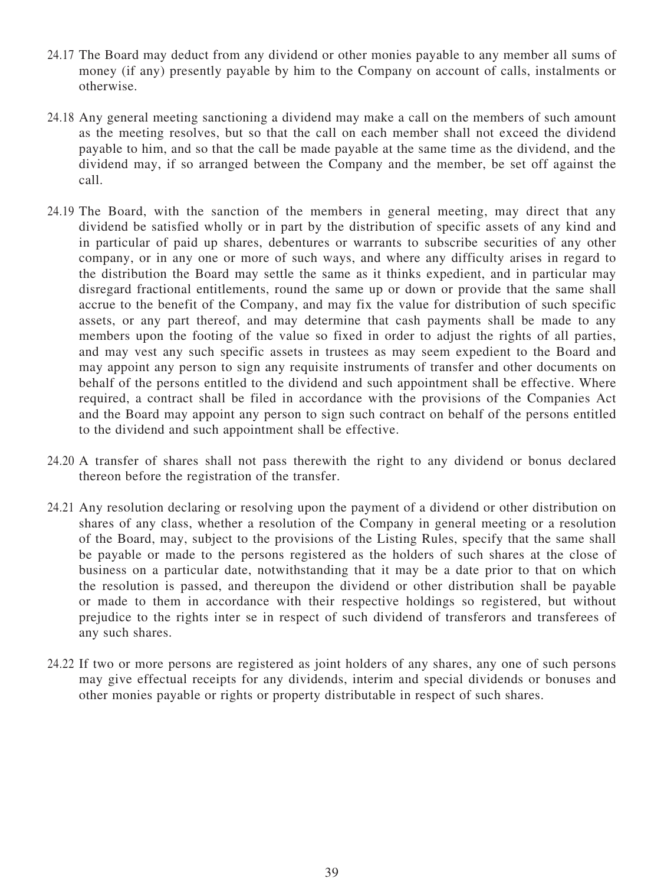24.17 The Board may deduct from any dividend or other monies payable to any member all sums of money (if any) presently payable by him to the Company on account of calls, instalments or otherwise.

24.18 Any general meeting sanctioning a dividend may make a call on the members of such amount as the meeting resolves, but so that the call on each member shall not exceed the dividend payable to him, and so that the call be made payable at the same time as the dividend, and the dividend may, if so arranged between the Company and the member, be set off against the call.

24.19 The Board, with the sanction of the members in general meeting, may direct that any dividend be satisfied wholly or in part by the distribution of specific assets of any kind and in particular of paid up shares, debentures or warrants to subscribe securities of any other company, or in any one or more of such ways, and where any difficulty arises in regard to the distribution the Board may settle the same as it thinks expedient, and in particular may disregard fractional entitlements, round the same up or down or provide that the same shall accrue to the benefit of the Company, and may fix the value for distribution of such specific assets, or any part thereof, and may determine that cash payments shall be made to any members upon the footing of the value so fixed in order to adjust the rights of all parties, and may vest any such specific assets in trustees as may seem expedient to the Board and may appoint any person to sign any requisite instruments of transfer and other documents on behalf of the persons entitled to the dividend and such appointment shall be effective. Where required, a contract shall be filed in accordance with the provisions of the Companies Act and the Board may appoint any person to sign such contract on behalf of the persons entitled to the dividend and such appointment shall be effective.

24.20 A transfer of shares shall not pass therewith the right to any dividend or bonus declared thereon before the registration of the transfer.

24.21 Any resolution declaring or resolving upon the payment of a dividend or other distribution on shares of any class, whether a resolution of the Company in general meeting or a resolution of the Board, may, subject to the provisions of the Listing Rules, specify that the same shall be payable or made to the persons registered as the holders of such shares at the close of business on a particular date, notwithstanding that it may be a date prior to that on which the resolution is passed, and thereupon the dividend or other distribution shall be payable or made to them in accordance with their respective holdings so registered, but without prejudice to the rights inter se in respect of such dividend of transferors and transferees of any such shares.

24.22 If two or more persons are registered as joint holders of any shares, any one of such persons may give effectual receipts for any dividends, interim and special dividends or bonuses and other monies payable or rights or property distributable in respect of such shares.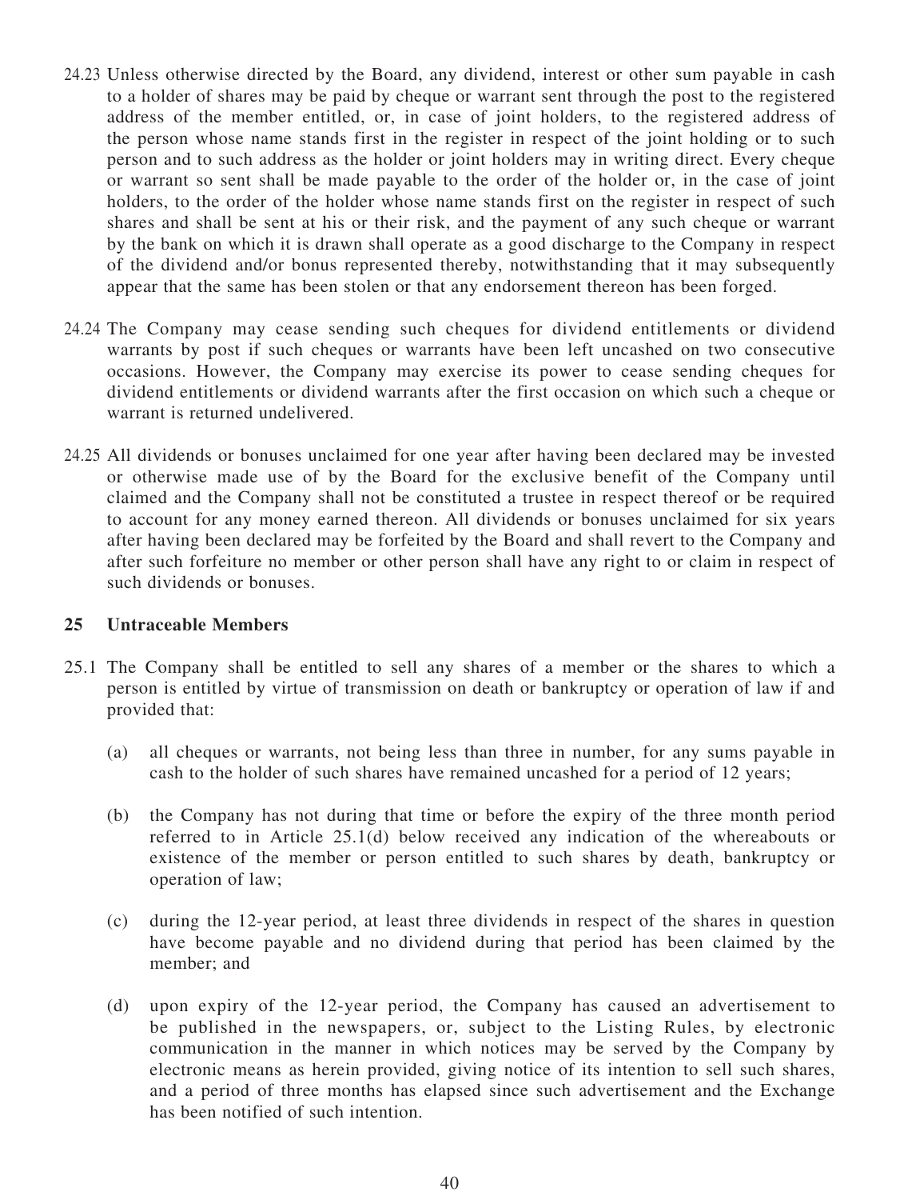24.23 Unless otherwise directed by the Board, any dividend, interest or other sum payable in cash to a holder of shares may be paid by cheque or warrant sent through the post to the registered address of the member entitled, or, in case of joint holders, to the registered address of the person whose name stands first in the register in respect of the joint holding or to such person and to such address as the holder or joint holders may in writing direct. Every cheque or warrant so sent shall be made payable to the order of the holder or, in the case of joint holders, to the order of the holder whose name stands first on the register in respect of such shares and shall be sent at his or their risk, and the payment of any such cheque or warrant by the bank on which it is drawn shall operate as a good discharge to the Company in respect of the dividend and/or bonus represented thereby, notwithstanding that it may subsequently appear that the same has been stolen or that any endorsement thereon has been forged.

24.24 The Company may cease sending such cheques for dividend entitlements or dividend warrants by post if such cheques or warrants have been left uncashed on two consecutive occasions. However, the Company may exercise its power to cease sending cheques for dividend entitlements or dividend warrants after the first occasion on which such a cheque or warrant is returned undelivered.

24.25 All dividends or bonuses unclaimed for one year after having been declared may be invested or otherwise made use of by the Board for the exclusive benefit of the Company until claimed and the Company shall not be constituted a trustee in respect thereof or be required to account for any money earned thereon. All dividends or bonuses unclaimed for six years after having been declared may be forfeited by the Board and shall revert to the Company and after such forfeiture no member or other person shall have any right to or claim in respect of such dividends or bonuses.

## 25 Untraceable Members

25.1 The Company shall be entitled to sell any shares of a member or the shares to which a person is entitled by virtue of transmission on death or bankruptcy or operation of law if and provided that:

(a) all cheques or warrants, not being less than three in number, for any sums payable in cash to the holder of such shares have remained uncashed for a period of 12 years;

(b) the Company has not during that time or before the expiry of the three month period referred to in Article 25.1(d) below received any indication of the whereabouts or existence of the member or person entitled to such shares by death, bankruptcy or operation of law;

(c) during the 12-year period, at least three dividends in respect of the shares in question have become payable and no dividend during that period has been claimed by the member; and

(d) upon expiry of the 12-year period, the Company has caused an advertisement to be published in the newspapers, or, subject to the Listing Rules, by electronic communication in the manner in which notices may be served by the Company by electronic means as herein provided, giving notice of its intention to sell such shares, and a period of three months has elapsed since such advertisement and the Exchange has been notified of such intention.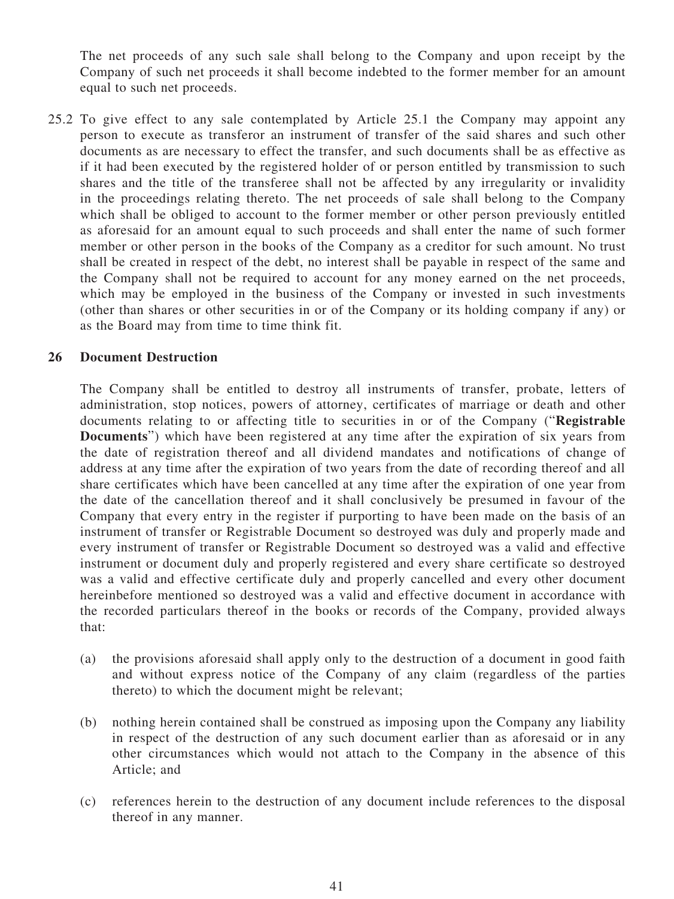The net proceeds of any such sale shall belong to the Company and upon receipt by the Company of such net proceeds it shall become indebted to the former member for an amount equal to such net proceeds.

25.2 To give effect to any sale contemplated by Article 25.1 the Company may appoint any person to execute as transferor an instrument of transfer of the said shares and such other documents as are necessary to effect the transfer, and such documents shall be as effective as if it had been executed by the registered holder of or person entitled by transmission to such shares and the title of the transferee shall not be affected by any irregularity or invalidity in the proceedings relating thereto. The net proceeds of sale shall belong to the Company which shall be obliged to account to the former member or other person previously entitled as aforesaid for an amount equal to such proceeds and shall enter the name of such former member or other person in the books of the Company as a creditor for such amount. No trust shall be created in respect of the debt, no interest shall be payable in respect of the same and the Company shall not be required to account for any money earned on the net proceeds, which may be employed in the business of the Company or invested in such investments (other than shares or other securities in or of the Company or its holding company if any) or as the Board may from time to time think fit.

## 26 Document Destruction

The Company shall be entitled to destroy all instruments of transfer, probate, letters of administration, stop notices, powers of attorney, certificates of marriage or death and other documents relating to or affecting title to securities in or of the Company ("**Registrable Documents**") which have been registered at any time after the expiration of six years from the date of registration thereof and all dividend mandates and notifications of change of address at any time after the expiration of two years from the date of recording thereof and all share certificates which have been cancelled at any time after the expiration of one year from the date of the cancellation thereof and it shall conclusively be presumed in favour of the Company that every entry in the register if purporting to have been made on the basis of an instrument of transfer or Registrable Document so destroyed was duly and properly made and every instrument of transfer or Registrable Document so destroyed was a valid and effective instrument or document duly and properly registered and every share certificate so destroyed was a valid and effective certificate duly and properly cancelled and every other document hereinbefore mentioned so destroyed was a valid and effective document in accordance with the recorded particulars thereof in the books or records of the Company, provided always that:

(a) the provisions aforesaid shall apply only to the destruction of a document in good faith and without express notice of the Company of any claim (regardless of the parties thereto) to which the document might be relevant;

(b) nothing herein contained shall be construed as imposing upon the Company any liability in respect of the destruction of any such document earlier than as aforesaid or in any other circumstances which would not attach to the Company in the absence of this Article; and

(c) references herein to the destruction of any document include references to the disposal thereof in any manner.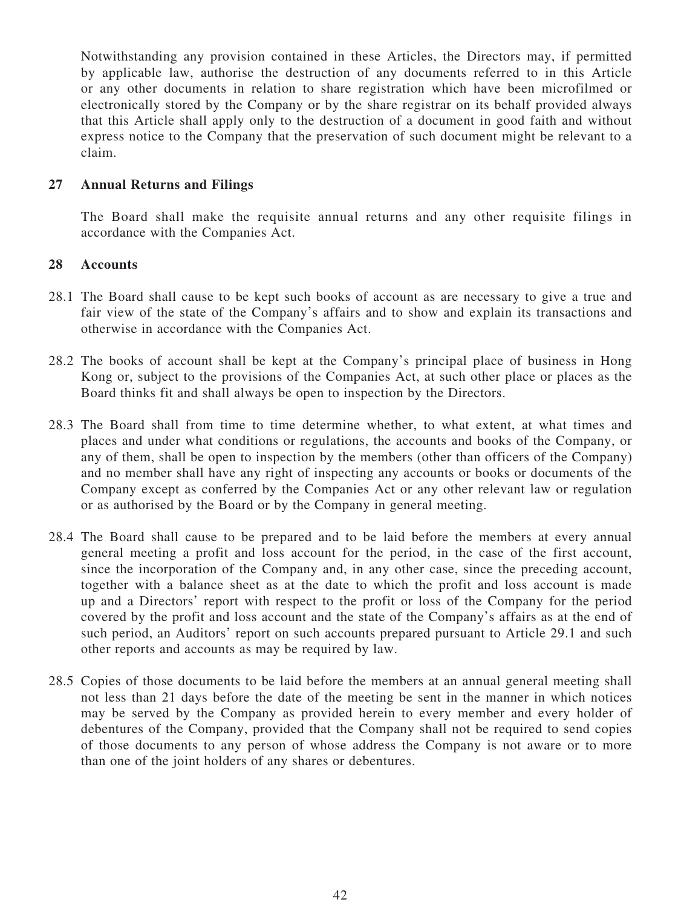Notwithstanding any provision contained in these Articles, the Directors may, if permitted by applicable law, authorise the destruction of any documents referred to in this Article or any other documents in relation to share registration which have been microfilmed or electronically stored by the Company or by the share registrar on its behalf provided always that this Article shall apply only to the destruction of a document in good faith and without express notice to the Company that the preservation of such document might be relevant to a claim.

## 27 Annual Returns and Filings

The Board shall make the requisite annual returns and any other requisite filings in accordance with the Companies Act.

## 28 Accounts

28.1 The Board shall cause to be kept such books of account as are necessary to give a true and fair view of the state of the Company's affairs and to show and explain its transactions and otherwise in accordance with the Companies Act.

28.2 The books of account shall be kept at the Company's principal place of business in Hong Kong or, subject to the provisions of the Companies Act, at such other place or places as the Board thinks fit and shall always be open to inspection by the Directors.

28.3 The Board shall from time to time determine whether, to what extent, at what times and places and under what conditions or regulations, the accounts and books of the Company, or any of them, shall be open to inspection by the members (other than officers of the Company) and no member shall have any right of inspecting any accounts or books or documents of the Company except as conferred by the Companies Act or any other relevant law or regulation or as authorised by the Board or by the Company in general meeting.

28.4 The Board shall cause to be prepared and to be laid before the members at every annual general meeting a profit and loss account for the period, in the case of the first account, since the incorporation of the Company and, in any other case, since the preceding account, together with a balance sheet as at the date to which the profit and loss account is made up and a Directors' report with respect to the profit or loss of the Company for the period covered by the profit and loss account and the state of the Company's affairs as at the end of such period, an Auditors' report on such accounts prepared pursuant to Article 29.1 and such other reports and accounts as may be required by law.

28.5 Copies of those documents to be laid before the members at an annual general meeting shall not less than 21 days before the date of the meeting be sent in the manner in which notices may be served by the Company as provided herein to every member and every holder of debentures of the Company, provided that the Company shall not be required to send copies of those documents to any person of whose address the Company is not aware or to more than one of the joint holders of any shares or debentures.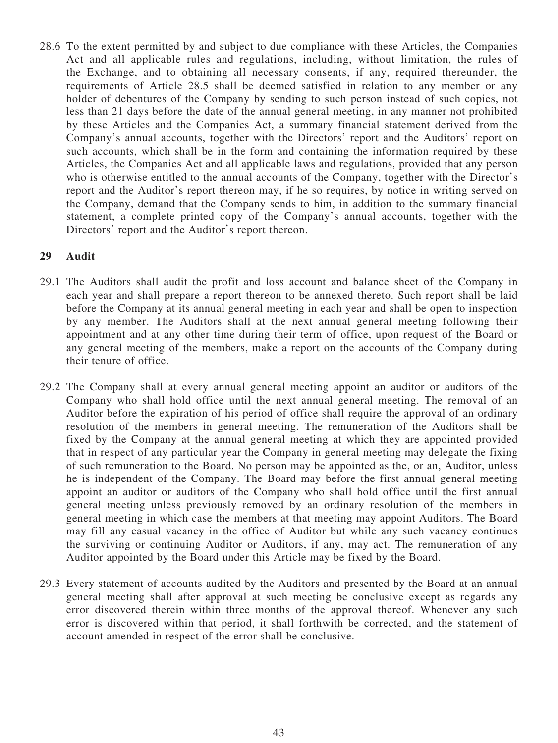28.6 To the extent permitted by and subject to due compliance with these Articles, the Companies Act and all applicable rules and regulations, including, without limitation, the rules of the Exchange, and to obtaining all necessary consents, if any, required thereunder, the requirements of Article 28.5 shall be deemed satisfied in relation to any member or any holder of debentures of the Company by sending to such person instead of such copies, not less than 21 days before the date of the annual general meeting, in any manner not prohibited by these Articles and the Companies Act, a summary financial statement derived from the Company's annual accounts, together with the Directors' report and the Auditors' report on such accounts, which shall be in the form and containing the information required by these Articles, the Companies Act and all applicable laws and regulations, provided that any person who is otherwise entitled to the annual accounts of the Company, together with the Director's report and the Auditor's report thereon may, if he so requires, by notice in writing served on the Company, demand that the Company sends to him, in addition to the summary financial statement, a complete printed copy of the Company's annual accounts, together with the Directors' report and the Auditor's report thereon.

## 29 Audit

29.1 The Auditors shall audit the profit and loss account and balance sheet of the Company in each year and shall prepare a report thereon to be annexed thereto. Such report shall be laid before the Company at its annual general meeting in each year and shall be open to inspection by any member. The Auditors shall at the next annual general meeting following their appointment and at any other time during their term of office, upon request of the Board or any general meeting of the members, make a report on the accounts of the Company during their tenure of office.

29.2 The Company shall at every annual general meeting appoint an auditor or auditors of the Company who shall hold office until the next annual general meeting. The removal of an Auditor before the expiration of his period of office shall require the approval of an ordinary resolution of the members in general meeting. The remuneration of the Auditors shall be fixed by the Company at the annual general meeting at which they are appointed provided that in respect of any particular year the Company in general meeting may delegate the fixing of such remuneration to the Board. No person may be appointed as the, or an, Auditor, unless he is independent of the Company. The Board may before the first annual general meeting appoint an auditor or auditors of the Company who shall hold office until the first annual general meeting unless previously removed by an ordinary resolution of the members in general meeting in which case the members at that meeting may appoint Auditors. The Board may fill any casual vacancy in the office of Auditor but while any such vacancy continues the surviving or continuing Auditor or Auditors, if any, may act. The remuneration of any Auditor appointed by the Board under this Article may be fixed by the Board.

29.3 Every statement of accounts audited by the Auditors and presented by the Board at an annual general meeting shall after approval at such meeting be conclusive except as regards any error discovered therein within three months of the approval thereof. Whenever any such error is discovered within that period, it shall forthwith be corrected, and the statement of account amended in respect of the error shall be conclusive.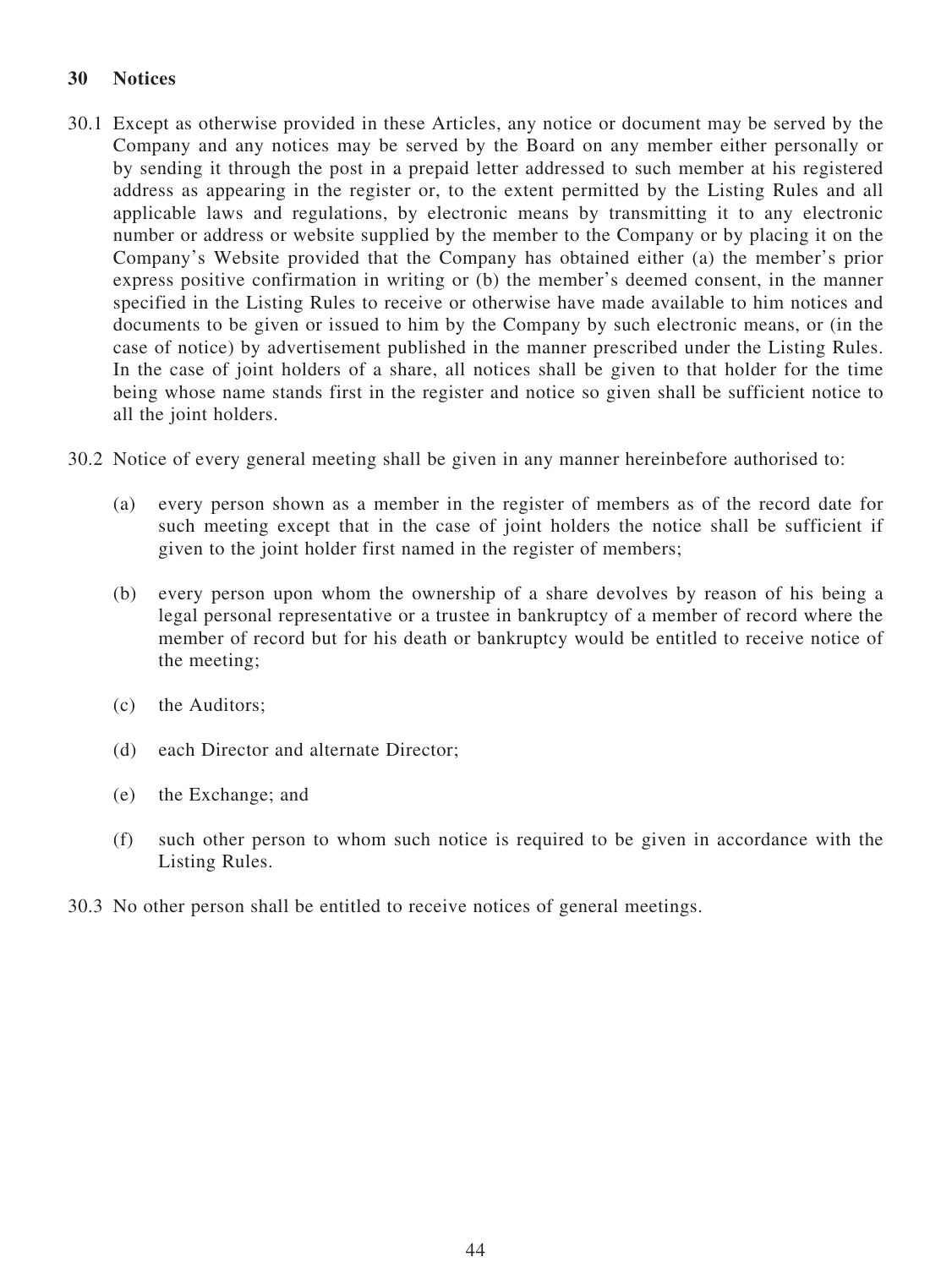## 30 Notices

30.1 Except as otherwise provided in these Articles, any notice or document may be served by the Company and any notices may be served by the Board on any member either personally or by sending it through the post in a prepaid letter addressed to such member at his registered address as appearing in the register or, to the extent permitted by the Listing Rules and all applicable laws and regulations, by electronic means by transmitting it to any electronic number or address or website supplied by the member to the Company or by placing it on the Company's Website provided that the Company has obtained either (a) the member's prior express positive confirmation in writing or (b) the member's deemed consent, in the manner specified in the Listing Rules to receive or otherwise have made available to him notices and documents to be given or issued to him by the Company by such electronic means, or (in the case of notice) by advertisement published in the manner prescribed under the Listing Rules. In the case of joint holders of a share, all notices shall be given to that holder for the time being whose name stands first in the register and notice so given shall be sufficient notice to all the joint holders.

30.2 Notice of every general meeting shall be given in any manner hereinbefore authorised to:

(a) every person shown as a member in the register of members as of the record date for such meeting except that in the case of joint holders the notice shall be sufficient if given to the joint holder first named in the register of members;

(b) every person upon whom the ownership of a share devolves by reason of his being a legal personal representative or a trustee in bankruptcy of a member of record where the member of record but for his death or bankruptcy would be entitled to receive notice of the meeting;

(c) the Auditors;

(d) each Director and alternate Director;

(e) the Exchange; and

(f) such other person to whom such notice is required to be given in accordance with the Listing Rules.

30.3 No other person shall be entitled to receive notices of general meetings.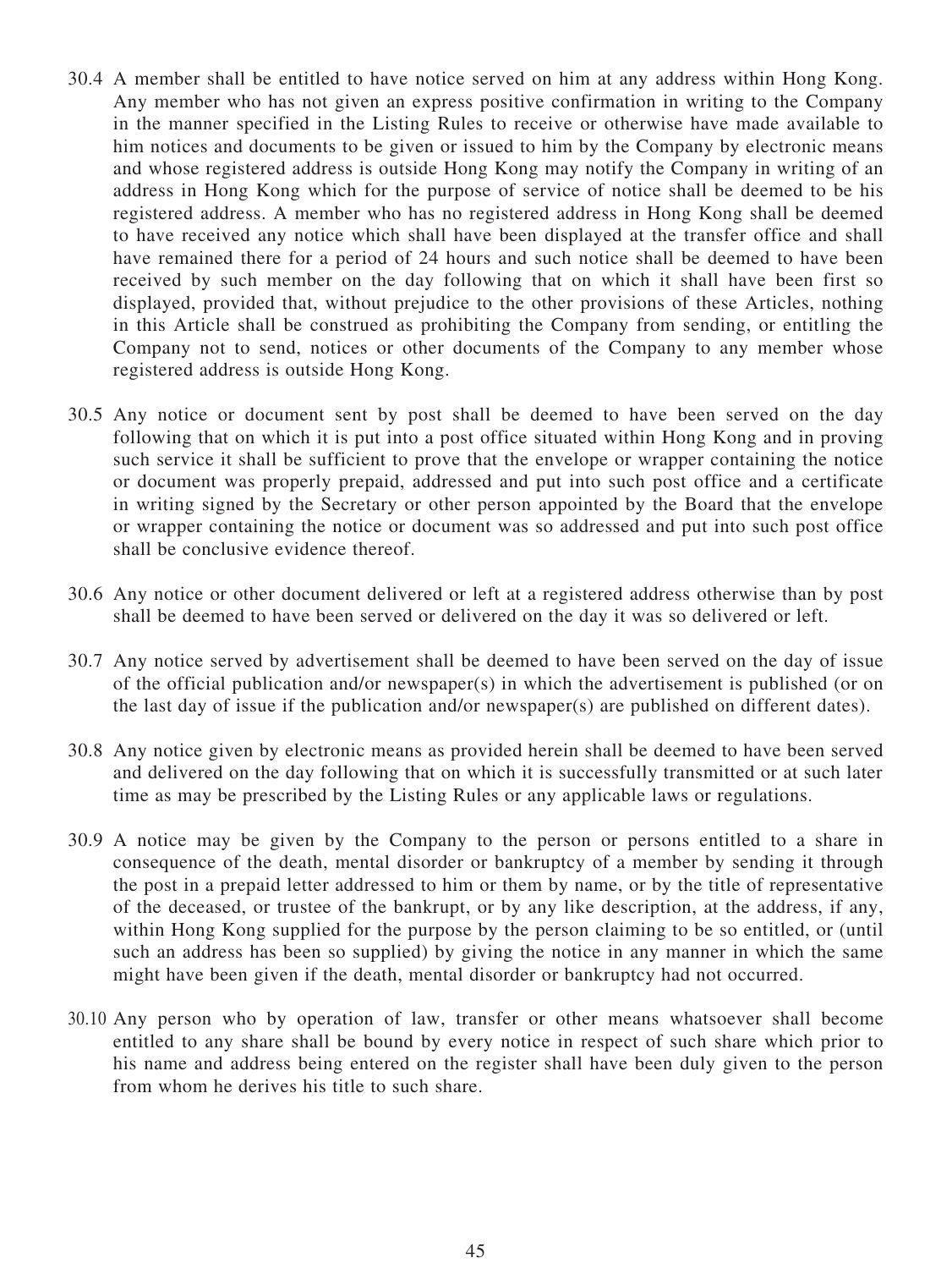30.4 A member shall be entitled to have notice served on him at any address within Hong Kong. Any member who has not given an express positive confirmation in writing to the Company in the manner specified in the Listing Rules to receive or otherwise have made available to him notices and documents to be given or issued to him by the Company by electronic means and whose registered address is outside Hong Kong may notify the Company in writing of an address in Hong Kong which for the purpose of service of notice shall be deemed to be his registered address. A member who has no registered address in Hong Kong shall be deemed to have received any notice which shall have been displayed at the transfer office and shall have remained there for a period of 24 hours and such notice shall be deemed to have been received by such member on the day following that on which it shall have been first so displayed, provided that, without prejudice to the other provisions of these Articles, nothing in this Article shall be construed as prohibiting the Company from sending, or entitling the Company not to send, notices or other documents of the Company to any member whose registered address is outside Hong Kong.

30.5 Any notice or document sent by post shall be deemed to have been served on the day following that on which it is put into a post office situated within Hong Kong and in proving such service it shall be sufficient to prove that the envelope or wrapper containing the notice or document was properly prepaid, addressed and put into such post office and a certificate in writing signed by the Secretary or other person appointed by the Board that the envelope or wrapper containing the notice or document was so addressed and put into such post office shall be conclusive evidence thereof.

30.6 Any notice or other document delivered or left at a registered address otherwise than by post shall be deemed to have been served or delivered on the day it was so delivered or left.

30.7 Any notice served by advertisement shall be deemed to have been served on the day of issue of the official publication and/or newspaper(s) in which the advertisement is published (or on the last day of issue if the publication and/or newspaper(s) are published on different dates).

30.8 Any notice given by electronic means as provided herein shall be deemed to have been served and delivered on the day following that on which it is successfully transmitted or at such later time as may be prescribed by the Listing Rules or any applicable laws or regulations.

30.9 A notice may be given by the Company to the person or persons entitled to a share in consequence of the death, mental disorder or bankruptcy of a member by sending it through the post in a prepaid letter addressed to him or them by name, or by the title of representative of the deceased, or trustee of the bankrupt, or by any like description, at the address, if any, within Hong Kong supplied for the purpose by the person claiming to be so entitled, or (until such an address has been so supplied) by giving the notice in any manner in which the same might have been given if the death, mental disorder or bankruptcy had not occurred.

30.10 Any person who by operation of law, transfer or other means whatsoever shall become entitled to any share shall be bound by every notice in respect of such share which prior to his name and address being entered on the register shall have been duly given to the person from whom he derives his title to such share.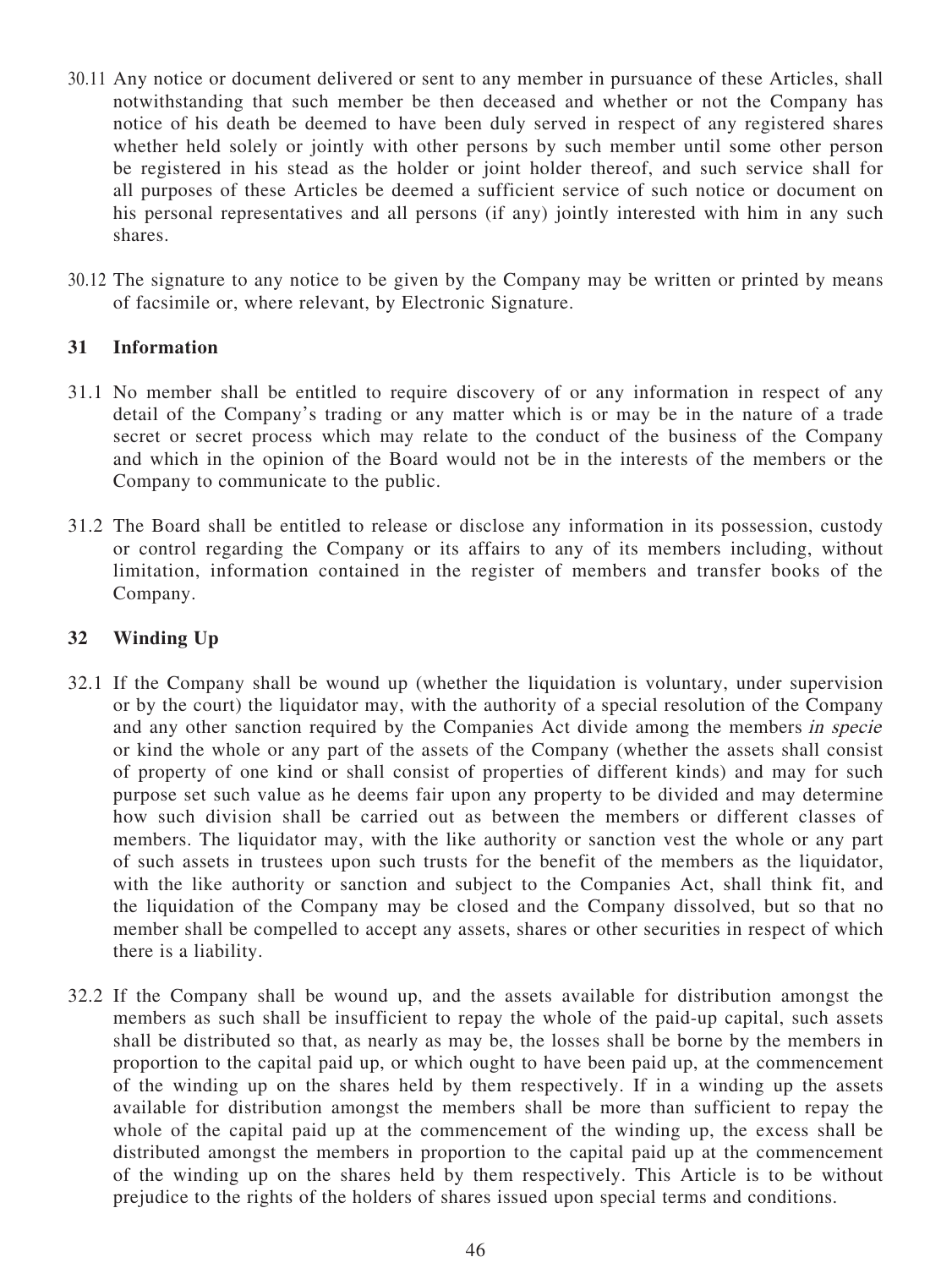30.11 Any notice or document delivered or sent to any member in pursuance of these Articles, shall notwithstanding that such member be then deceased and whether or not the Company has notice of his death be deemed to have been duly served in respect of any registered shares whether held solely or jointly with other persons by such member until some other person be registered in his stead as the holder or joint holder thereof, and such service shall for all purposes of these Articles be deemed a sufficient service of such notice or document on his personal representatives and all persons (if any) jointly interested with him in any such shares.

30.12 The signature to any notice to be given by the Company may be written or printed by means of facsimile or, where relevant, by Electronic Signature.

## 31 Information

31.1 No member shall be entitled to require discovery of or any information in respect of any detail of the Company's trading or any matter which is or may be in the nature of a trade secret or secret process which may relate to the conduct of the business of the Company and which in the opinion of the Board would not be in the interests of the members or the Company to communicate to the public.

31.2 The Board shall be entitled to release or disclose any information in its possession, custody or control regarding the Company or its affairs to any of its members including, without limitation, information contained in the register of members and transfer books of the Company.

## 32 Winding Up

32.1 If the Company shall be wound up (whether the liquidation is voluntary, under supervision or by the court) the liquidator may, with the authority of a special resolution of the Company and any other sanction required by the Companies Act divide among the members *in specie* or kind the whole or any part of the assets of the Company (whether the assets shall consist of property of one kind or shall consist of properties of different kinds) and may for such purpose set such value as he deems fair upon any property to be divided and may determine how such division shall be carried out as between the members or different classes of members. The liquidator may, with the like authority or sanction vest the whole or any part of such assets in trustees upon such trusts for the benefit of the members as the liquidator, with the like authority or sanction and subject to the Companies Act, shall think fit, and the liquidation of the Company may be closed and the Company dissolved, but so that no member shall be compelled to accept any assets, shares or other securities in respect of which there is a liability.

32.2 If the Company shall be wound up, and the assets available for distribution amongst the members as such shall be insufficient to repay the whole of the paid-up capital, such assets shall be distributed so that, as nearly as may be, the losses shall be borne by the members in proportion to the capital paid up, or which ought to have been paid up, at the commencement of the winding up on the shares held by them respectively. If in a winding up the assets available for distribution amongst the members shall be more than sufficient to repay the whole of the capital paid up at the commencement of the winding up, the excess shall be distributed amongst the members in proportion to the capital paid up at the commencement of the winding up on the shares held by them respectively. This Article is to be without prejudice to the rights of the holders of shares issued upon special terms and conditions.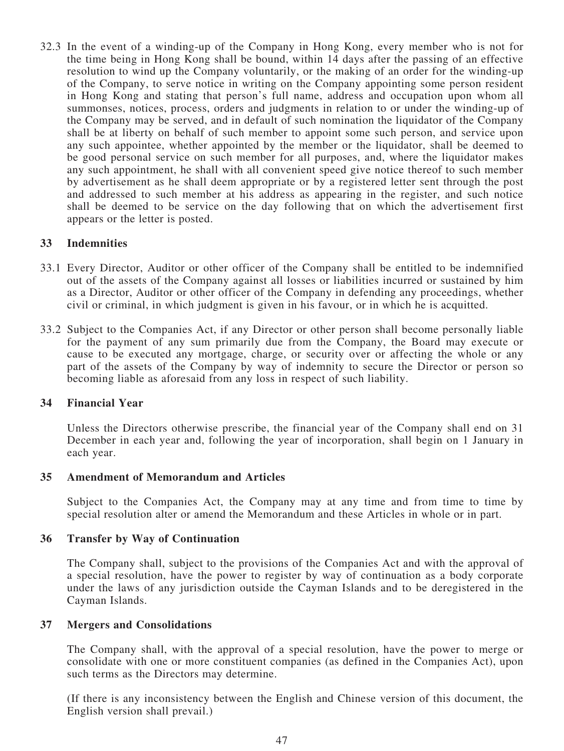32.3 In the event of a winding-up of the Company in Hong Kong, every member who is not for the time being in Hong Kong shall be bound, within 14 days after the passing of an effective resolution to wind up the Company voluntarily, or the making of an order for the winding-up of the Company, to serve notice in writing on the Company appointing some person resident in Hong Kong and stating that person's full name, address and occupation upon whom all summonses, notices, process, orders and judgments in relation to or under the winding-up of the Company may be served, and in default of such nomination the liquidator of the Company shall be at liberty on behalf of such member to appoint some such person, and service upon any such appointee, whether appointed by the member or the liquidator, shall be deemed to be good personal service on such member for all purposes, and, where the liquidator makes any such appointment, he shall with all convenient speed give notice thereof to such member by advertisement as he shall deem appropriate or by a registered letter sent through the post and addressed to such member at his address as appearing in the register, and such notice shall be deemed to be service on the day following that on which the advertisement first appears or the letter is posted.

## 33 Indemnities

33.1 Every Director, Auditor or other officer of the Company shall be entitled to be indemnified out of the assets of the Company against all losses or liabilities incurred or sustained by him as a Director, Auditor or other officer of the Company in defending any proceedings, whether civil or criminal, in which judgment is given in his favour, or in which he is acquitted.

33.2 Subject to the Companies Act, if any Director or other person shall become personally liable for the payment of any sum primarily due from the Company, the Board may execute or cause to be executed any mortgage, charge, or security over or affecting the whole or any part of the assets of the Company by way of indemnity to secure the Director or person so becoming liable as aforesaid from any loss in respect of such liability.

## 34 Financial Year

Unless the Directors otherwise prescribe, the financial year of the Company shall end on 31 December in each year and, following the year of incorporation, shall begin on 1 January in each year.

## 35 Amendment of Memorandum and Articles

Subject to the Companies Act, the Company may at any time and from time to time by special resolution alter or amend the Memorandum and these Articles in whole or in part.

## 36 Transfer by Way of Continuation

The Company shall, subject to the provisions of the Companies Act and with the approval of a special resolution, have the power to register by way of continuation as a body corporate under the laws of any jurisdiction outside the Cayman Islands and to be deregistered in the Cayman Islands.

## 37 Mergers and Consolidations

The Company shall, with the approval of a special resolution, have the power to merge or consolidate with one or more constituent companies (as defined in the Companies Act), upon such terms as the Directors may determine.

(If there is any inconsistency between the English and Chinese version of this document, the English version shall prevail.)